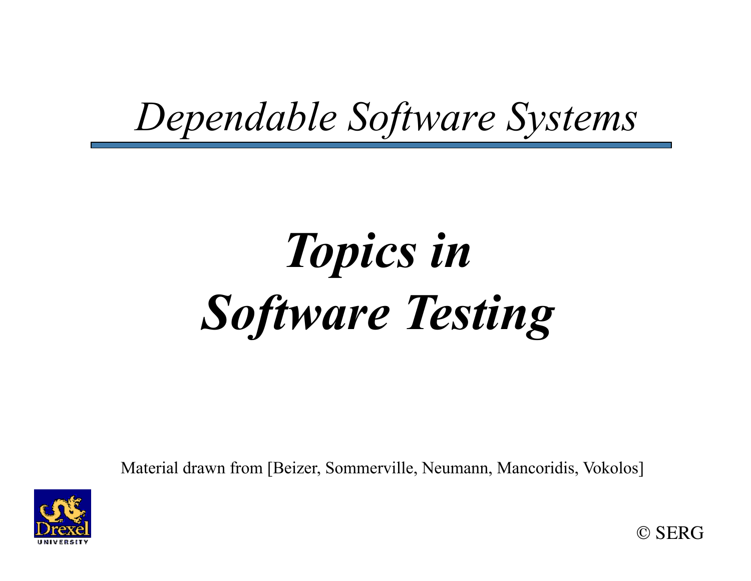*Dependable Software Systems*

# ***Topics in Software Testing***

Material drawn from [Beizer, Sommerville, Neumann, Mancoridis, Vokolos]

© SERG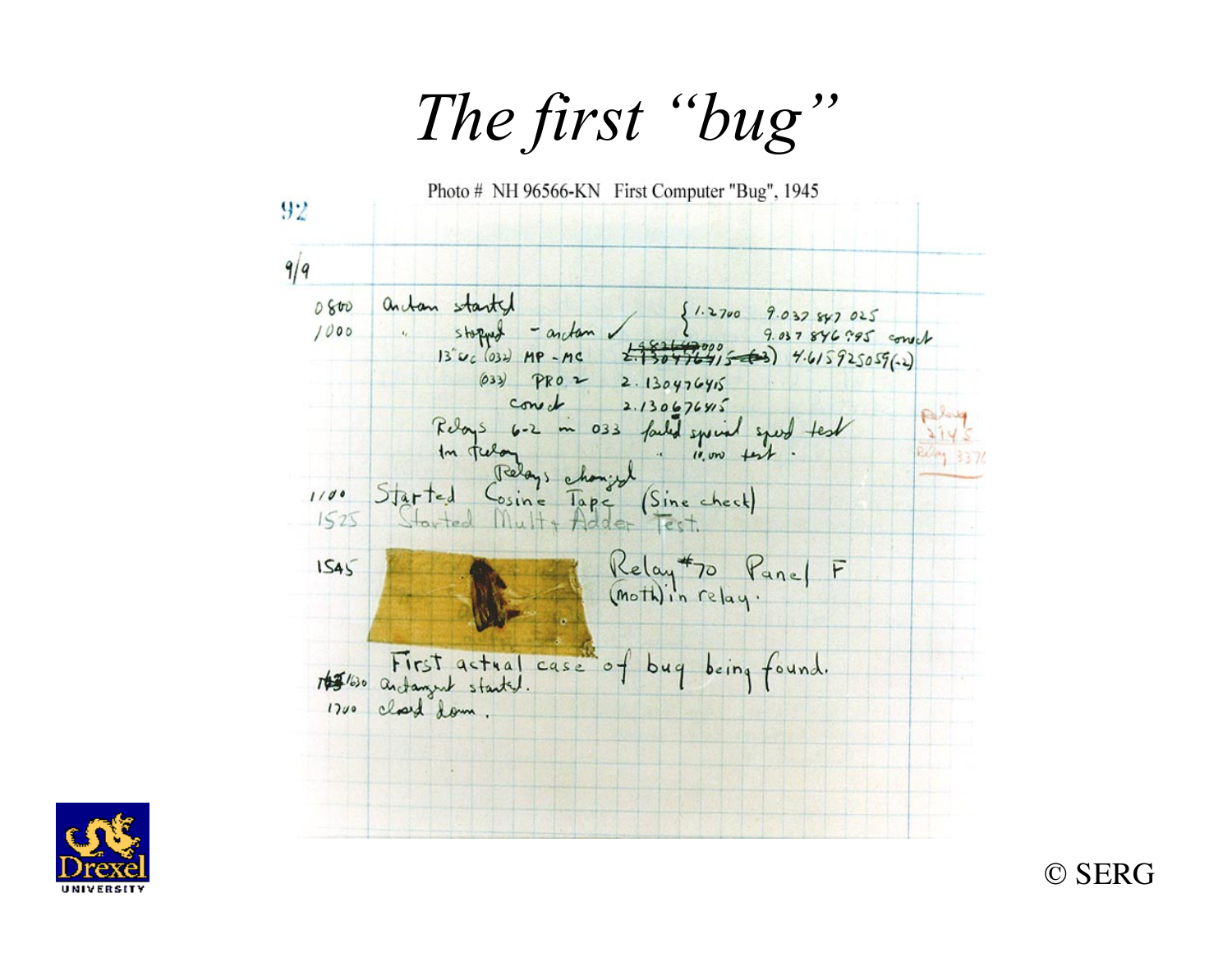# *The first "bug"*

Photo # NH 96566-KN First Computer "Bug", 1945

92

9/9

0800 Anctan started

1000 " stopped - anctan ✓ {1.2700 9.037 847 025 / 9.037 846 995 const

13" uc (032) MP - MC ~~1.982147000~~ 2.130476415 (-3) 4.615925059(-2)

(033) PRO 2 2.130476415

const 2.130676415

Relays 6-2 in 033 failed special speed test

In Relay " 11,000 test .

Relays changed

1100 Started Cosine Tape (Sine check)

1525 Started Mult + Adder Test.

1545 Relay #70 Panel F (moth) in relay.

First actual case of bug being found.

1630 Anctangent started.

1700 closed down.

Relay 2145 Relay 3370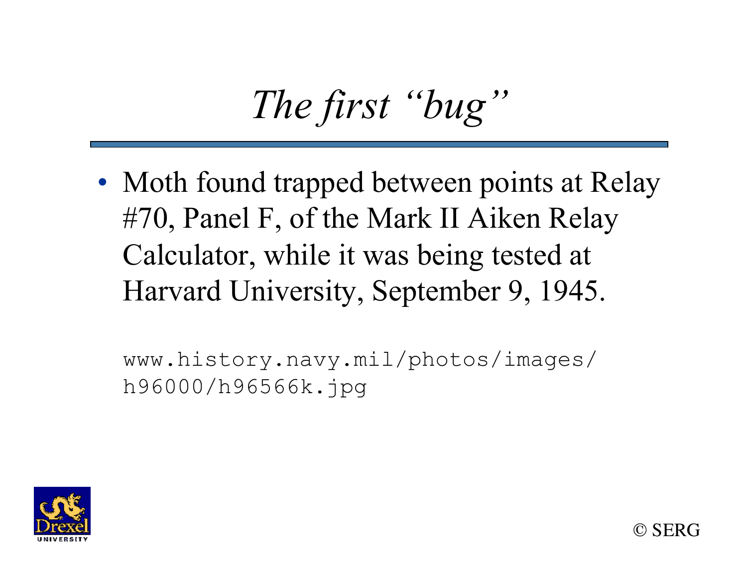# *The first "bug"*

- Moth found trapped between points at Relay #70, Panel F, of the Mark II Aiken Relay Calculator, while it was being tested at Harvard University, September 9, 1945.

  `www.history.navy.mil/photos/images/h96000/h96566k.jpg`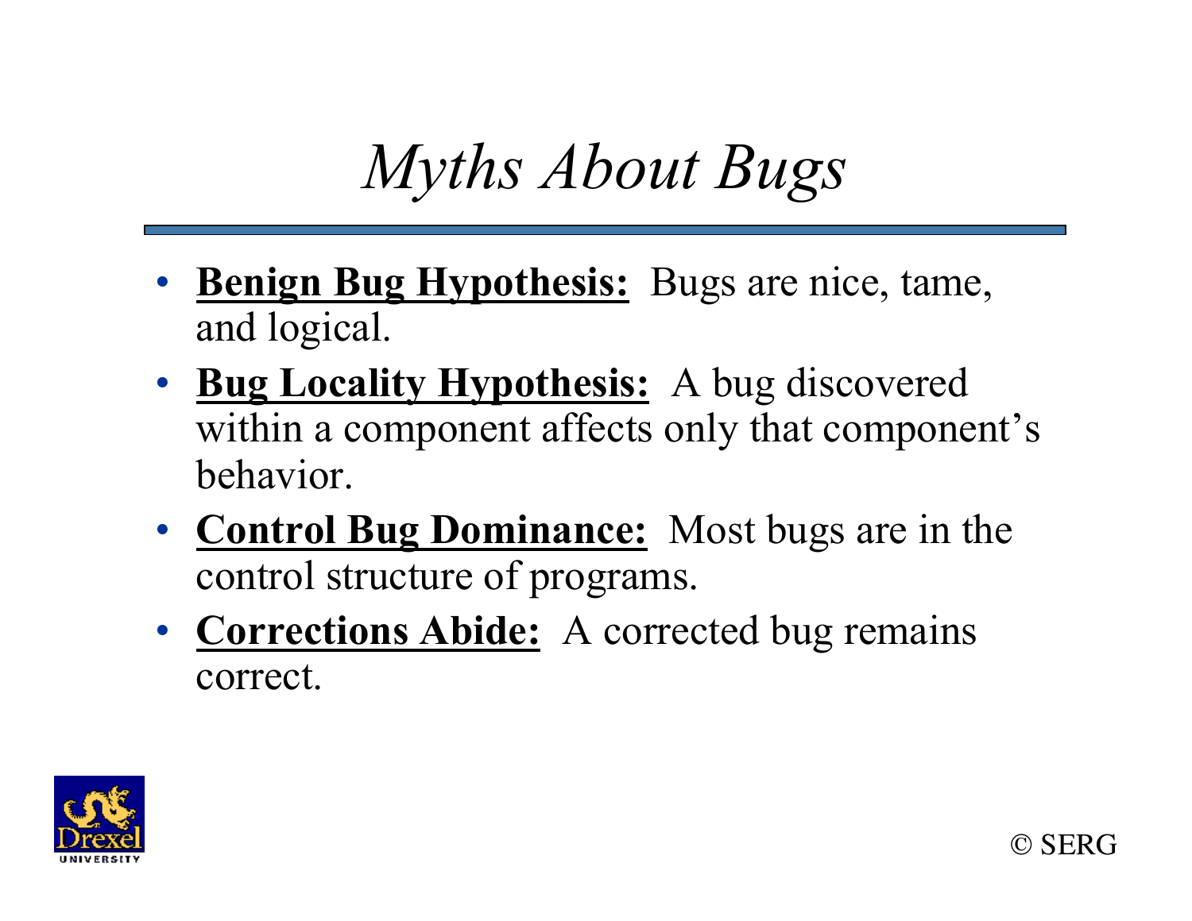# *Myths About Bugs*

- **Benign Bug Hypothesis:** Bugs are nice, tame, and logical.
- **Bug Locality Hypothesis:** A bug discovered within a component affects only that component's behavior.
- **Control Bug Dominance:** Most bugs are in the control structure of programs.
- **Corrections Abide:** A corrected bug remains correct.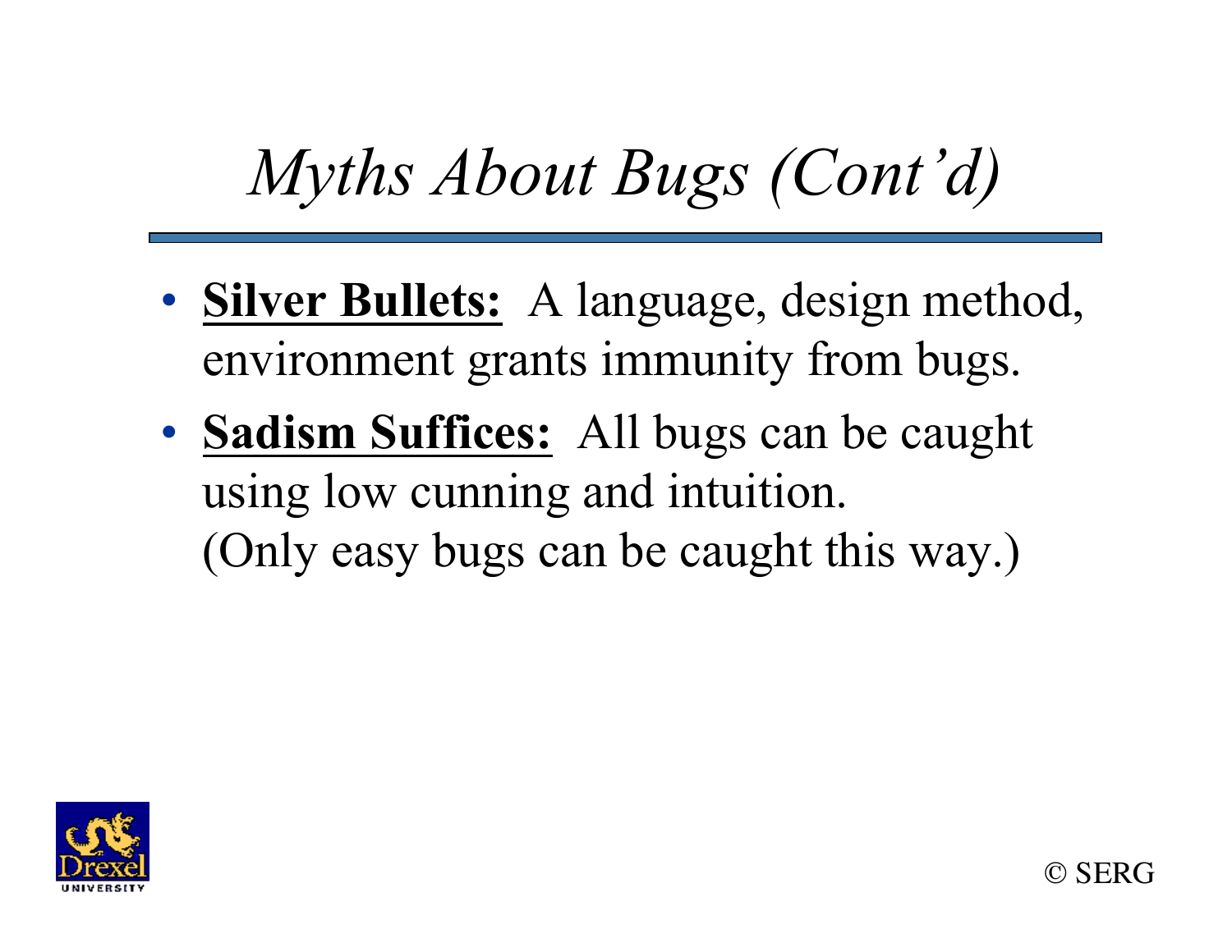# *Myths About Bugs (Cont'd)*

- **Silver Bullets:** A language, design method, environment grants immunity from bugs.
- **Sadism Suffices:** All bugs can be caught using low cunning and intuition. (Only easy bugs can be caught this way.)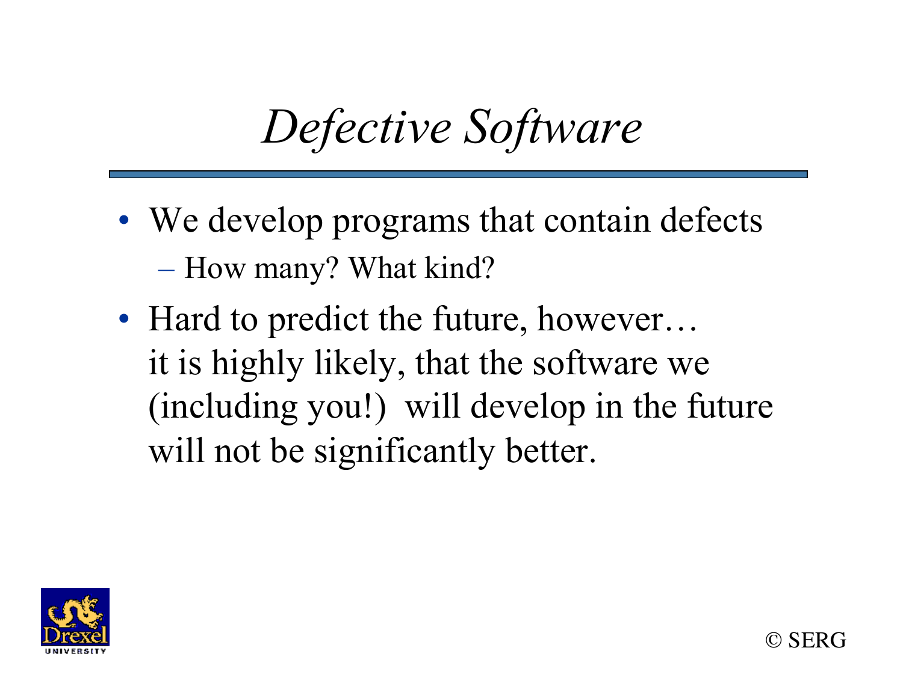# *Defective Software*

- We develop programs that contain defects
  - How many? What kind?
- Hard to predict the future, however…
  it is highly likely, that the software we (including you!) will develop in the future will not be significantly better.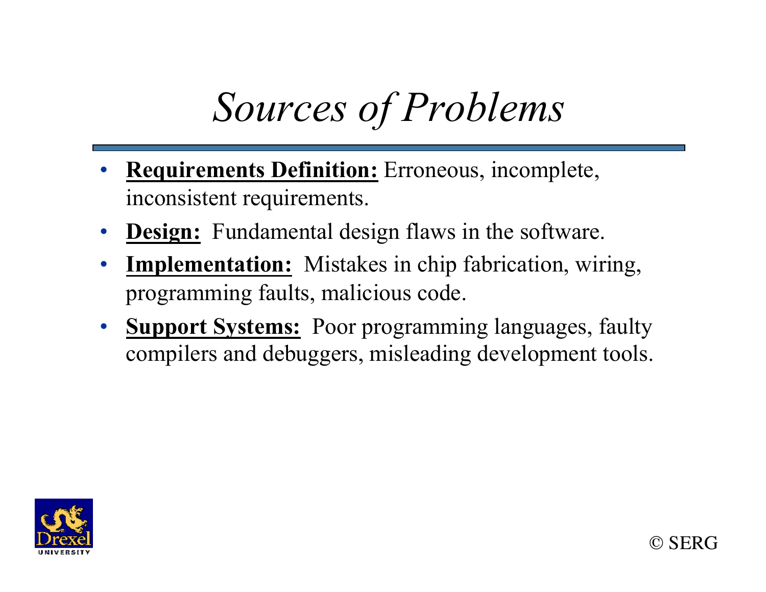# *Sources of Problems*

- **Requirements Definition:** Erroneous, incomplete, inconsistent requirements.
- **Design:** Fundamental design flaws in the software.
- **Implementation:** Mistakes in chip fabrication, wiring, programming faults, malicious code.
- **Support Systems:** Poor programming languages, faulty compilers and debuggers, misleading development tools.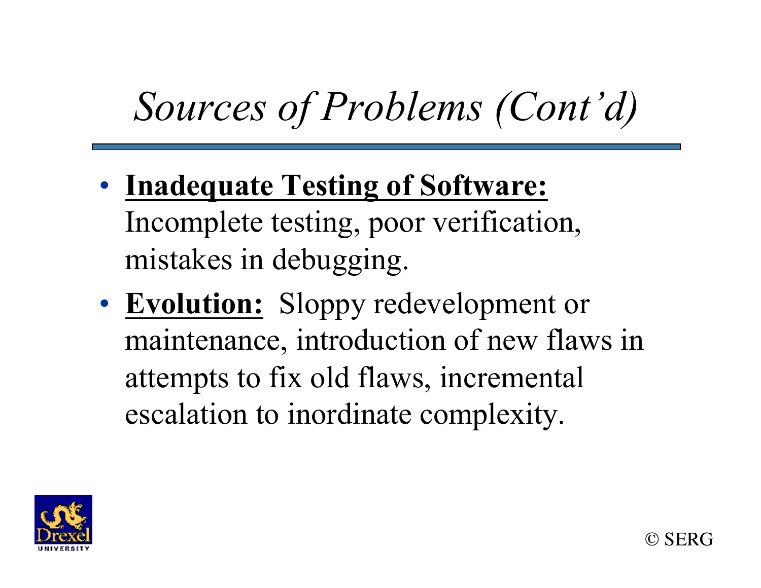# *Sources of Problems (Cont'd)*

- **Inadequate Testing of Software:** Incomplete testing, poor verification, mistakes in debugging.
- **Evolution:** Sloppy redevelopment or maintenance, introduction of new flaws in attempts to fix old flaws, incremental escalation to inordinate complexity.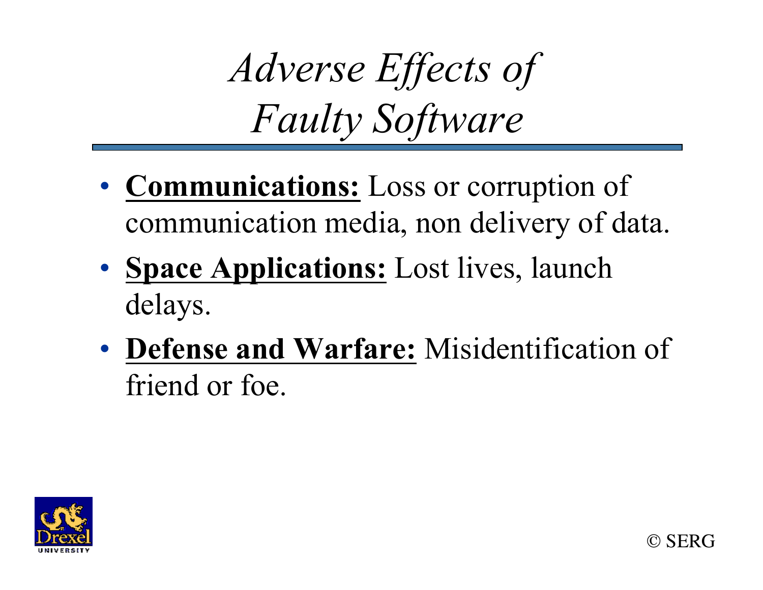# *Adverse Effects of Faulty Software*

- **Communications:** Loss or corruption of communication media, non delivery of data.
- **Space Applications:** Lost lives, launch delays.
- **Defense and Warfare:** Misidentification of friend or foe.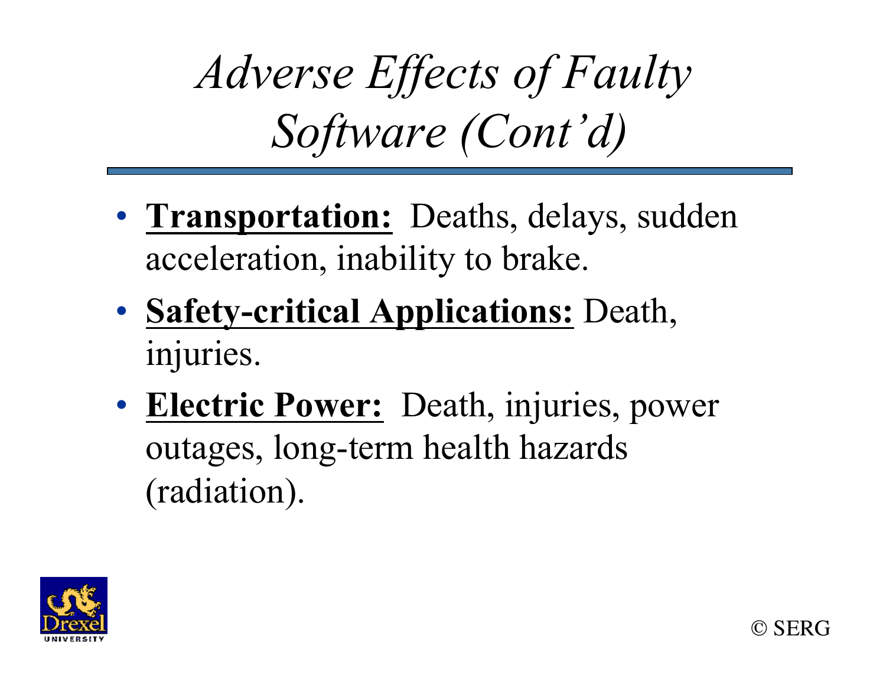# *Adverse Effects of Faulty Software (Cont'd)*

- **Transportation:** Deaths, delays, sudden acceleration, inability to brake.
- **Safety-critical Applications:** Death, injuries.
- **Electric Power:** Death, injuries, power outages, long-term health hazards (radiation).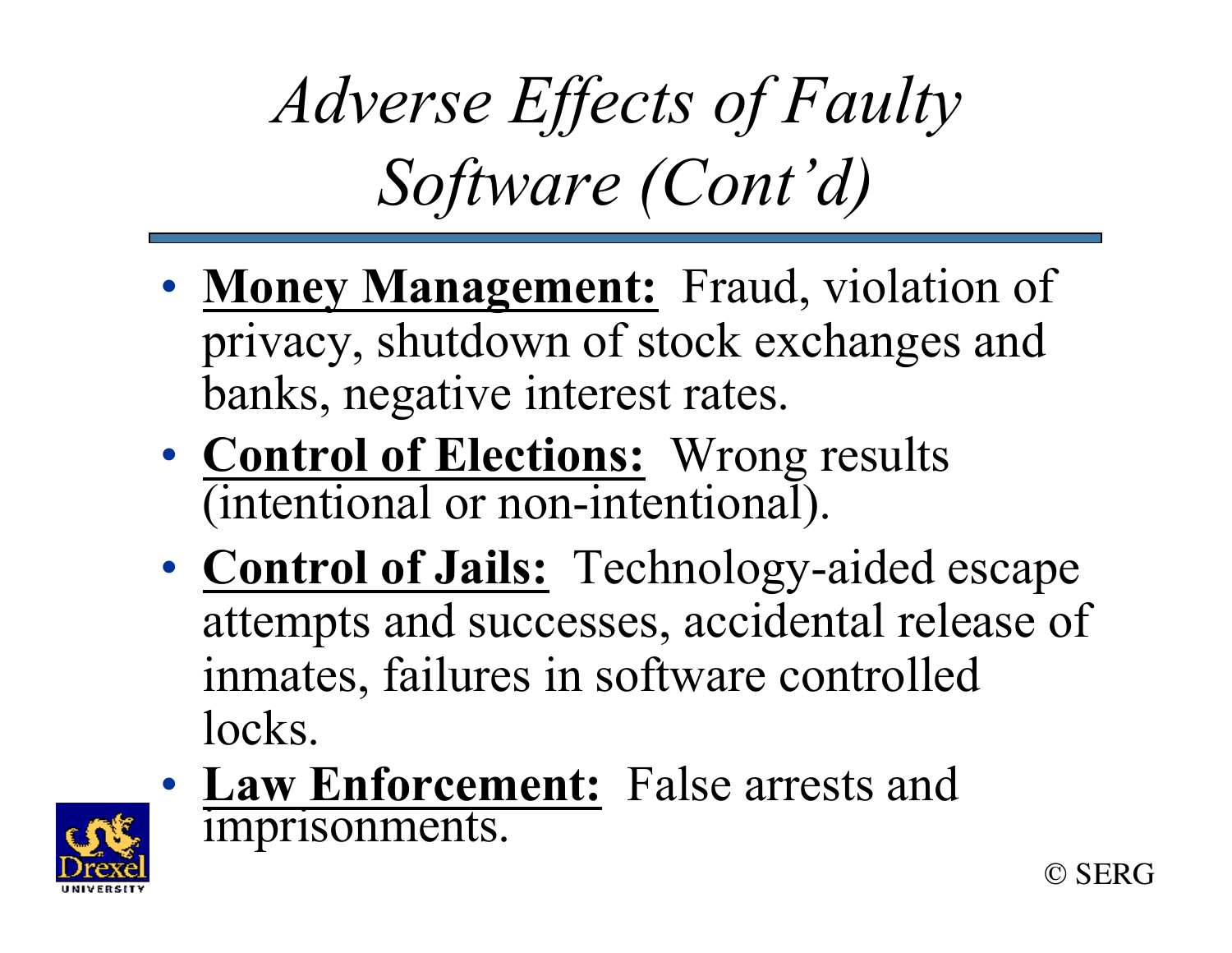# *Adverse Effects of Faulty Software (Cont'd)*

- **Money Management:** Fraud, violation of privacy, shutdown of stock exchanges and banks, negative interest rates.
- **Control of Elections:** Wrong results (intentional or non-intentional).
- **Control of Jails:** Technology-aided escape attempts and successes, accidental release of inmates, failures in software controlled locks.
- **Law Enforcement:** False arrests and imprisonments.

© SERG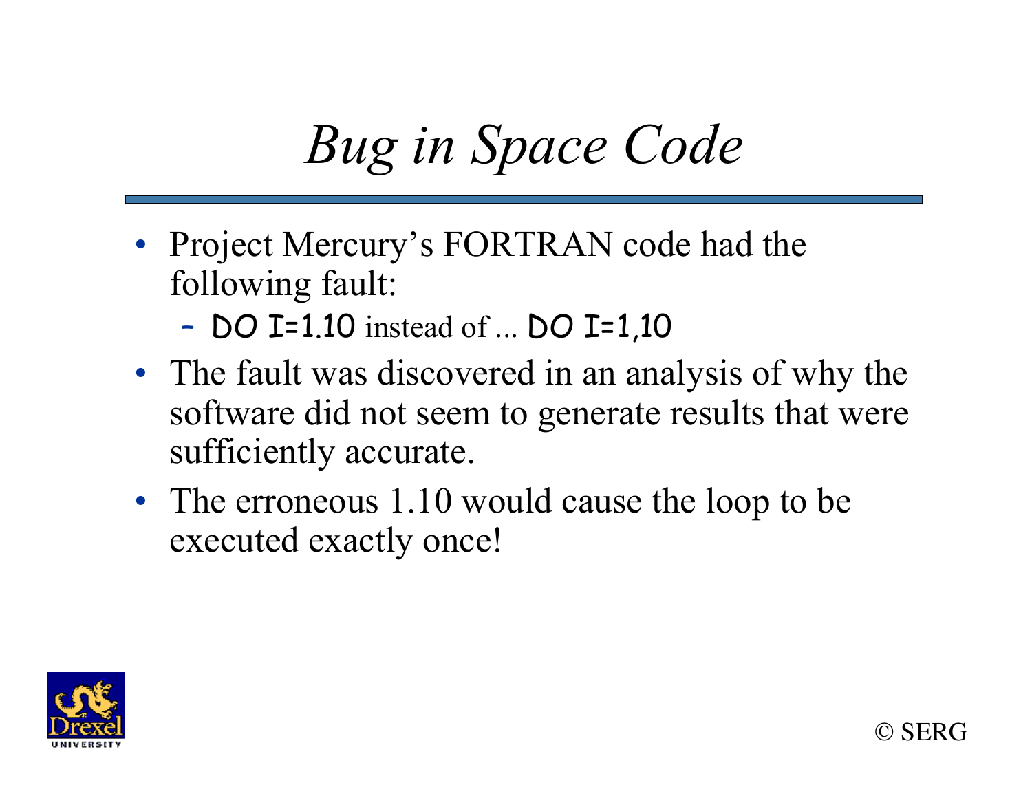# *Bug in Space Code*

- Project Mercury's FORTRAN code had the following fault:
  - `DO I=1.10` instead of ... `DO I=1,10`
- The fault was discovered in an analysis of why the software did not seem to generate results that were sufficiently accurate.
- The erroneous 1.10 would cause the loop to be executed exactly once!

© SERG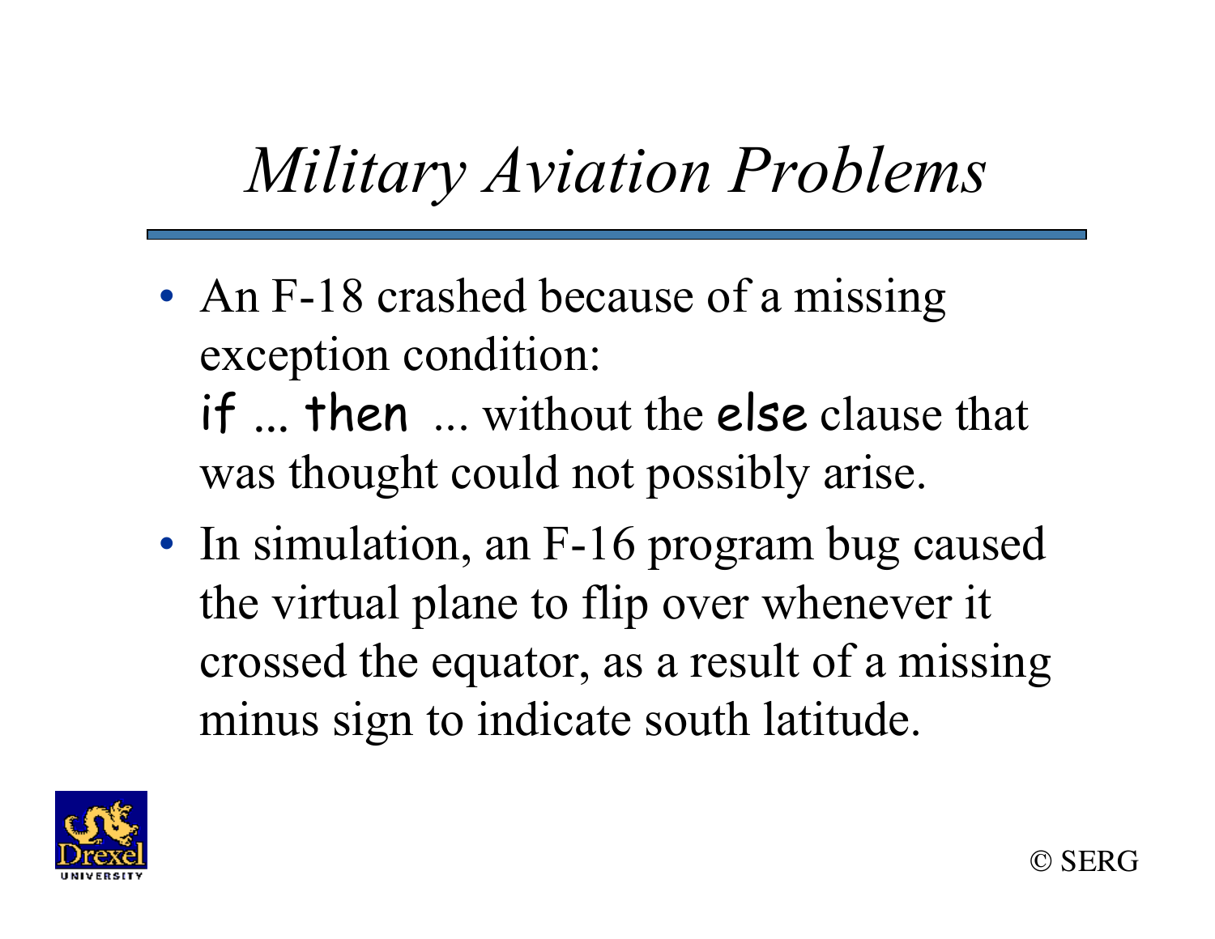# *Military Aviation Problems*

- An F-18 crashed because of a missing exception condition: `if ... then` ... without the `else` clause that was thought could not possibly arise.
- In simulation, an F-16 program bug caused the virtual plane to flip over whenever it crossed the equator, as a result of a missing minus sign to indicate south latitude.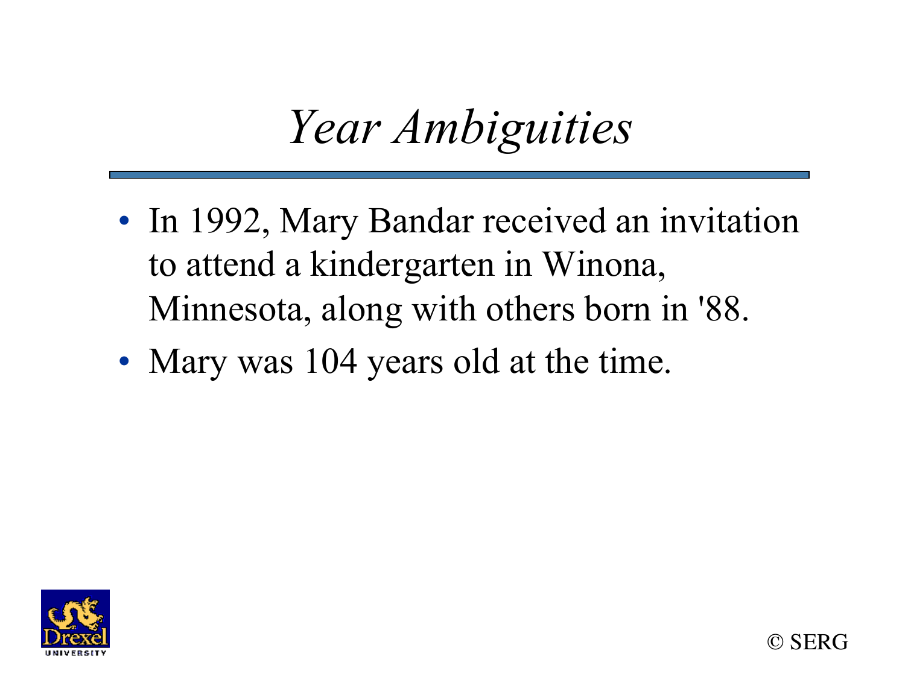# *Year Ambiguities*

- In 1992, Mary Bandar received an invitation to attend a kindergarten in Winona, Minnesota, along with others born in '88.
- Mary was 104 years old at the time.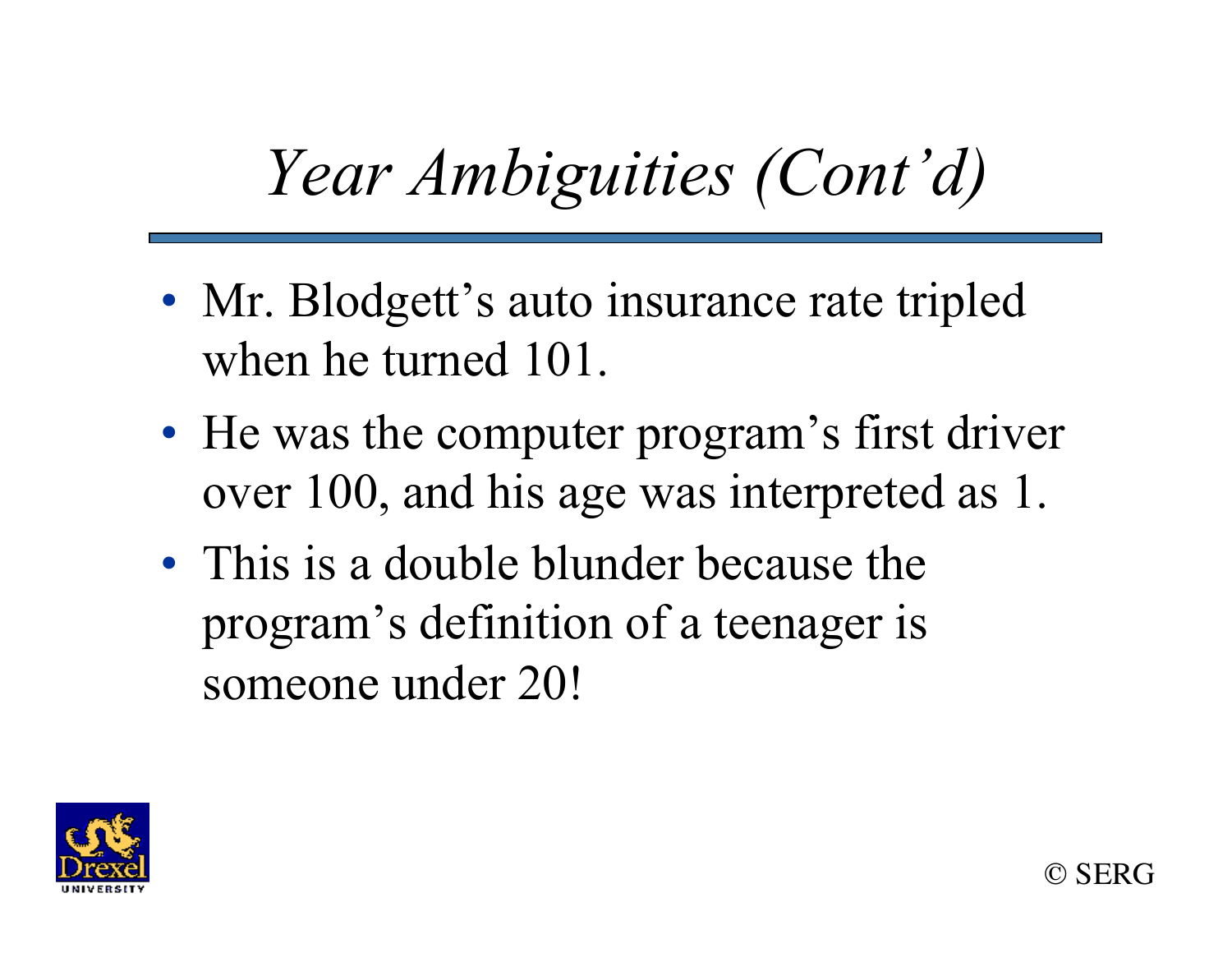# *Year Ambiguities (Cont'd)*

- Mr. Blodgett's auto insurance rate tripled when he turned 101.
- He was the computer program's first driver over 100, and his age was interpreted as 1.
- This is a double blunder because the program's definition of a teenager is someone under 20!

© SERG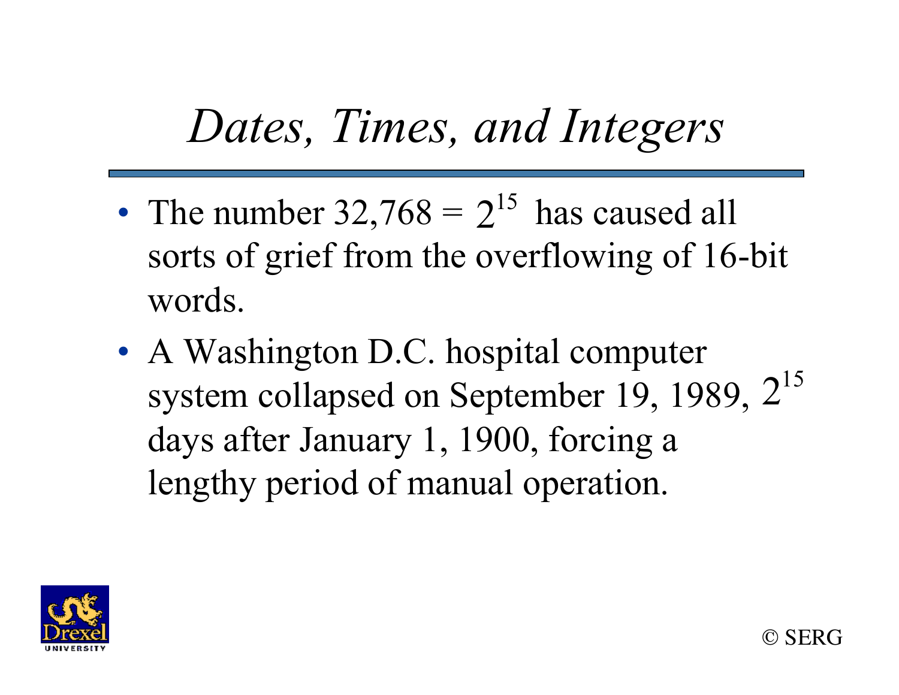# *Dates, Times, and Integers*

- The number $32{,}768 = 2^{15}$ has caused all sorts of grief from the overflowing of 16-bit words.
- A Washington D.C. hospital computer system collapsed on September 19, 1989, $2^{15}$ days after January 1, 1900, forcing a lengthy period of manual operation.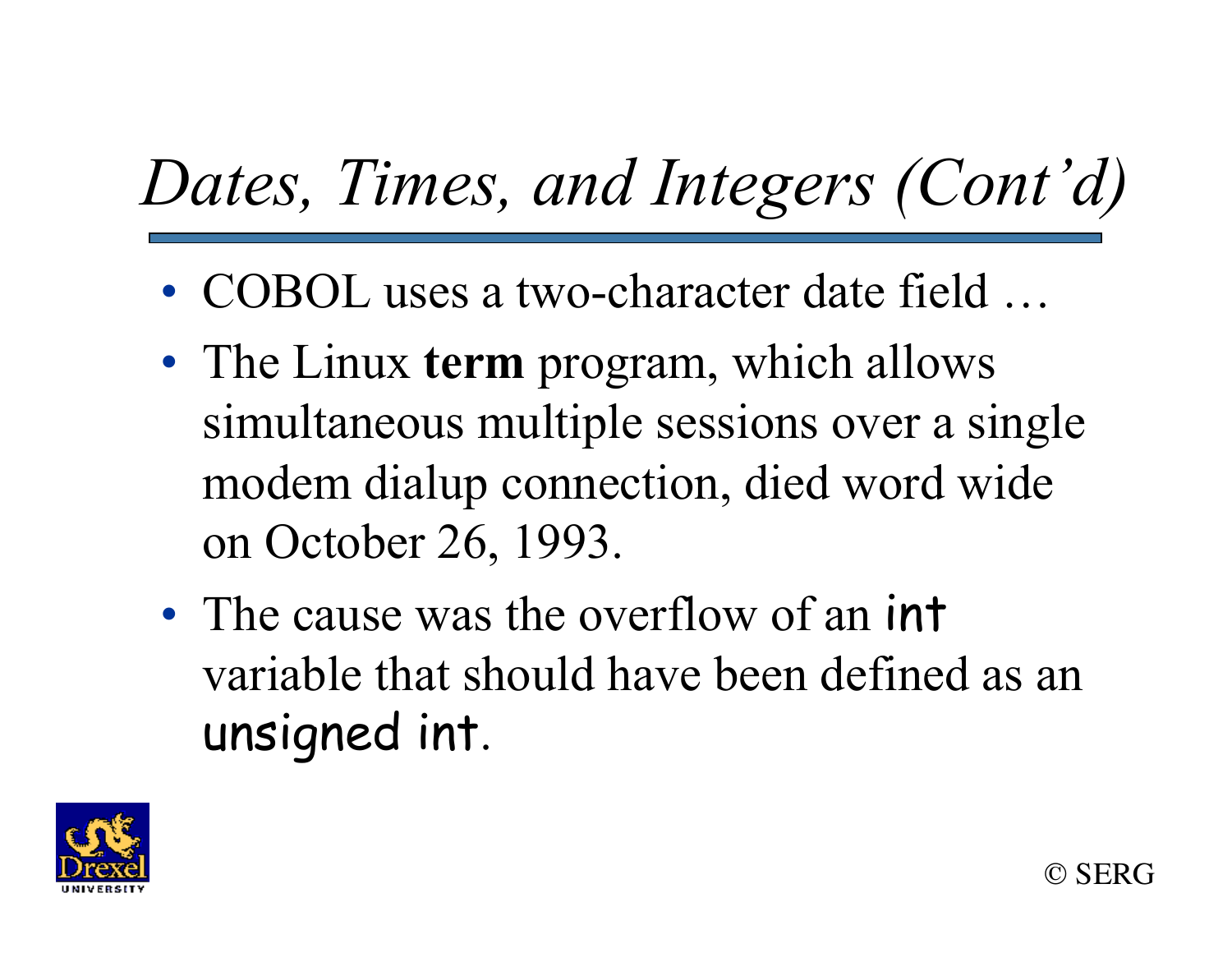# *Dates, Times, and Integers (Cont'd)*

- COBOL uses a two-character date field …
- The Linux **term** program, which allows simultaneous multiple sessions over a single modem dialup connection, died word wide on October 26, 1993.
- The cause was the overflow of an `int` variable that should have been defined as an `unsigned int`.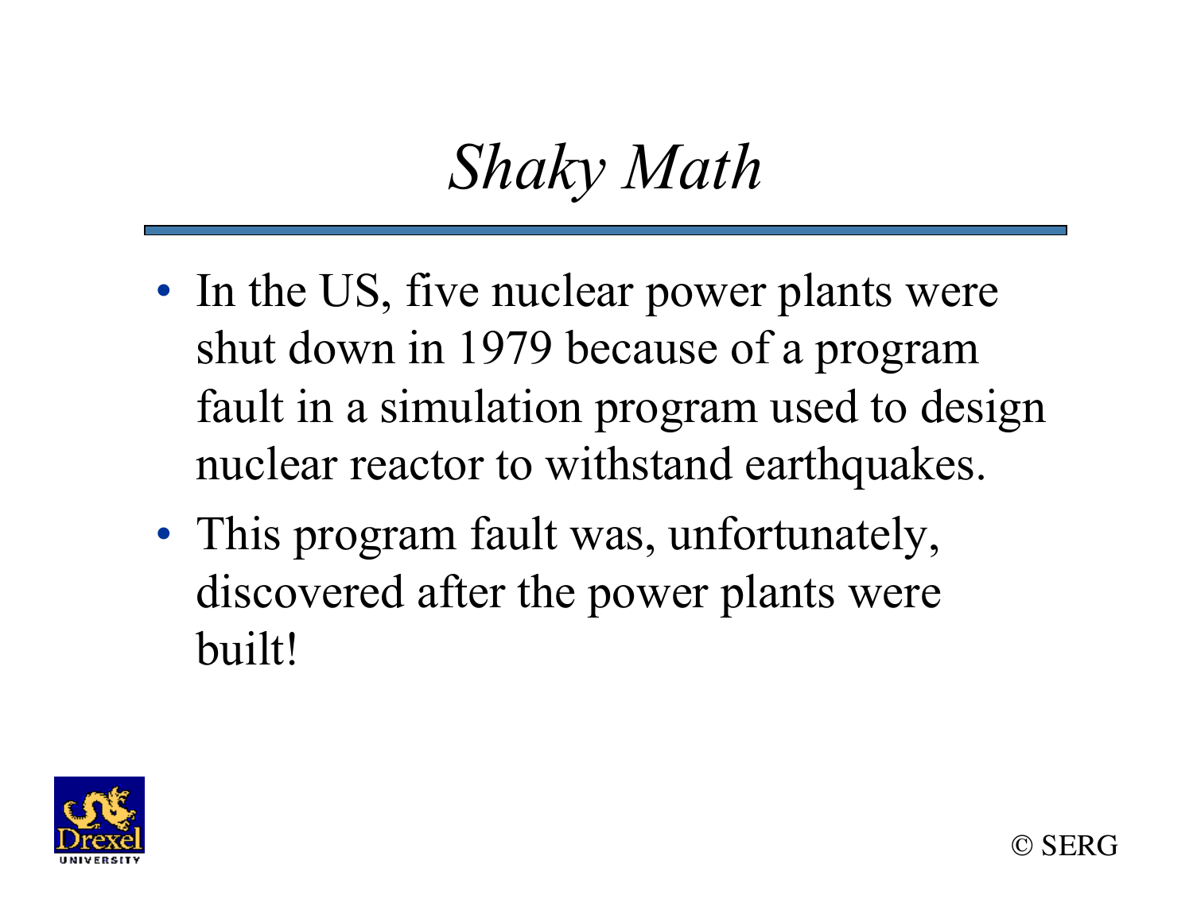# *Shaky Math*

- In the US, five nuclear power plants were shut down in 1979 because of a program fault in a simulation program used to design nuclear reactor to withstand earthquakes.
- This program fault was, unfortunately, discovered after the power plants were built!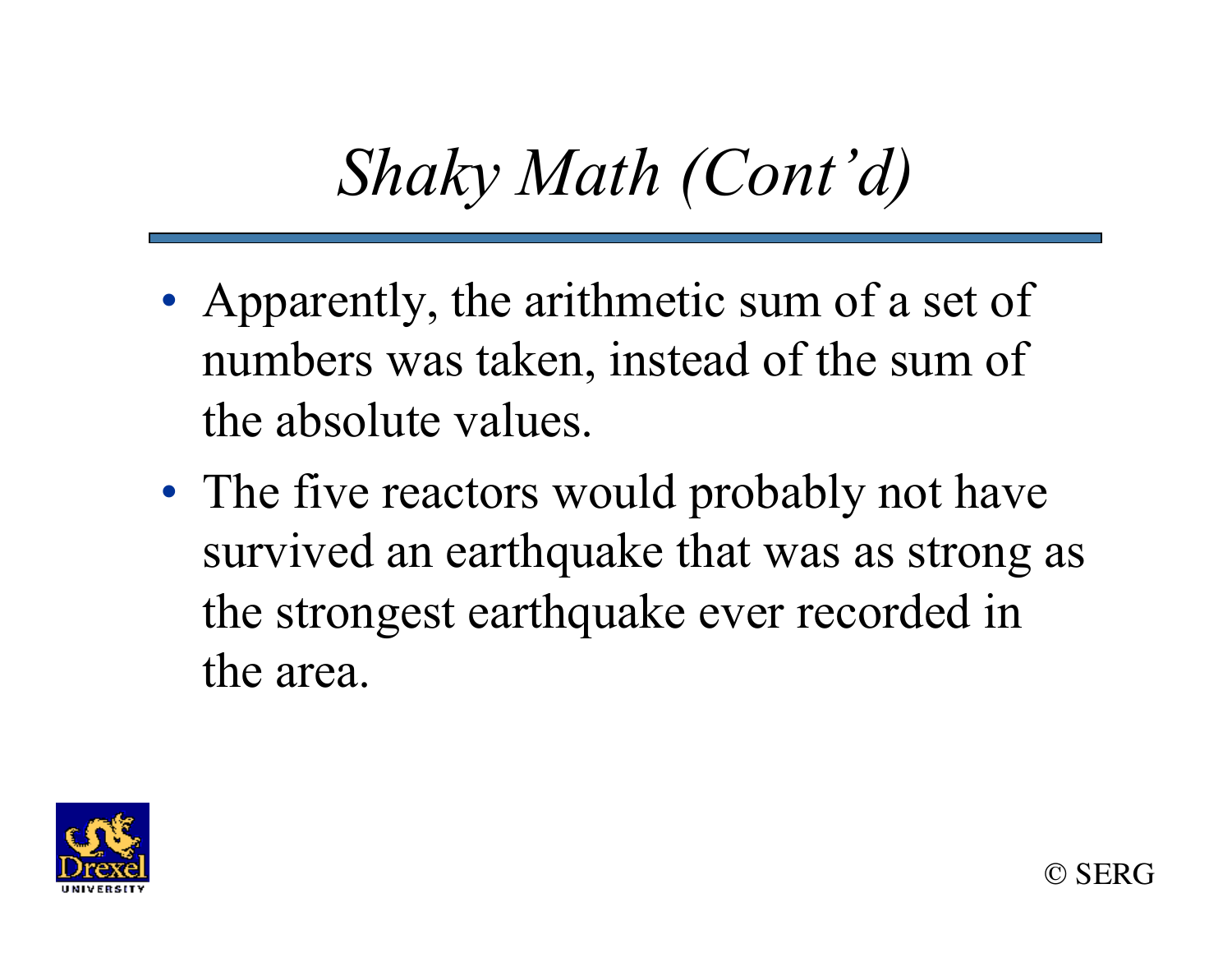# *Shaky Math (Cont'd)*

- Apparently, the arithmetic sum of a set of numbers was taken, instead of the sum of the absolute values.
- The five reactors would probably not have survived an earthquake that was as strong as the strongest earthquake ever recorded in the area.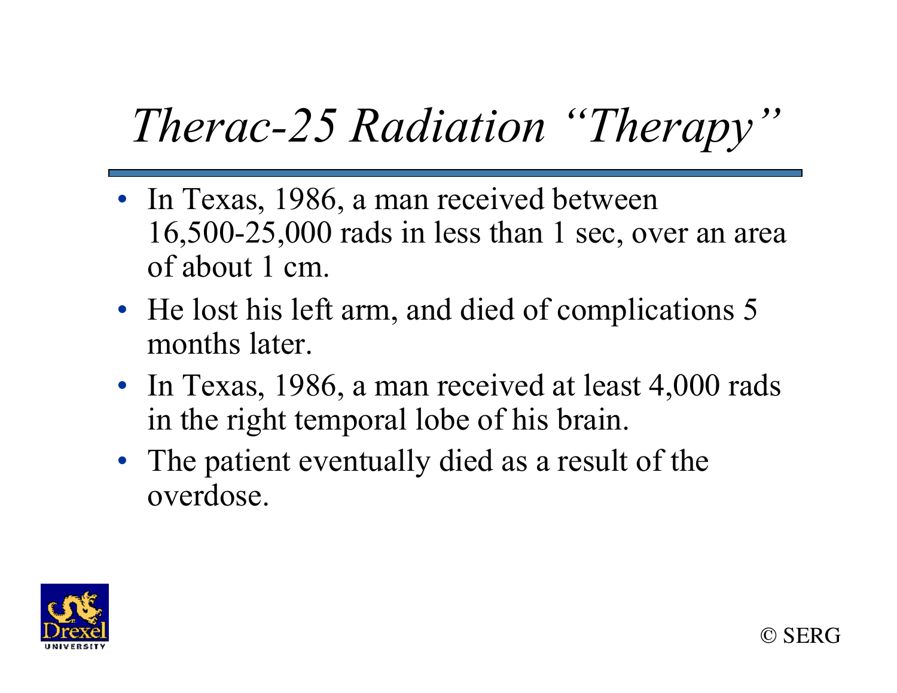# *Therac-25 Radiation "Therapy"*

- In Texas, 1986, a man received between 16,500-25,000 rads in less than 1 sec, over an area of about 1 cm.
- He lost his left arm, and died of complications 5 months later.
- In Texas, 1986, a man received at least 4,000 rads in the right temporal lobe of his brain.
- The patient eventually died as a result of the overdose.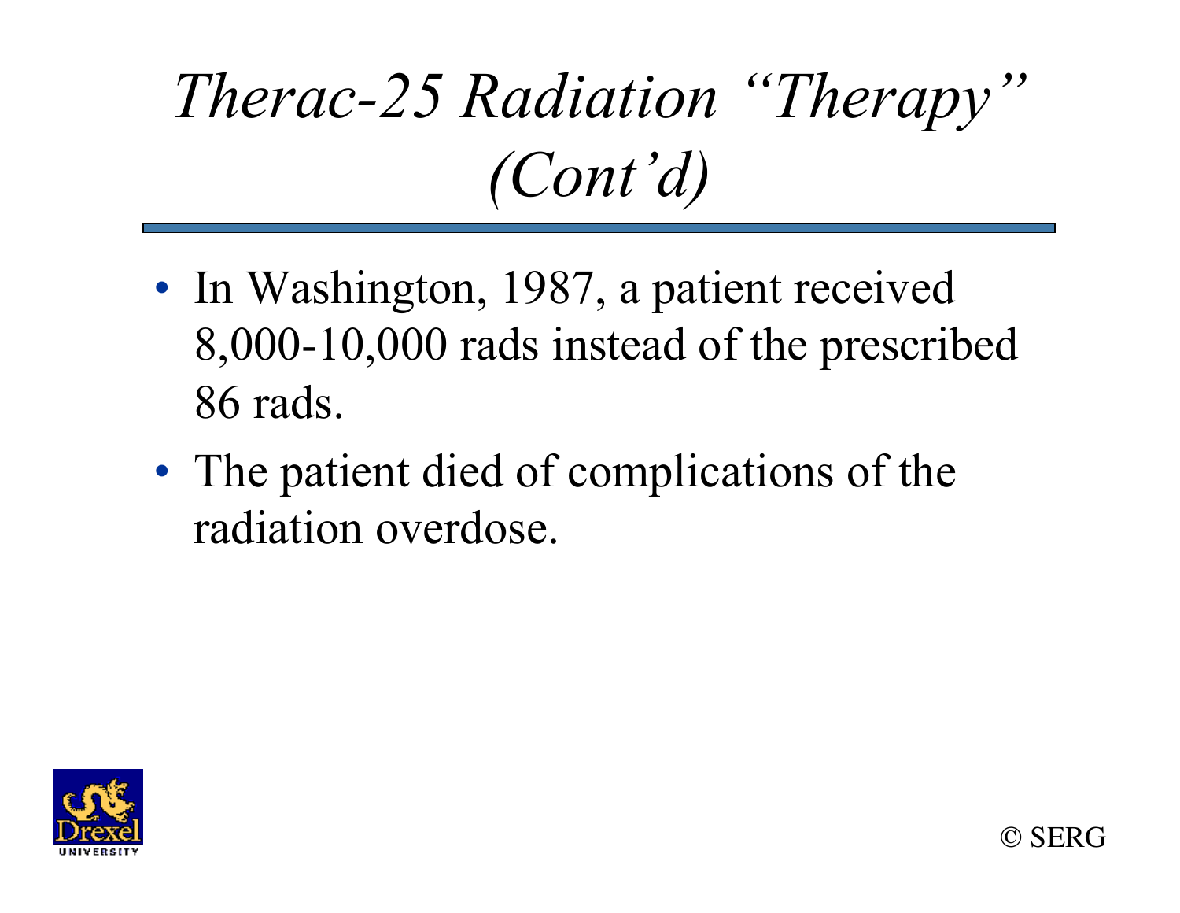# *Therac-25 Radiation "Therapy" (Cont'd)*

- In Washington, 1987, a patient received 8,000-10,000 rads instead of the prescribed 86 rads.
- The patient died of complications of the radiation overdose.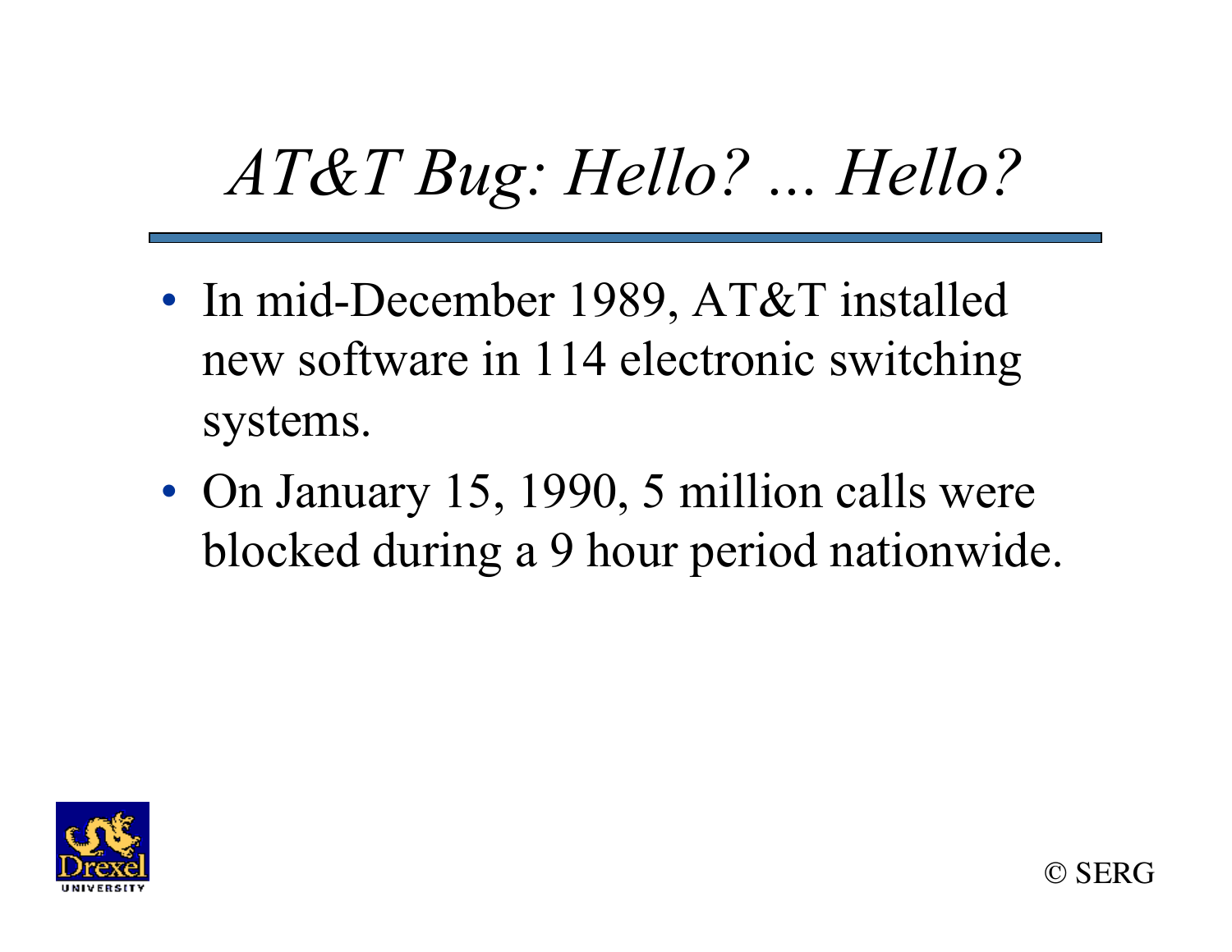# *AT&T Bug: Hello? ... Hello?*

- In mid-December 1989, AT&T installed new software in 114 electronic switching systems.
- On January 15, 1990, 5 million calls were blocked during a 9 hour period nationwide.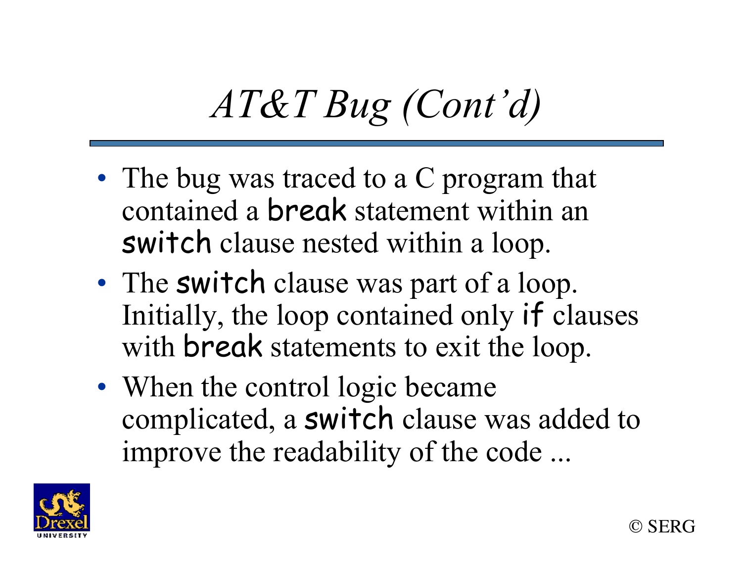# *AT&T Bug (Cont'd)*

- The bug was traced to a C program that contained a `break` statement within an `switch` clause nested within a loop.
- The `switch` clause was part of a loop. Initially, the loop contained only `if` clauses with `break` statements to exit the loop.
- When the control logic became complicated, a `switch` clause was added to improve the readability of the code ...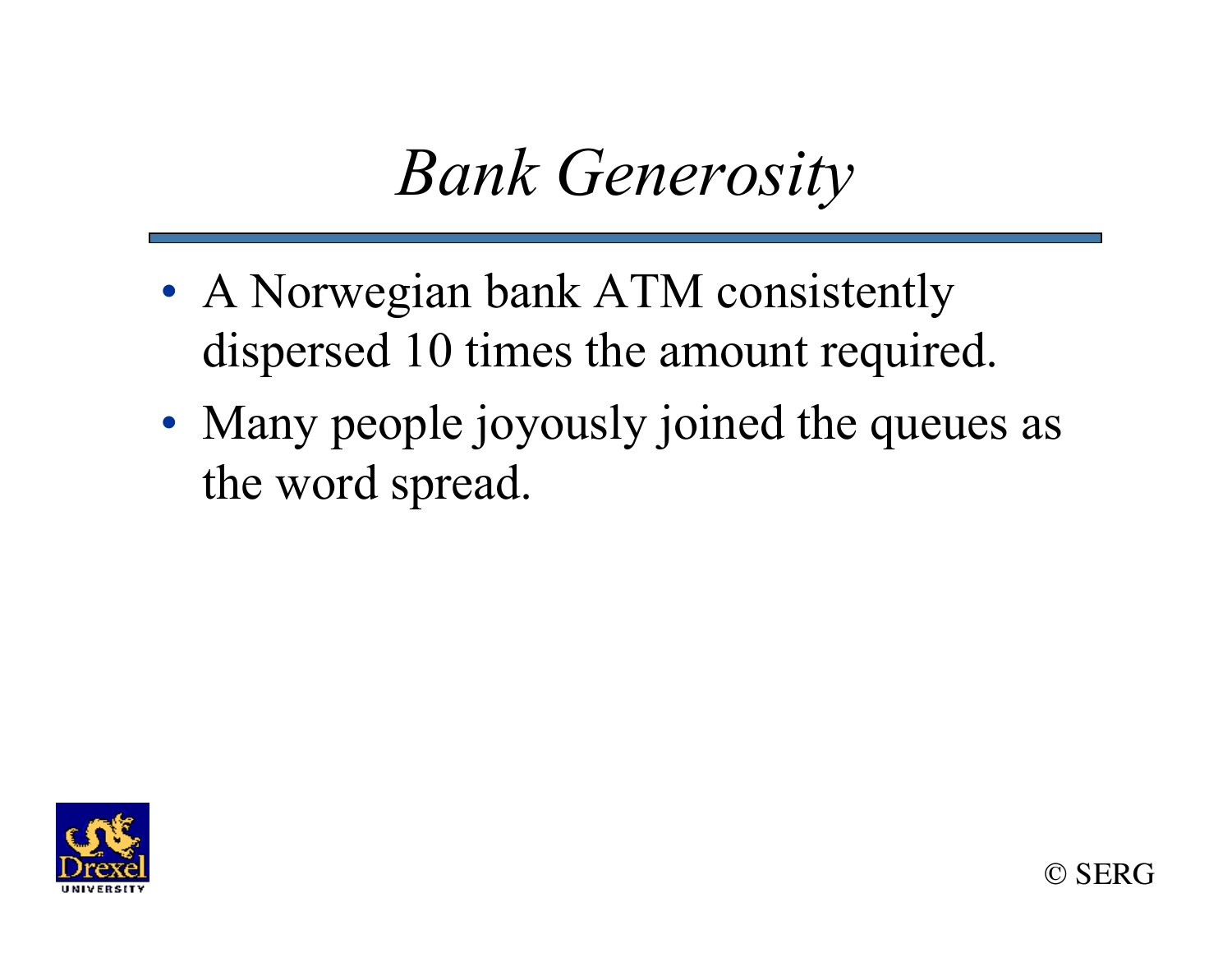# *Bank Generosity*

- A Norwegian bank ATM consistently dispersed 10 times the amount required.
- Many people joyously joined the queues as the word spread.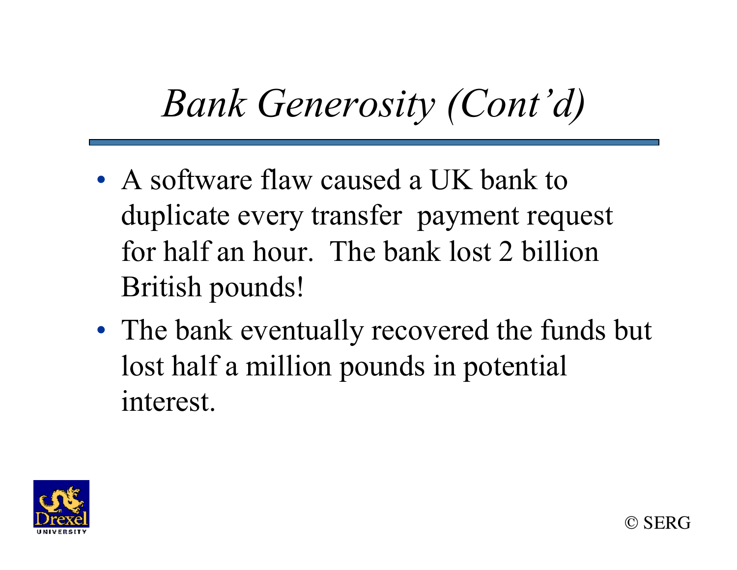# *Bank Generosity (Cont'd)*

- A software flaw caused a UK bank to duplicate every transfer payment request for half an hour. The bank lost 2 billion British pounds!
- The bank eventually recovered the funds but lost half a million pounds in potential interest.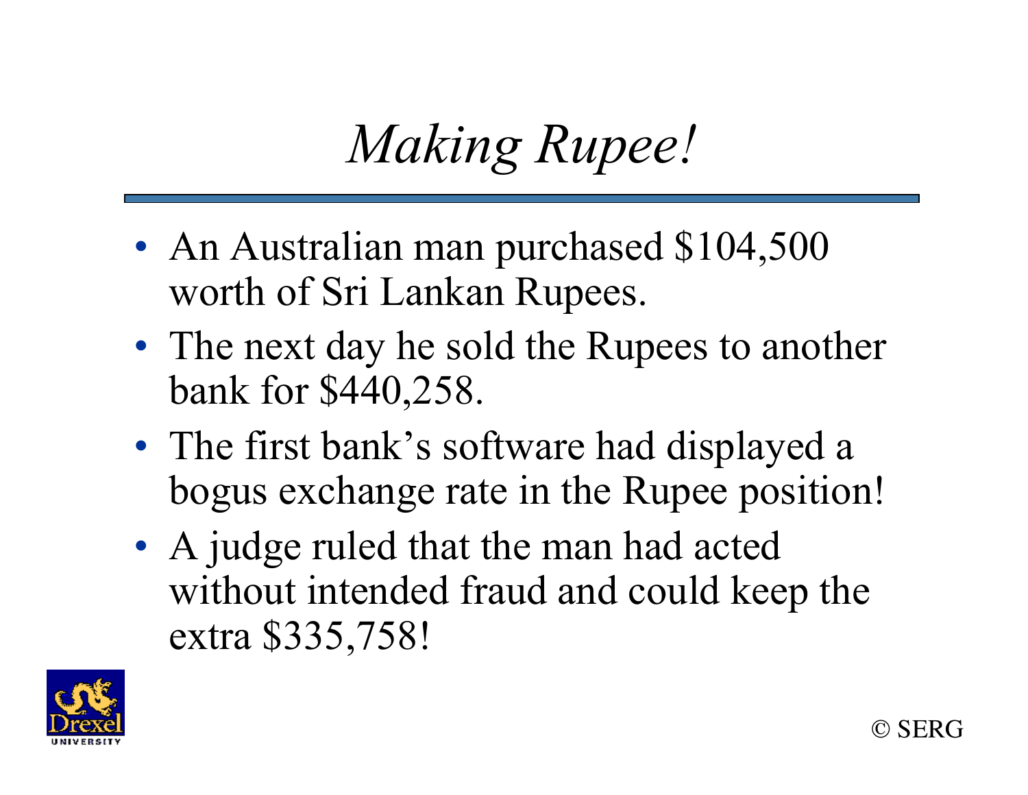# *Making Rupee!*

- An Australian man purchased $104,500 worth of Sri Lankan Rupees.
- The next day he sold the Rupees to another bank for $440,258.
- The first bank's software had displayed a bogus exchange rate in the Rupee position!
- A judge ruled that the man had acted without intended fraud and could keep the extra $335,758!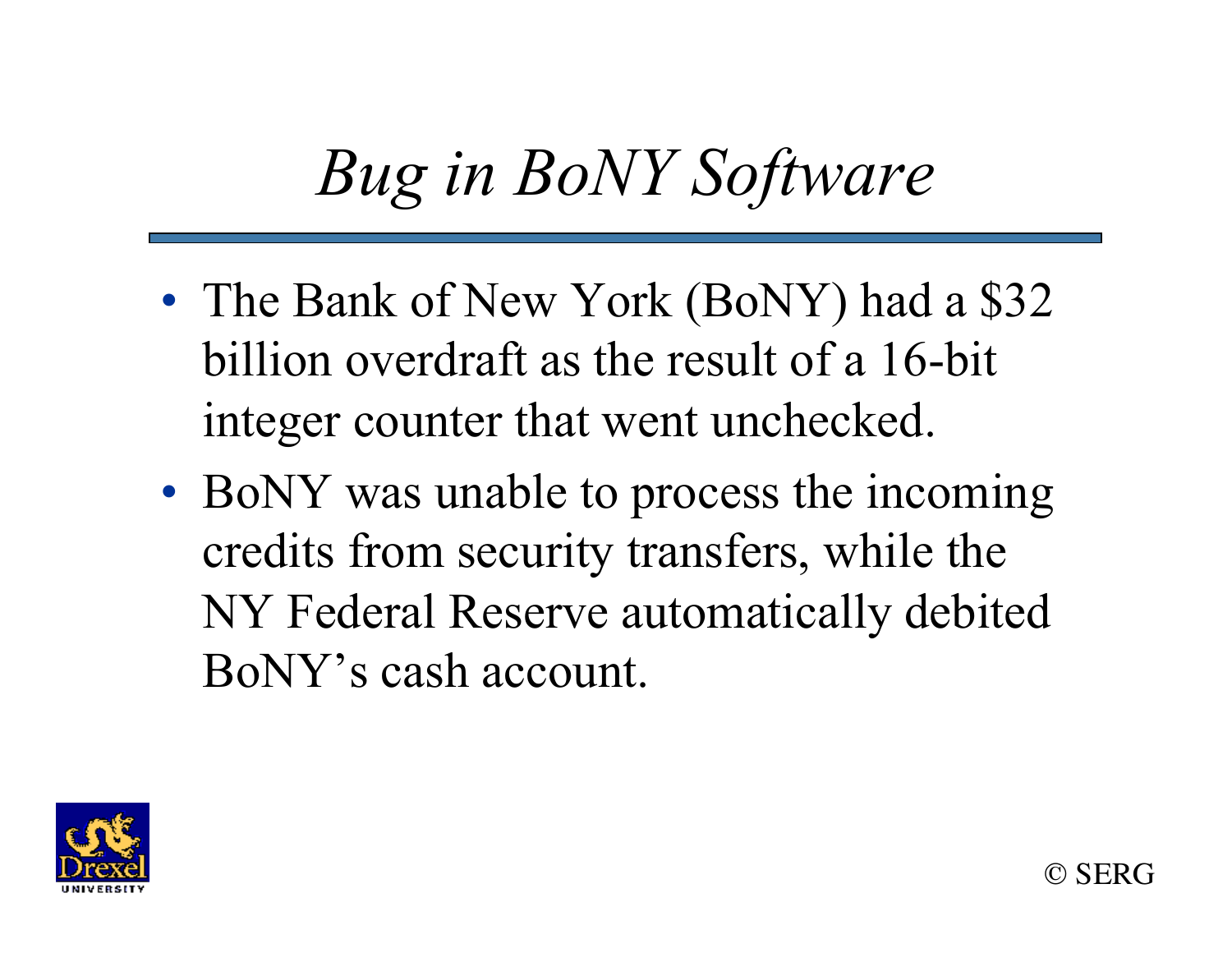# *Bug in BoNY Software*

- The Bank of New York (BoNY) had a $32 billion overdraft as the result of a 16-bit integer counter that went unchecked.
- BoNY was unable to process the incoming credits from security transfers, while the NY Federal Reserve automatically debited BoNY's cash account.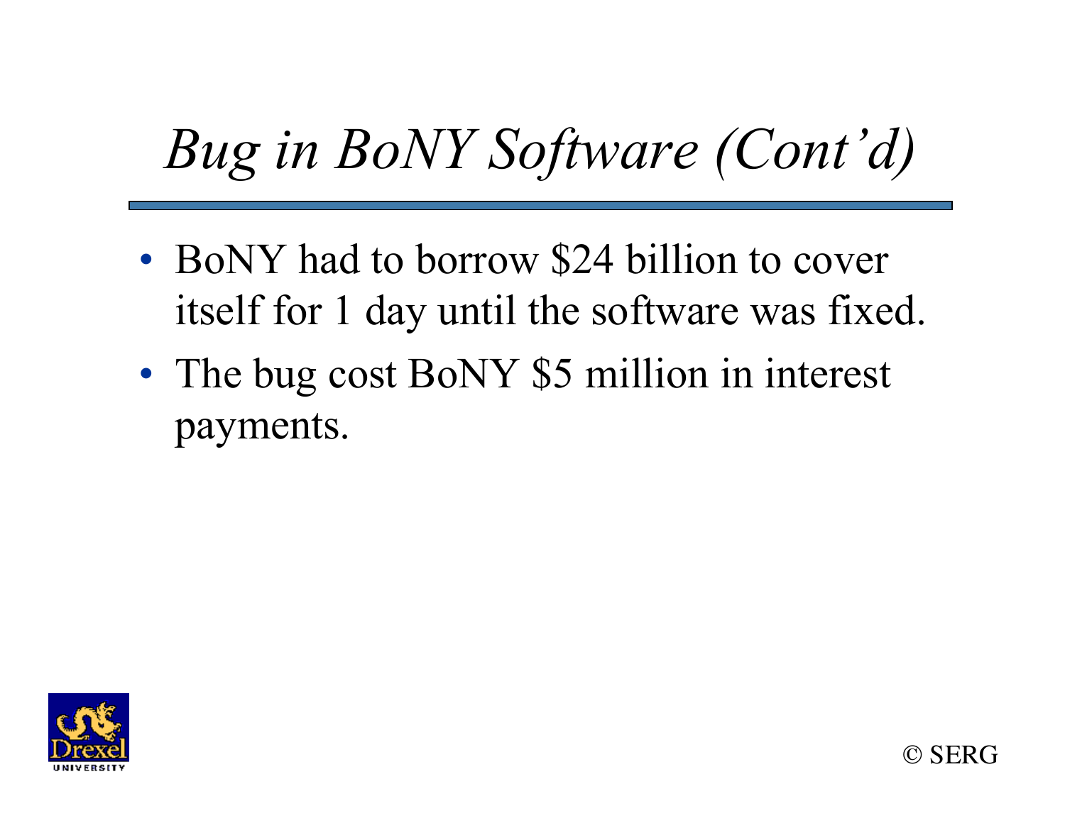# *Bug in BoNY Software (Cont'd)*

- BoNY had to borrow $24 billion to cover itself for 1 day until the software was fixed.
- The bug cost BoNY $5 million in interest payments.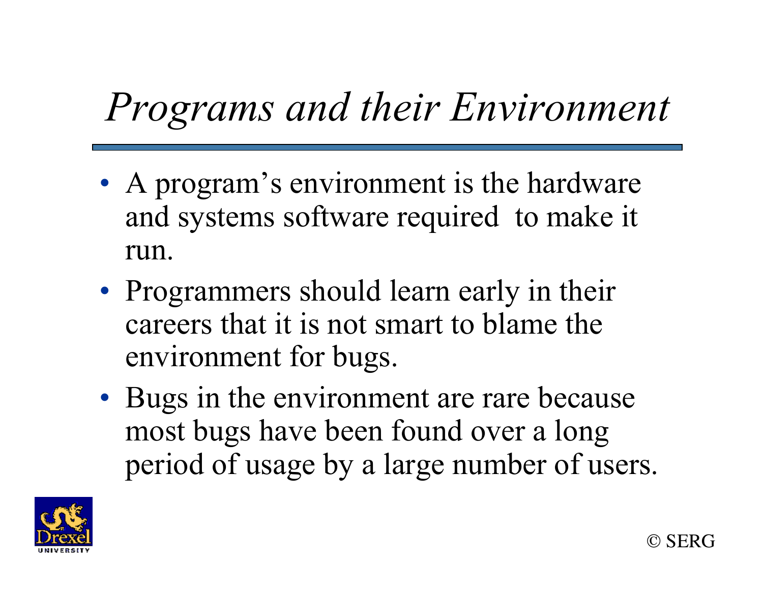# *Programs and their Environment*

- A program’s environment is the hardware and systems software required to make it run.
- Programmers should learn early in their careers that it is not smart to blame the environment for bugs.
- Bugs in the environment are rare because most bugs have been found over a long period of usage by a large number of users.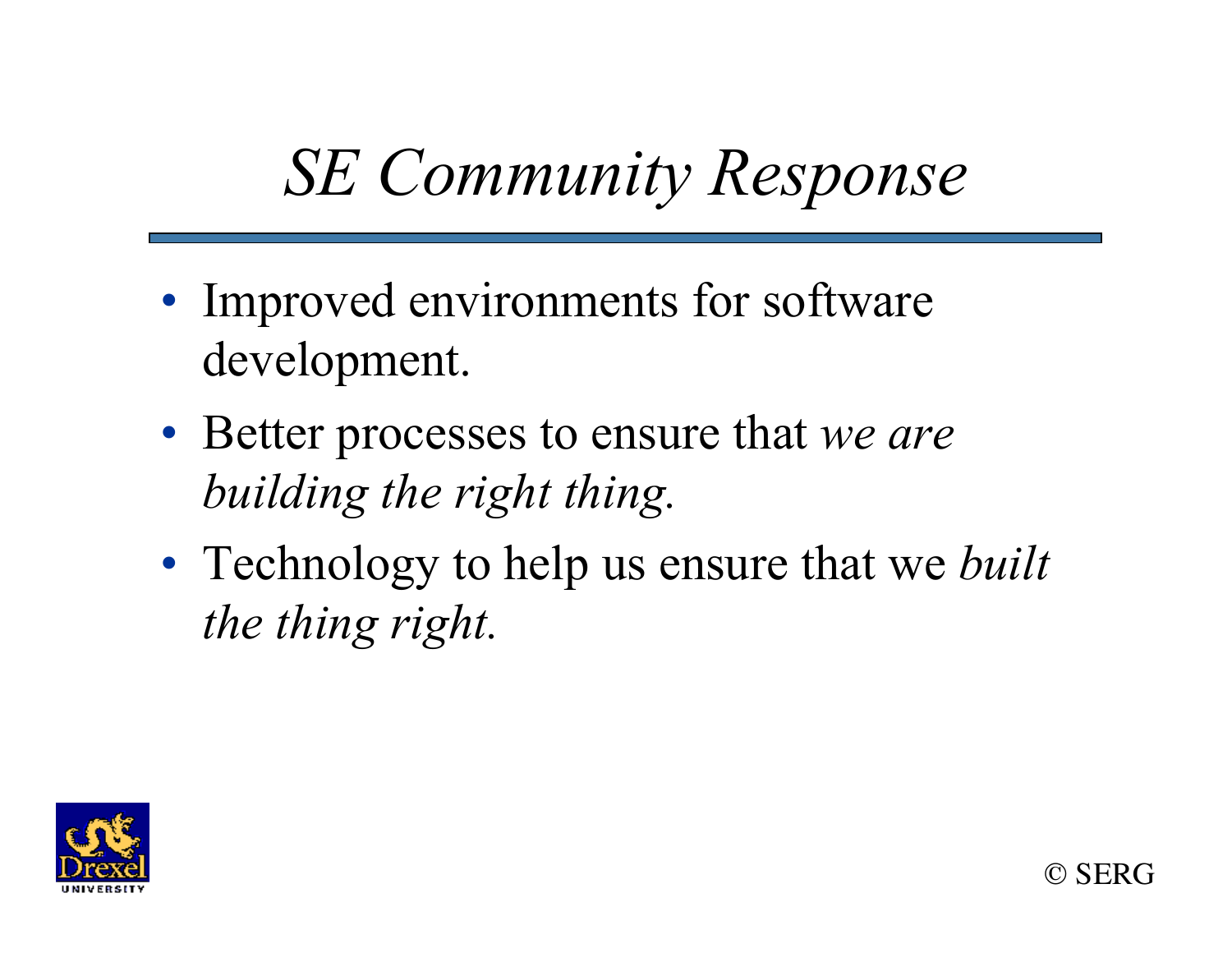# *SE Community Response*

- Improved environments for software development.
- Better processes to ensure that *we are building the right thing.*
- Technology to help us ensure that we *built the thing right.*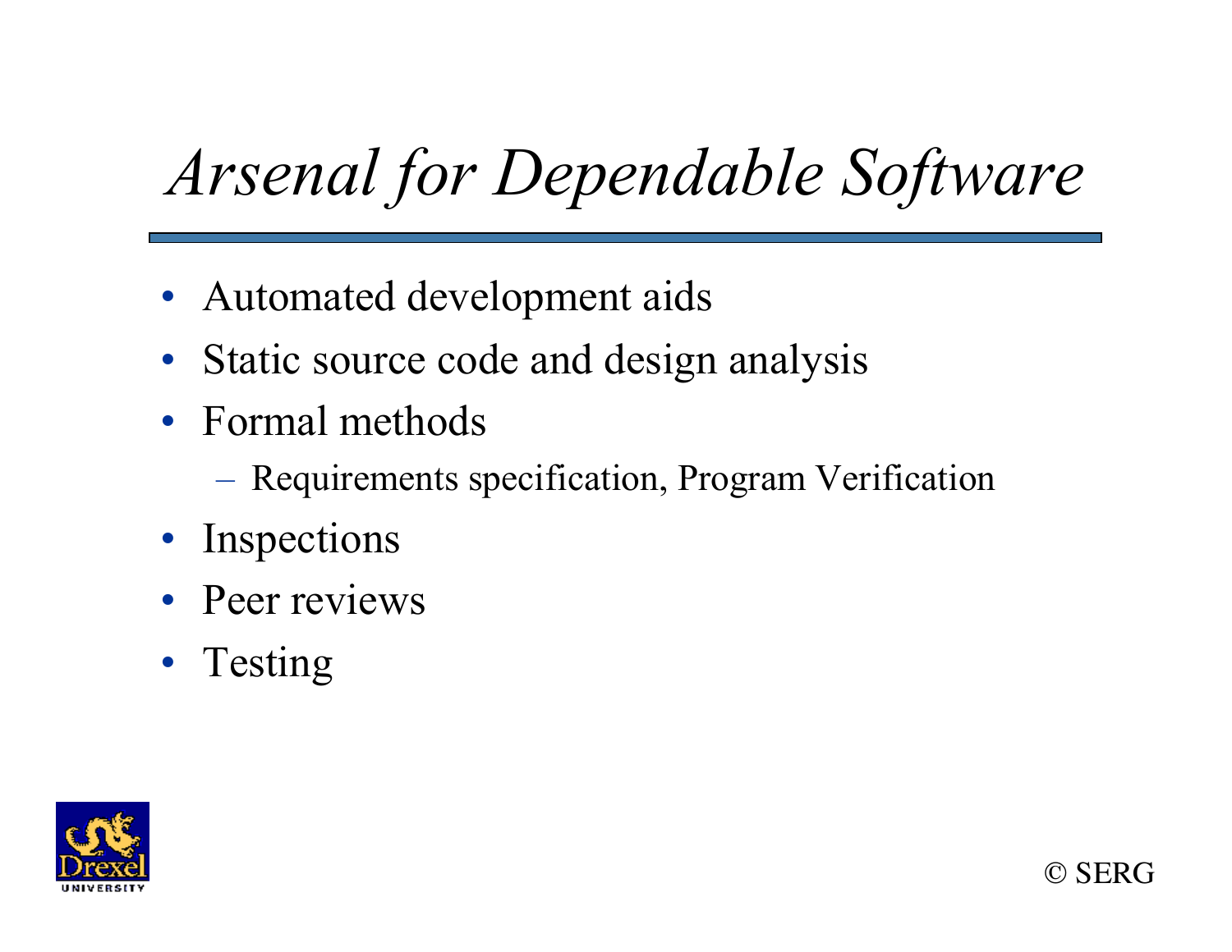# *Arsenal for Dependable Software*

- Automated development aids
- Static source code and design analysis
- Formal methods
  - Requirements specification, Program Verification
- Inspections
- Peer reviews
- Testing

© SERG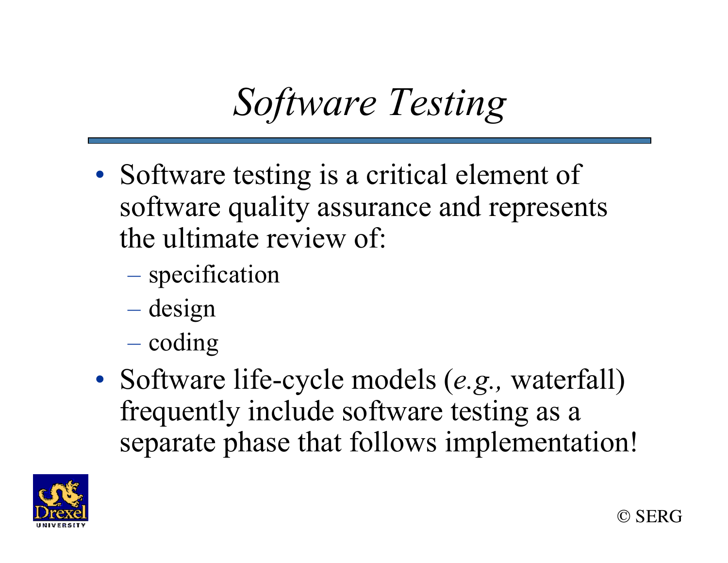# *Software Testing*

- Software testing is a critical element of software quality assurance and represents the ultimate review of:
  - specification
  - design
  - coding
- Software life-cycle models (*e.g.,* waterfall) frequently include software testing as a separate phase that follows implementation!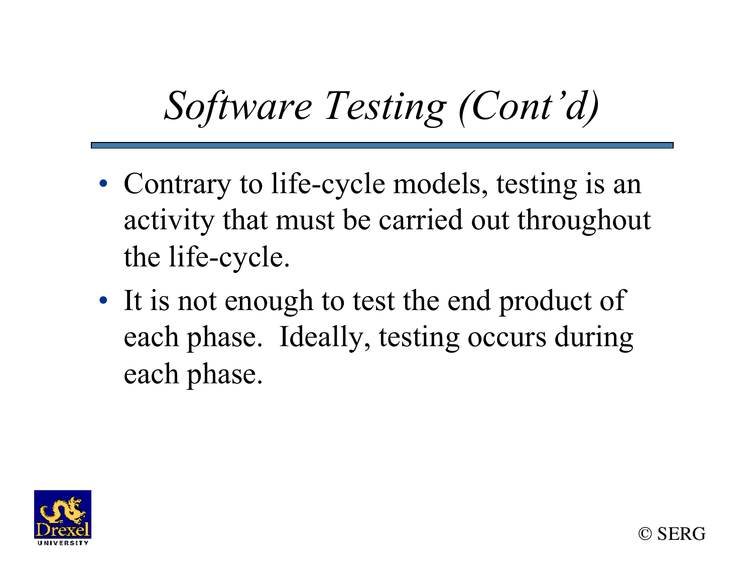# *Software Testing (Cont'd)*

- Contrary to life-cycle models, testing is an activity that must be carried out throughout the life-cycle.
- It is not enough to test the end product of each phase. Ideally, testing occurs during each phase.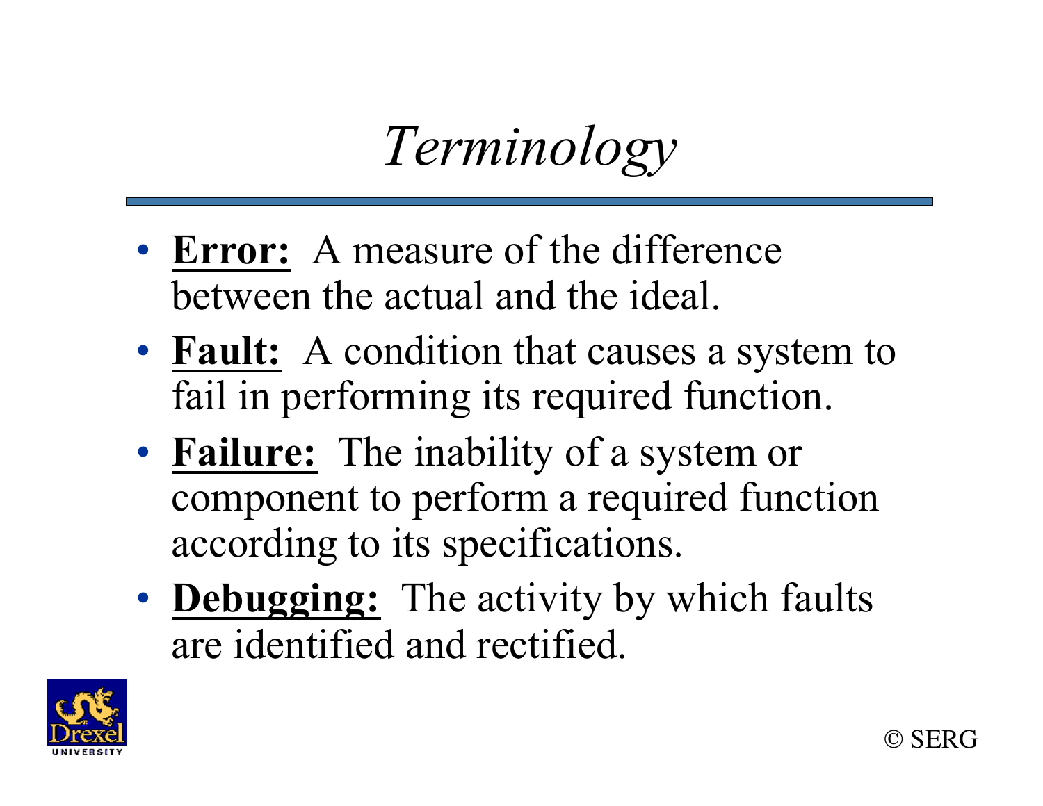# *Terminology*

- **Error:** A measure of the difference between the actual and the ideal.
- **Fault:** A condition that causes a system to fail in performing its required function.
- **Failure:** The inability of a system or component to perform a required function according to its specifications.
- **Debugging:** The activity by which faults are identified and rectified.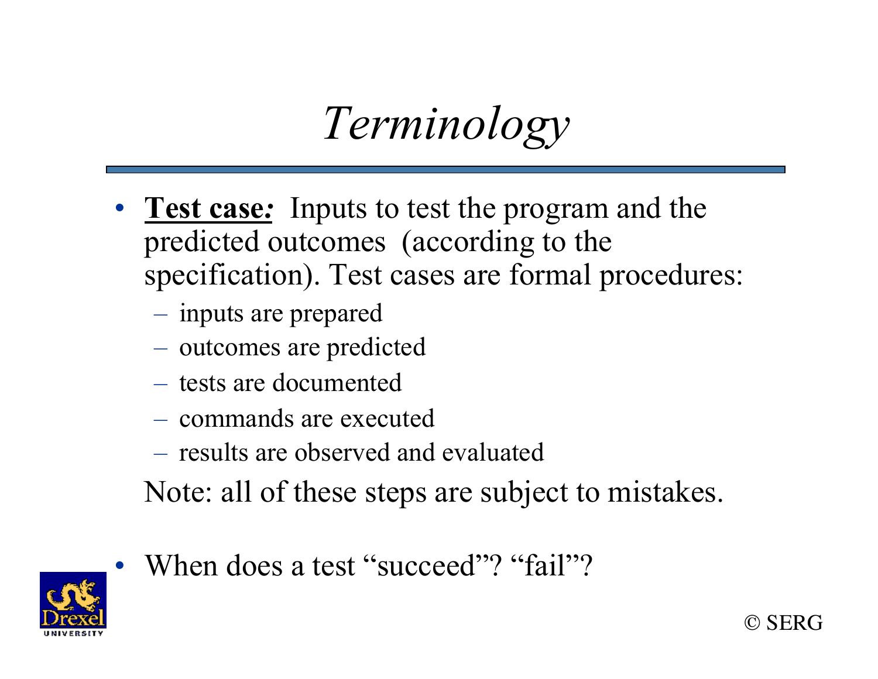# *Terminology*

- **<u>Test case</u>*:*** Inputs to test the program and the predicted outcomes (according to the specification). Test cases are formal procedures:
  - inputs are prepared
  - outcomes are predicted
  - tests are documented
  - commands are executed
  - results are observed and evaluated

  Note: all of these steps are subject to mistakes.

- When does a test "succeed"? "fail"?

© SERG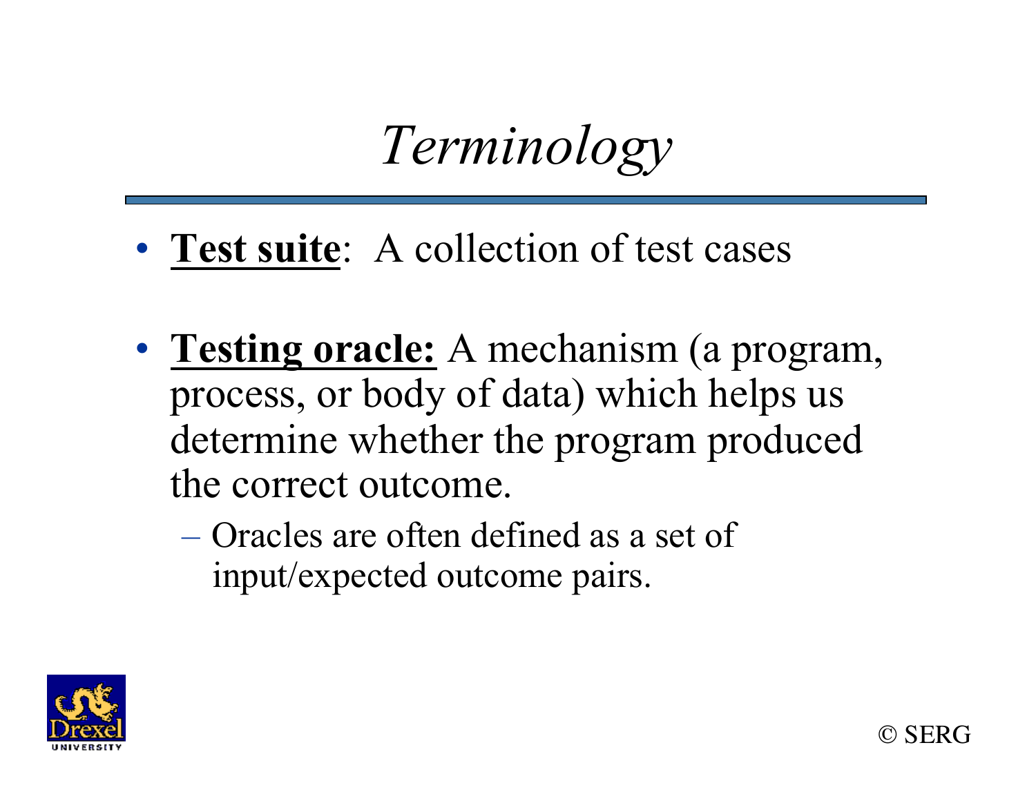# *Terminology*

- **Test suite**: A collection of test cases
- **Testing oracle:** A mechanism (a program, process, or body of data) which helps us determine whether the program produced the correct outcome.
  - Oracles are often defined as a set of input/expected outcome pairs.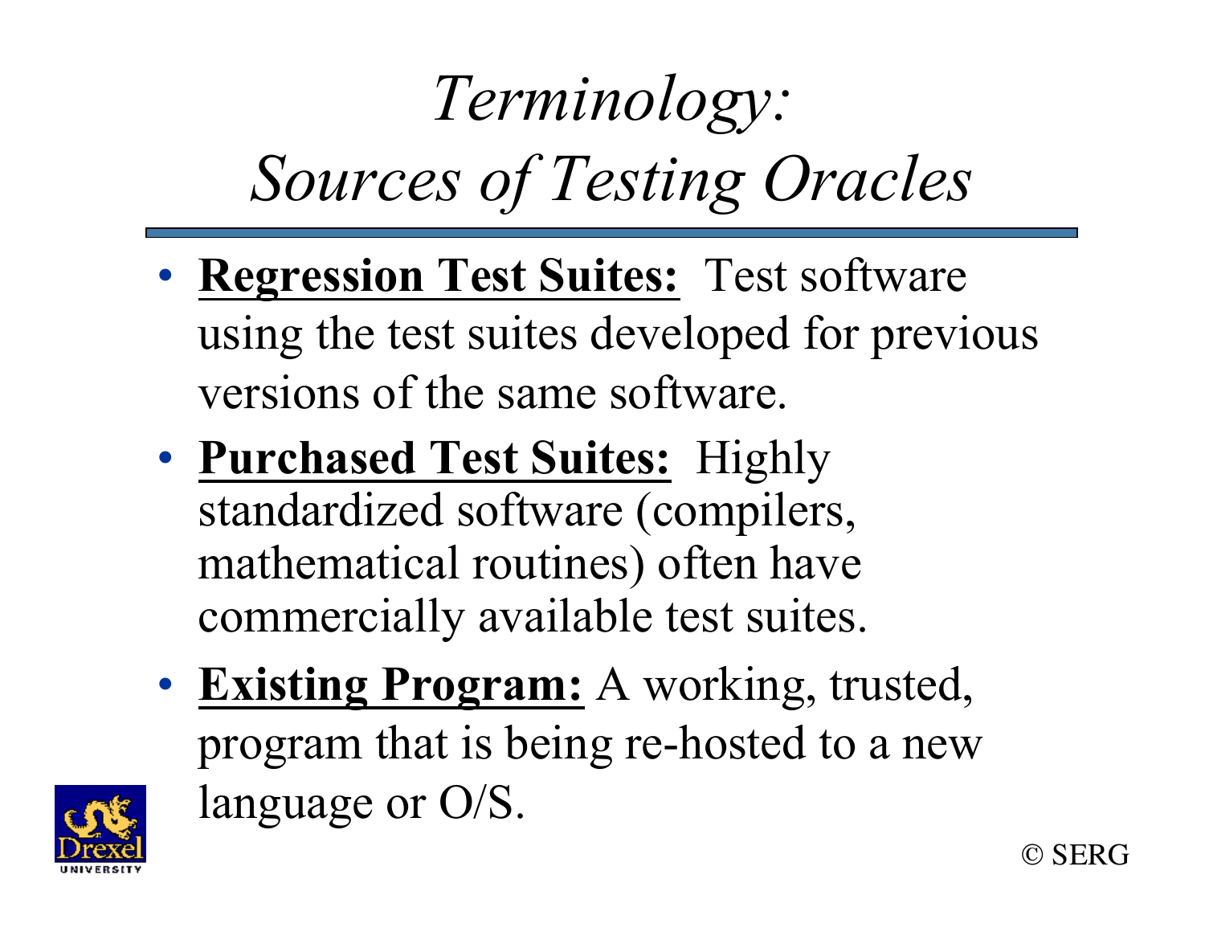# *Terminology: Sources of Testing Oracles*

- **Regression Test Suites:** Test software using the test suites developed for previous versions of the same software.
- **Purchased Test Suites:** Highly standardized software (compilers, mathematical routines) often have commercially available test suites.
- **Existing Program:** A working, trusted, program that is being re-hosted to a new language or O/S.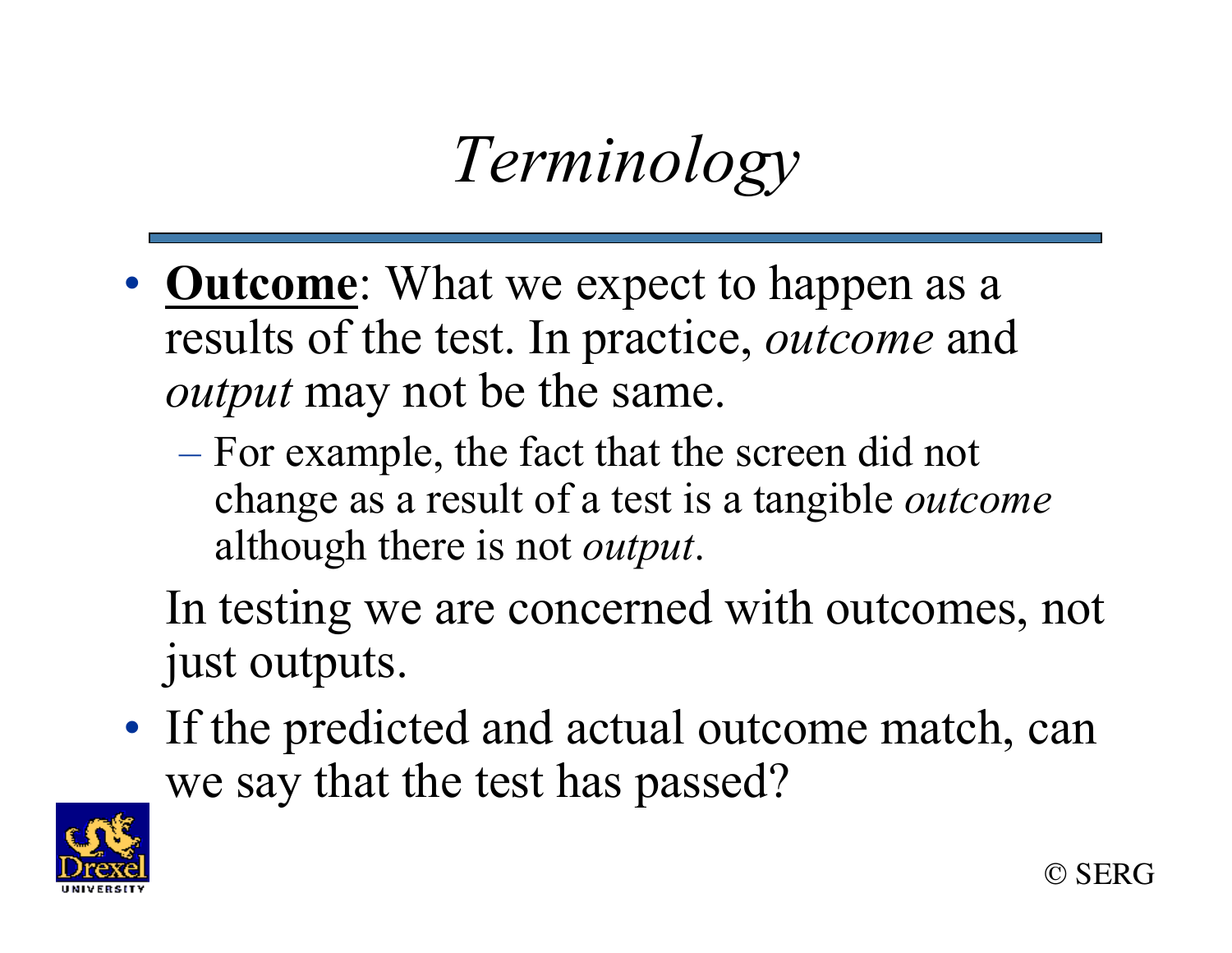# *Terminology*

- **Outcome**: What we expect to happen as a results of the test. In practice, *outcome* and *output* may not be the same.
  - For example, the fact that the screen did not change as a result of a test is a tangible *outcome* although there is not *output*.

  In testing we are concerned with outcomes, not just outputs.
- If the predicted and actual outcome match, can we say that the test has passed?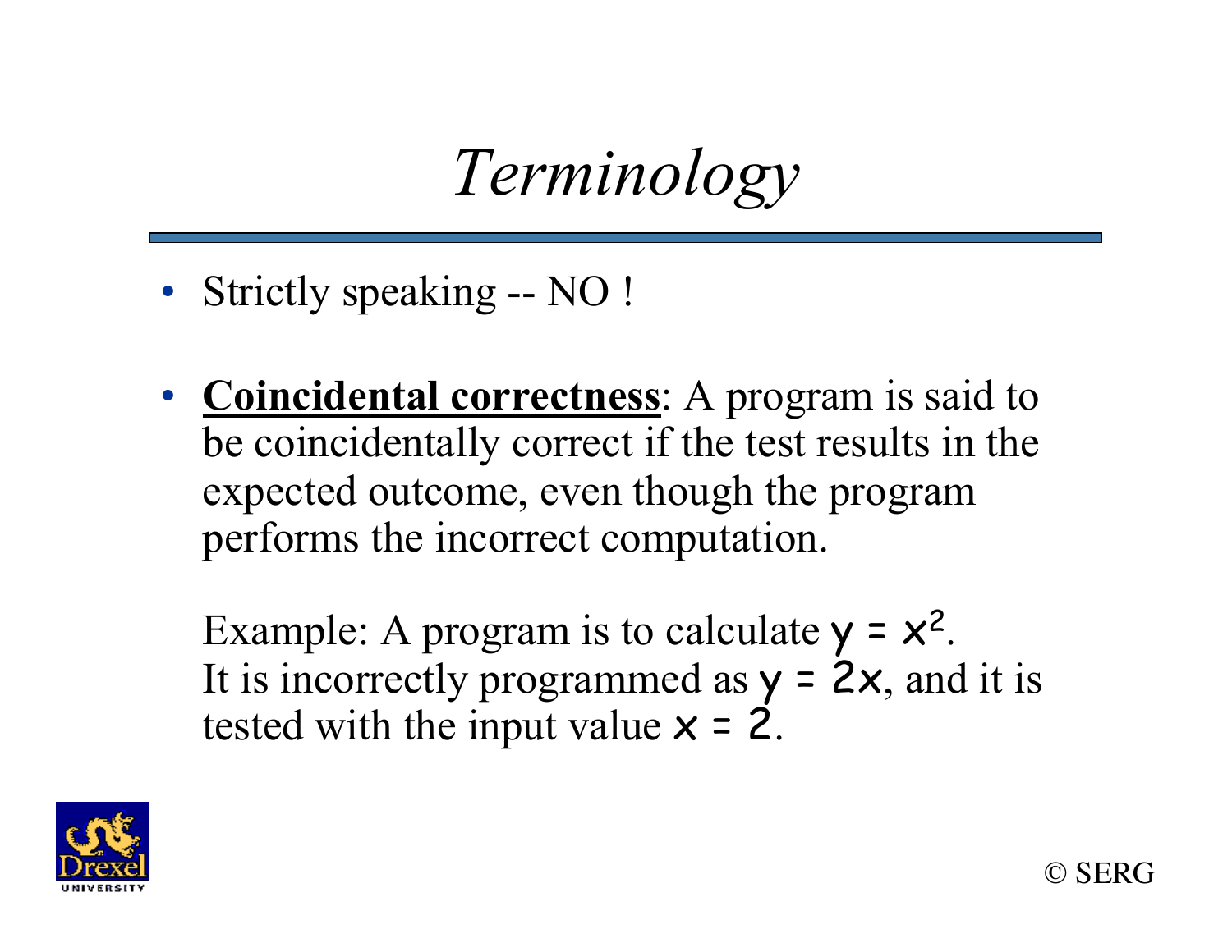# *Terminology*

- Strictly speaking -- NO !

- **Coincidental correctness**: A program is said to be coincidentally correct if the test results in the expected outcome, even though the program performs the incorrect computation.

  Example: A program is to calculate $y = x^2$. It is incorrectly programmed as $y = 2x$, and it is tested with the input value $x = 2$.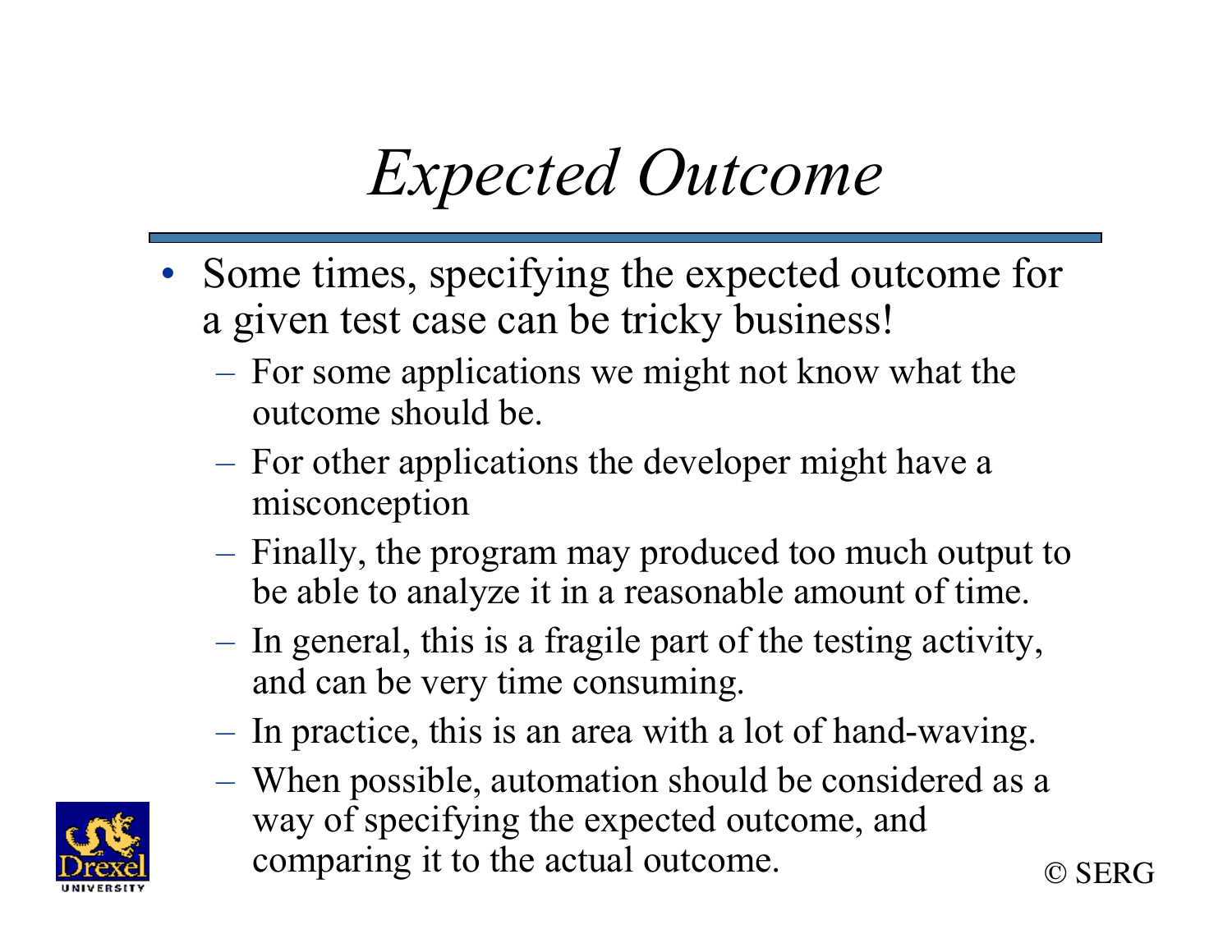# *Expected Outcome*

- Some times, specifying the expected outcome for a given test case can be tricky business!
  - For some applications we might not know what the outcome should be.
  - For other applications the developer might have a misconception
  - Finally, the program may produced too much output to be able to analyze it in a reasonable amount of time.
  - In general, this is a fragile part of the testing activity, and can be very time consuming.
  - In practice, this is an area with a lot of hand-waving.
  - When possible, automation should be considered as a way of specifying the expected outcome, and comparing it to the actual outcome.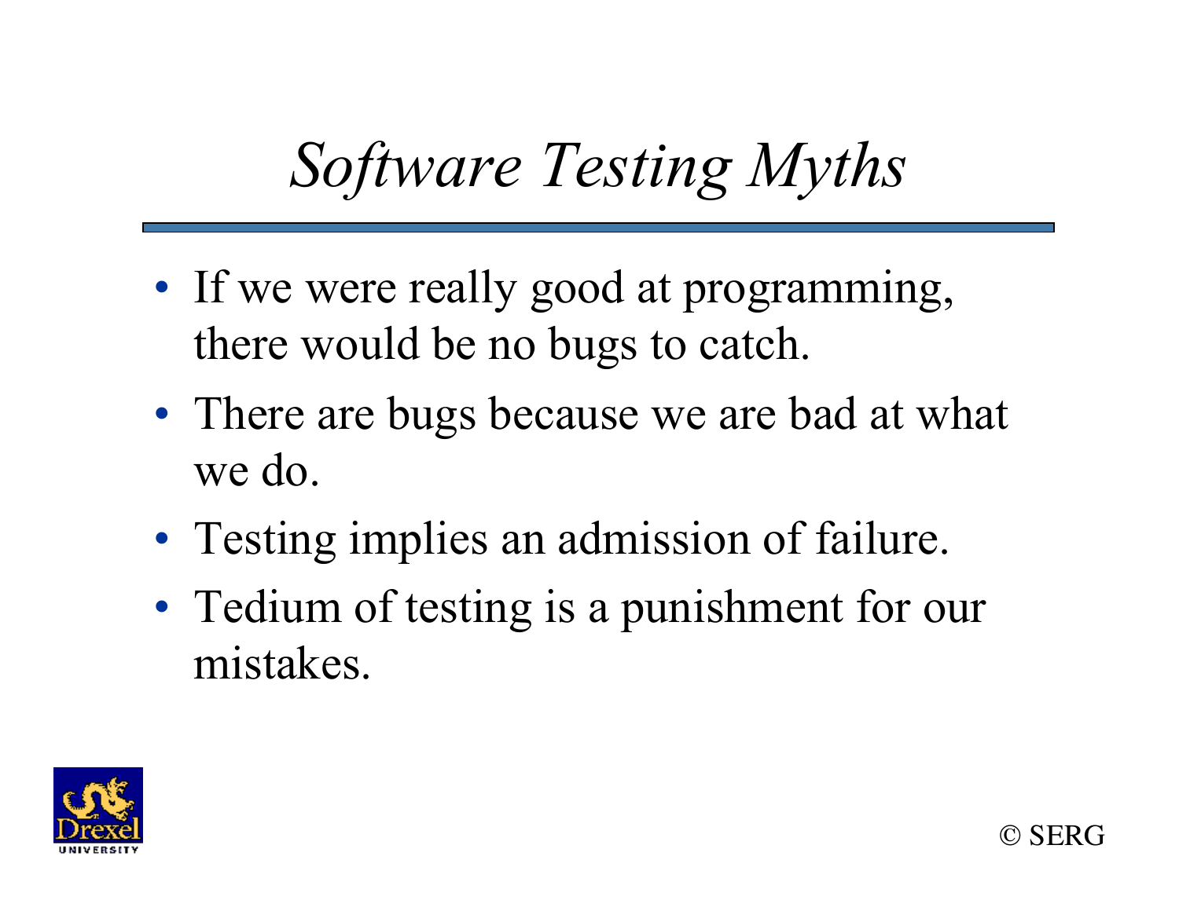# *Software Testing Myths*

- If we were really good at programming, there would be no bugs to catch.
- There are bugs because we are bad at what we do.
- Testing implies an admission of failure.
- Tedium of testing is a punishment for our mistakes.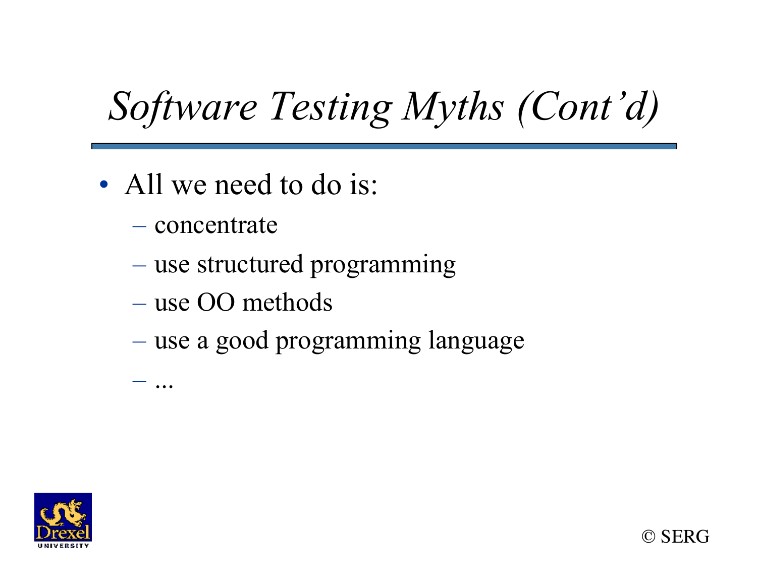# *Software Testing Myths (Cont'd)*

- All we need to do is:
  - concentrate
  - use structured programming
  - use OO methods
  - use a good programming language
  - ...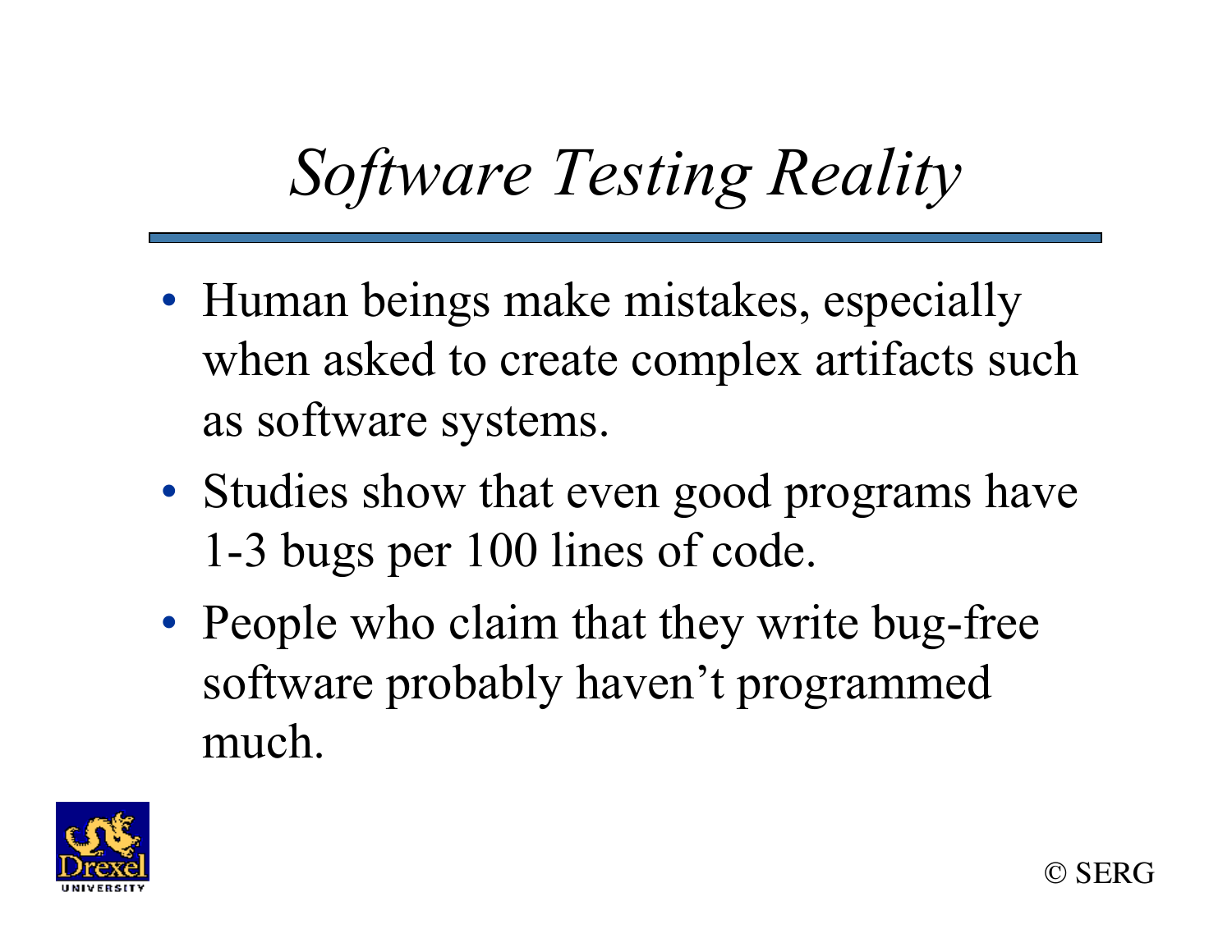# *Software Testing Reality*

- Human beings make mistakes, especially when asked to create complex artifacts such as software systems.
- Studies show that even good programs have 1-3 bugs per 100 lines of code.
- People who claim that they write bug-free software probably haven't programmed much.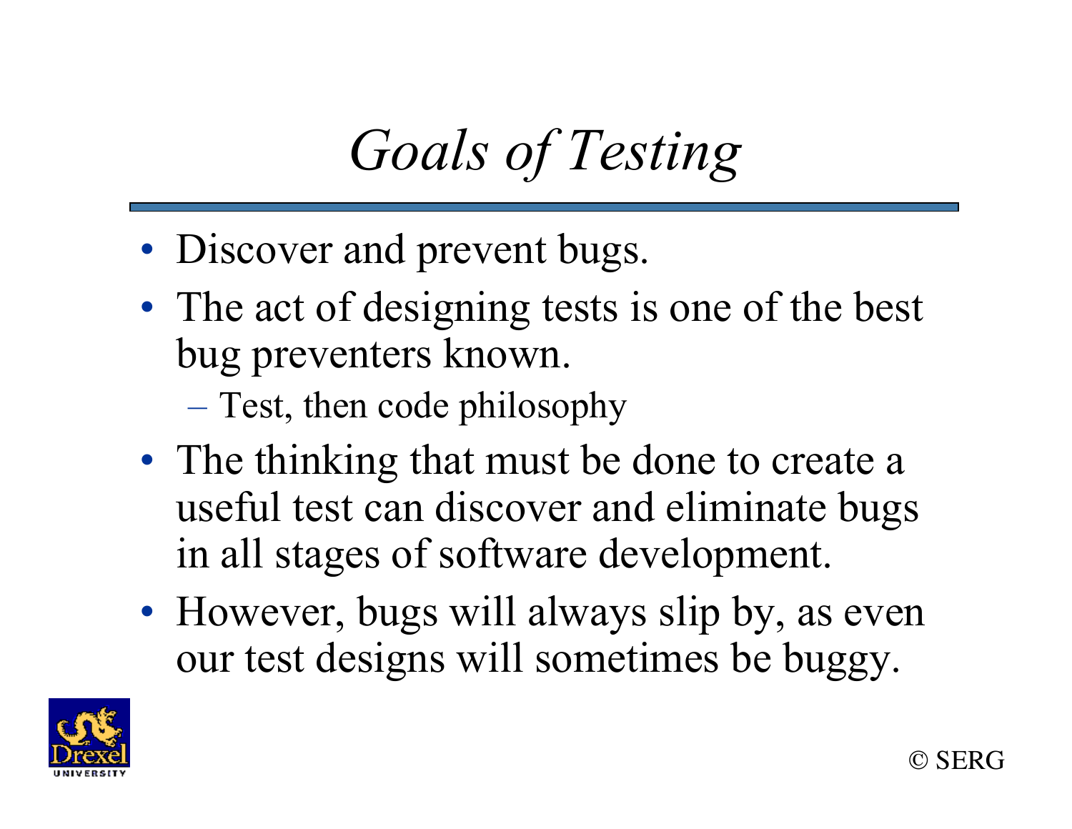# *Goals of Testing*

- Discover and prevent bugs.
- The act of designing tests is one of the best bug preventers known.
  - Test, then code philosophy
- The thinking that must be done to create a useful test can discover and eliminate bugs in all stages of software development.
- However, bugs will always slip by, as even our test designs will sometimes be buggy.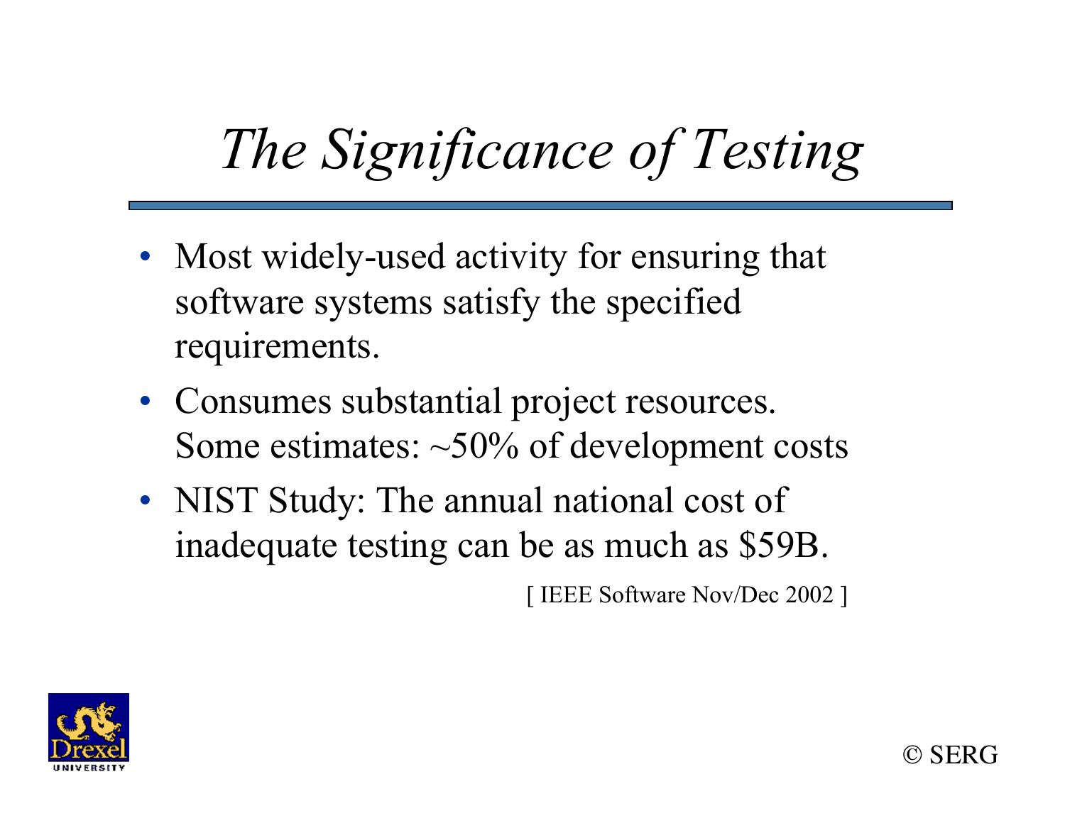# *The Significance of Testing*

- Most widely-used activity for ensuring that software systems satisfy the specified requirements.
- Consumes substantial project resources. Some estimates: ~50% of development costs
- NIST Study: The annual national cost of inadequate testing can be as much as $59B.

[ IEEE Software Nov/Dec 2002 ]

© SERG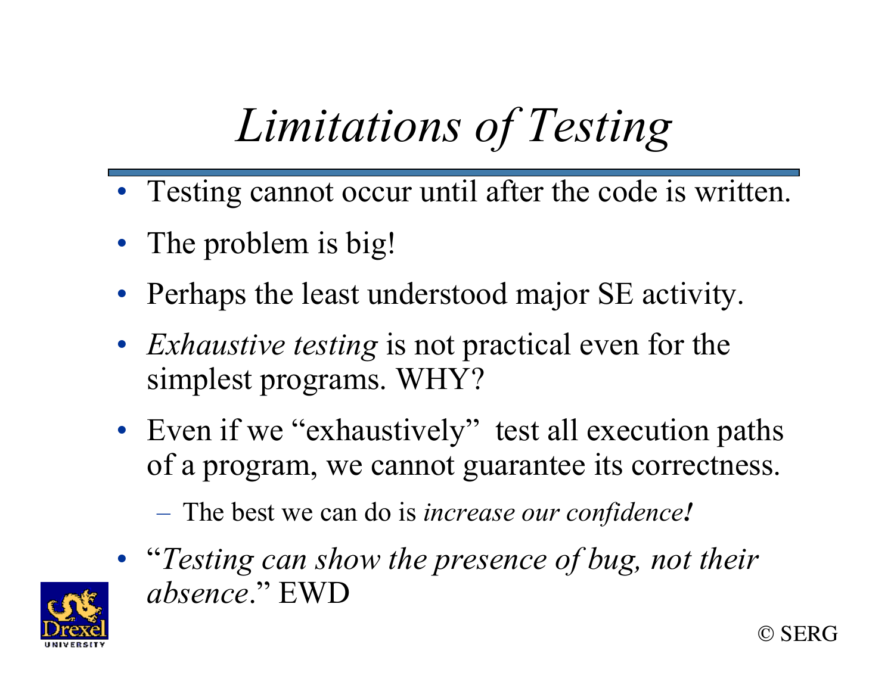# *Limitations of Testing*

- Testing cannot occur until after the code is written.
- The problem is big!
- Perhaps the least understood major SE activity.
- *Exhaustive testing* is not practical even for the simplest programs. WHY?
- Even if we "exhaustively" test all execution paths of a program, we cannot guarantee its correctness.
  - The best we can do is *increase our confidence!*
- "*Testing can show the presence of bug, not their absence*." EWD

© SERG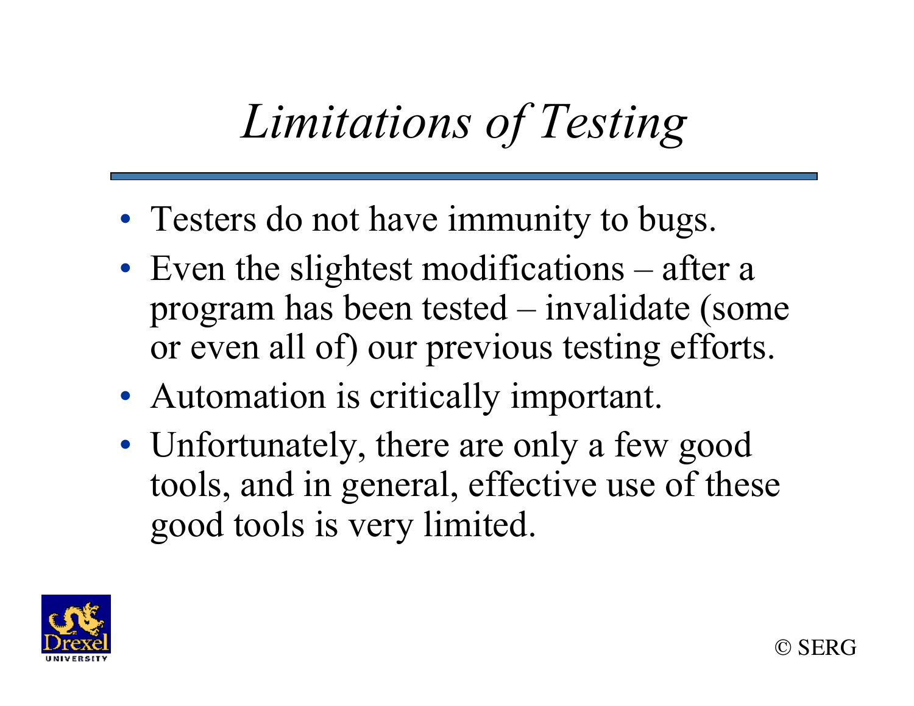# *Limitations of Testing*

- Testers do not have immunity to bugs.
- Even the slightest modifications – after a program has been tested – invalidate (some or even all of) our previous testing efforts.
- Automation is critically important.
- Unfortunately, there are only a few good tools, and in general, effective use of these good tools is very limited.

© SERG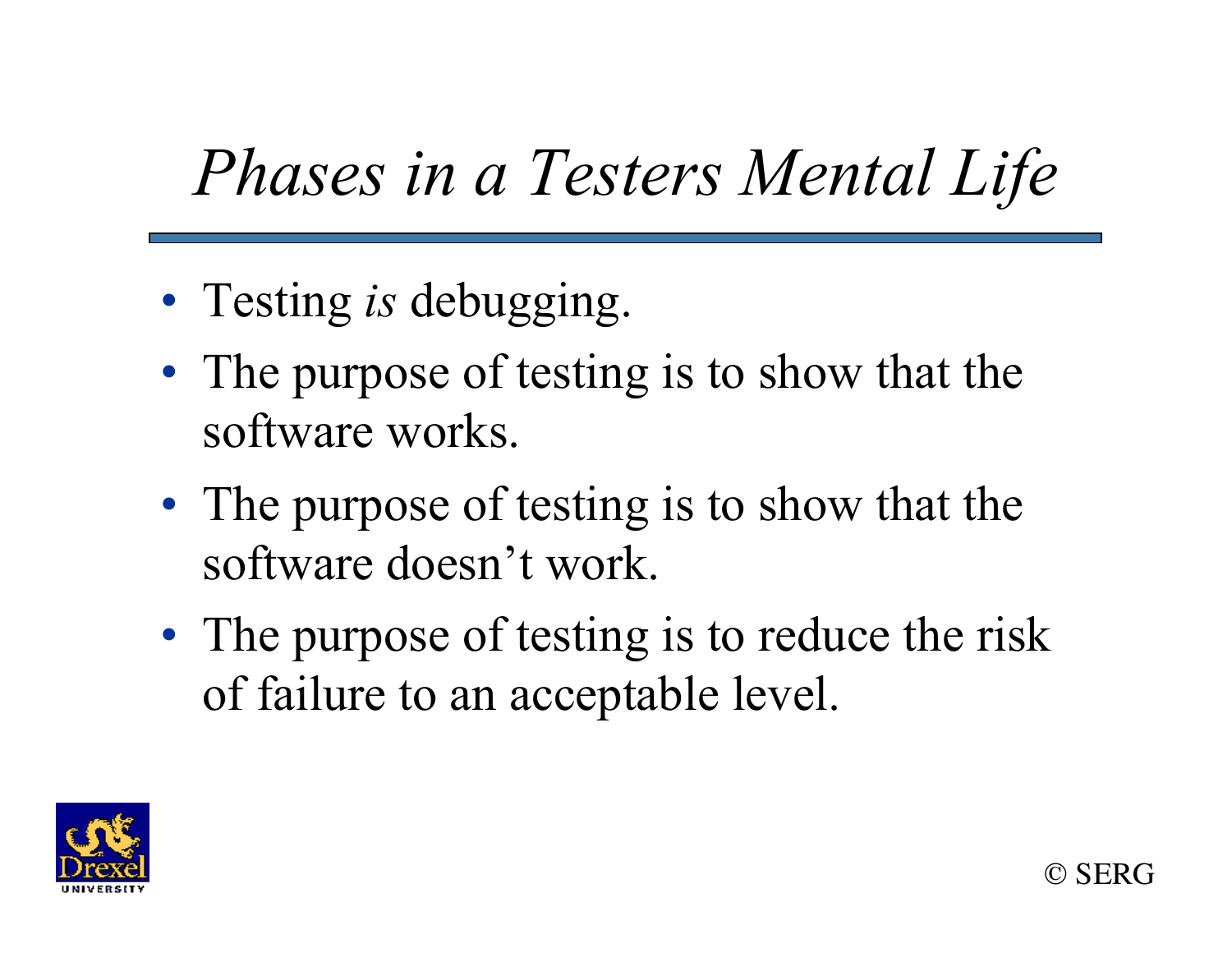# *Phases in a Testers Mental Life*

- Testing *is* debugging.
- The purpose of testing is to show that the software works.
- The purpose of testing is to show that the software doesn't work.
- The purpose of testing is to reduce the risk of failure to an acceptable level.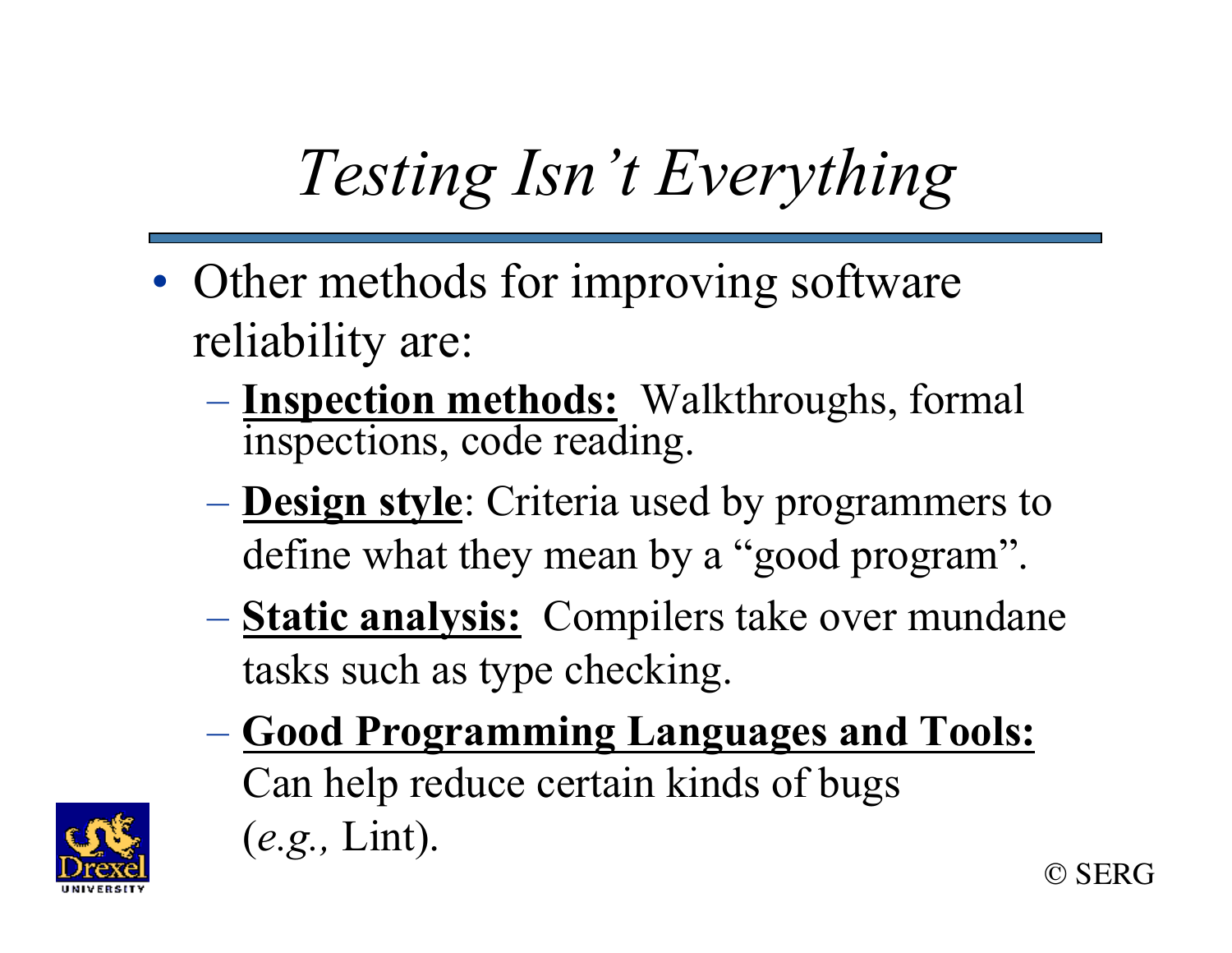# *Testing Isn't Everything*

- Other methods for improving software reliability are:
  - **Inspection methods:** Walkthroughs, formal inspections, code reading.
  - **Design style**: Criteria used by programmers to define what they mean by a "good program".
  - **Static analysis:** Compilers take over mundane tasks such as type checking.
  - **Good Programming Languages and Tools:** Can help reduce certain kinds of bugs (*e.g.,* Lint).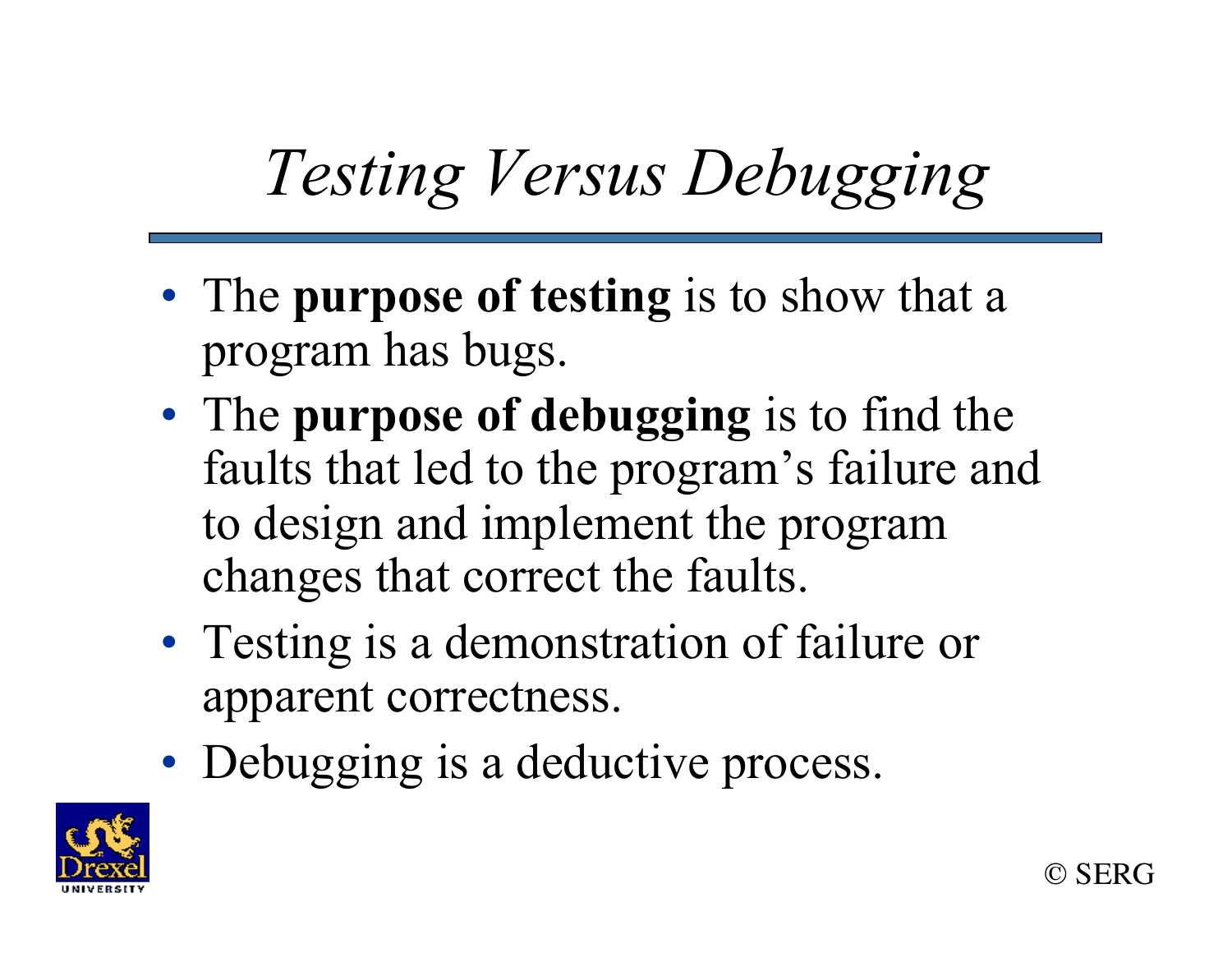# *Testing Versus Debugging*

- The **purpose of testing** is to show that a program has bugs.
- The **purpose of debugging** is to find the faults that led to the program's failure and to design and implement the program changes that correct the faults.
- Testing is a demonstration of failure or apparent correctness.
- Debugging is a deductive process.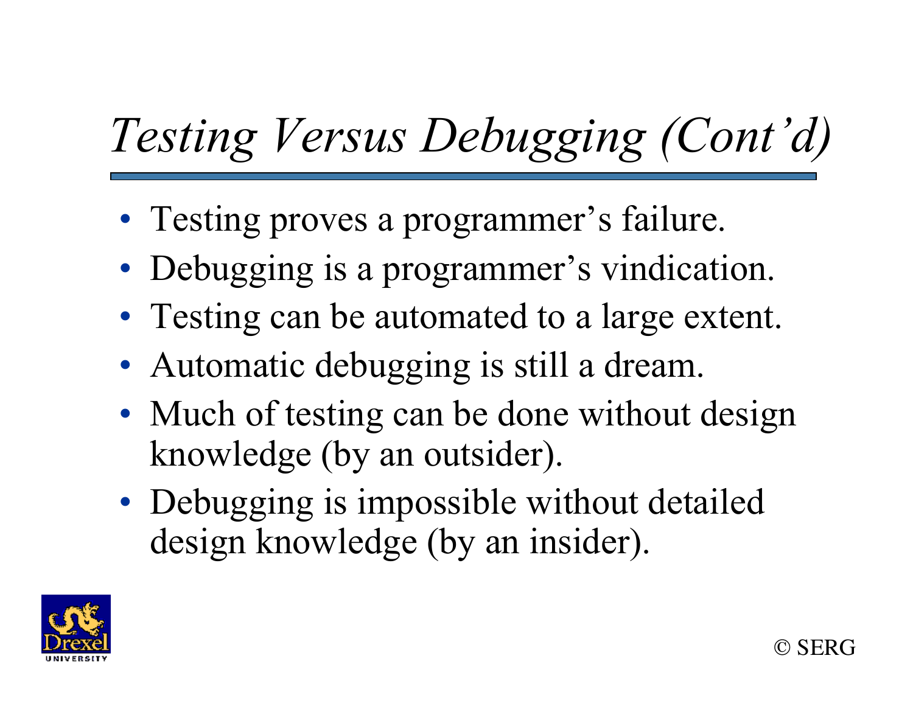# *Testing Versus Debugging (Cont'd)*

- Testing proves a programmer's failure.
- Debugging is a programmer's vindication.
- Testing can be automated to a large extent.
- Automatic debugging is still a dream.
- Much of testing can be done without design knowledge (by an outsider).
- Debugging is impossible without detailed design knowledge (by an insider).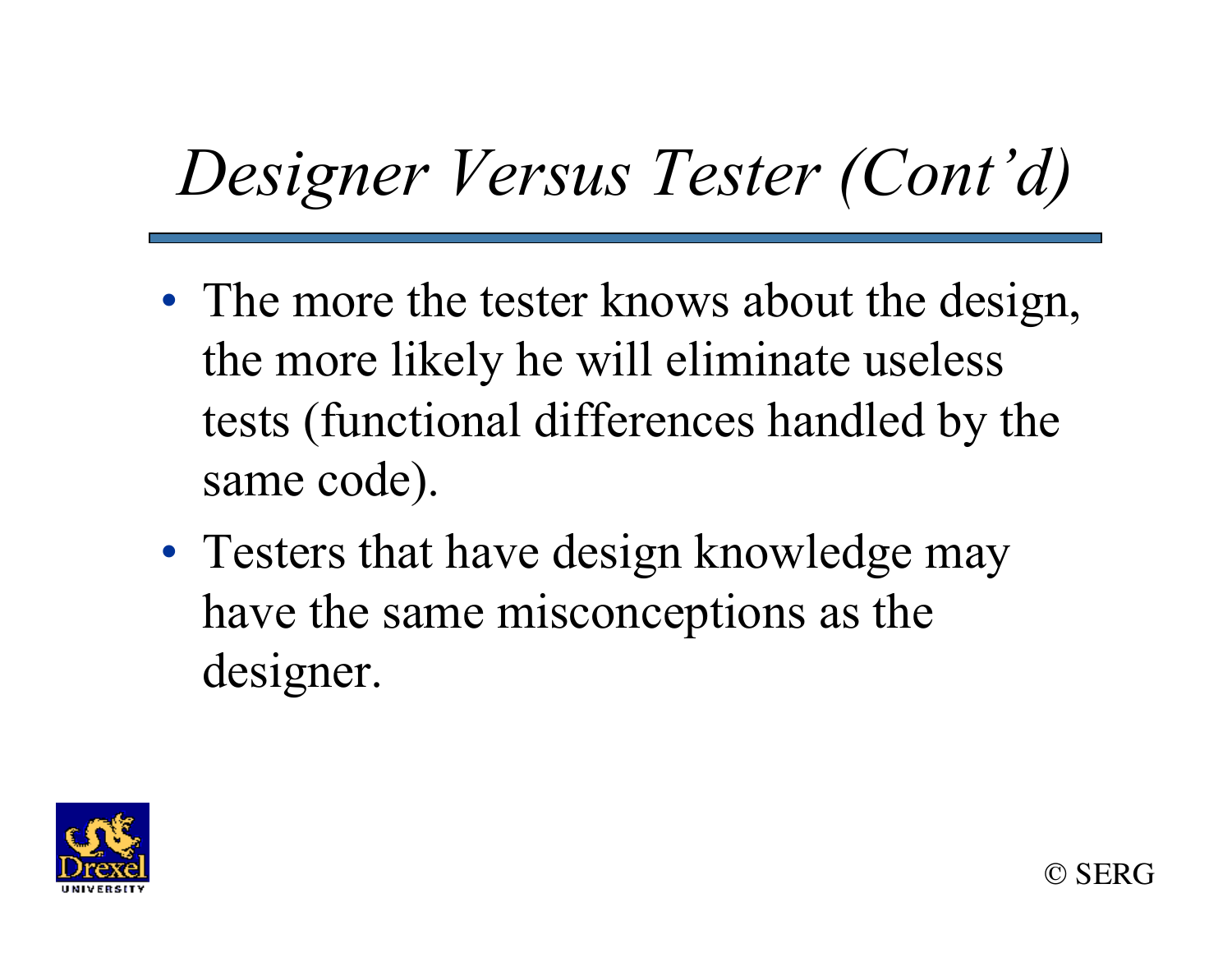# *Designer Versus Tester (Cont'd)*

- The more the tester knows about the design, the more likely he will eliminate useless tests (functional differences handled by the same code).
- Testers that have design knowledge may have the same misconceptions as the designer.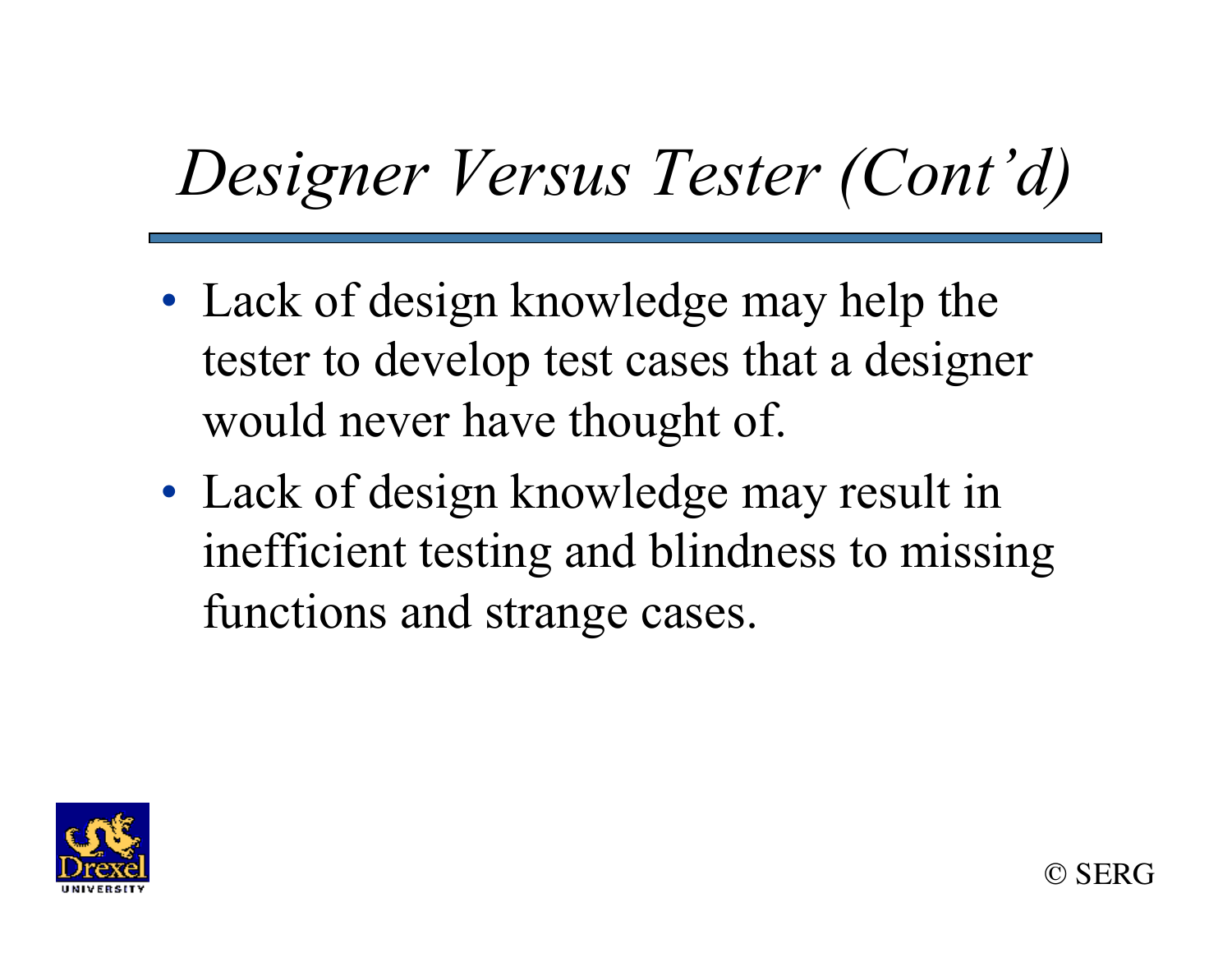# *Designer Versus Tester (Cont'd)*

- Lack of design knowledge may help the tester to develop test cases that a designer would never have thought of.
- Lack of design knowledge may result in inefficient testing and blindness to missing functions and strange cases.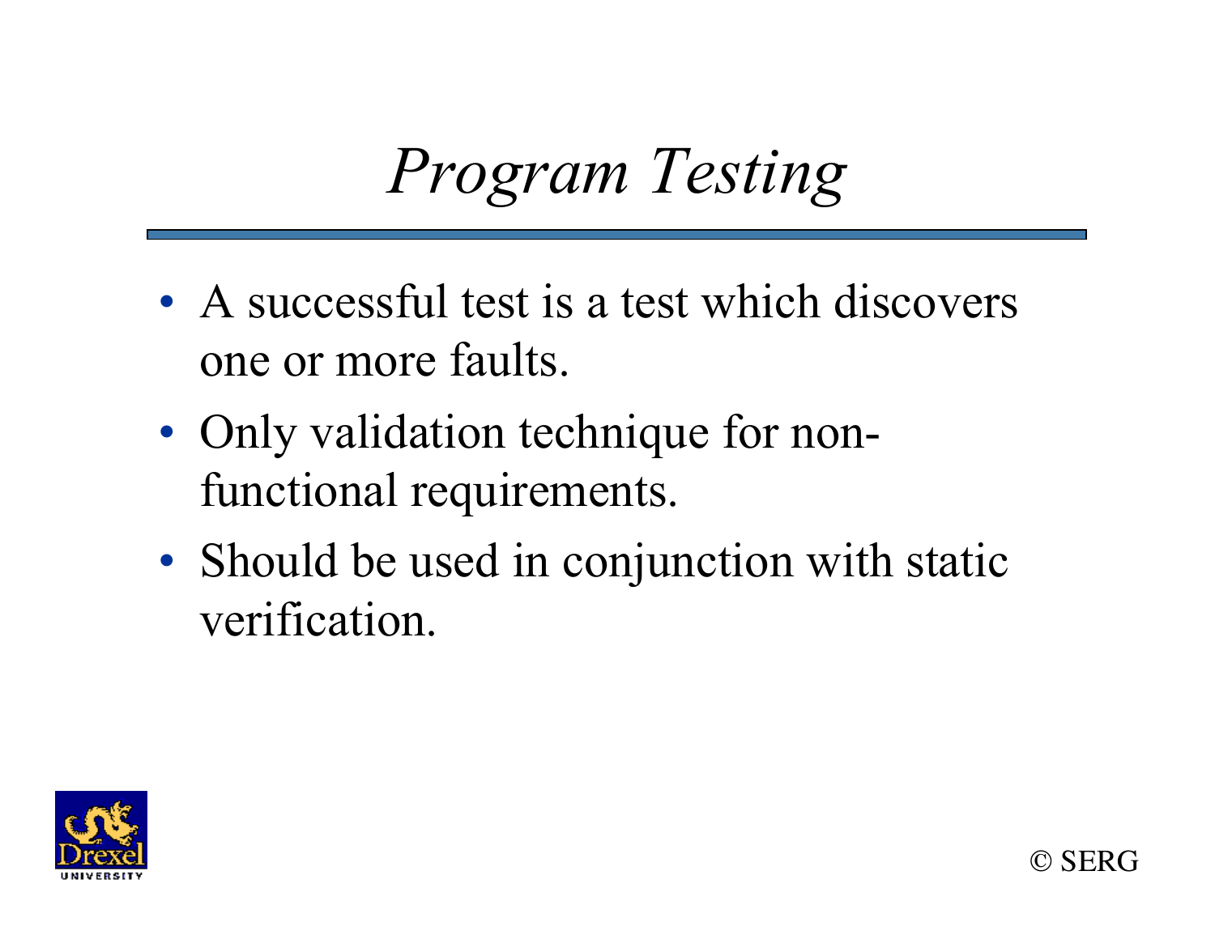# *Program Testing*

- A successful test is a test which discovers one or more faults.
- Only validation technique for non-functional requirements.
- Should be used in conjunction with static verification.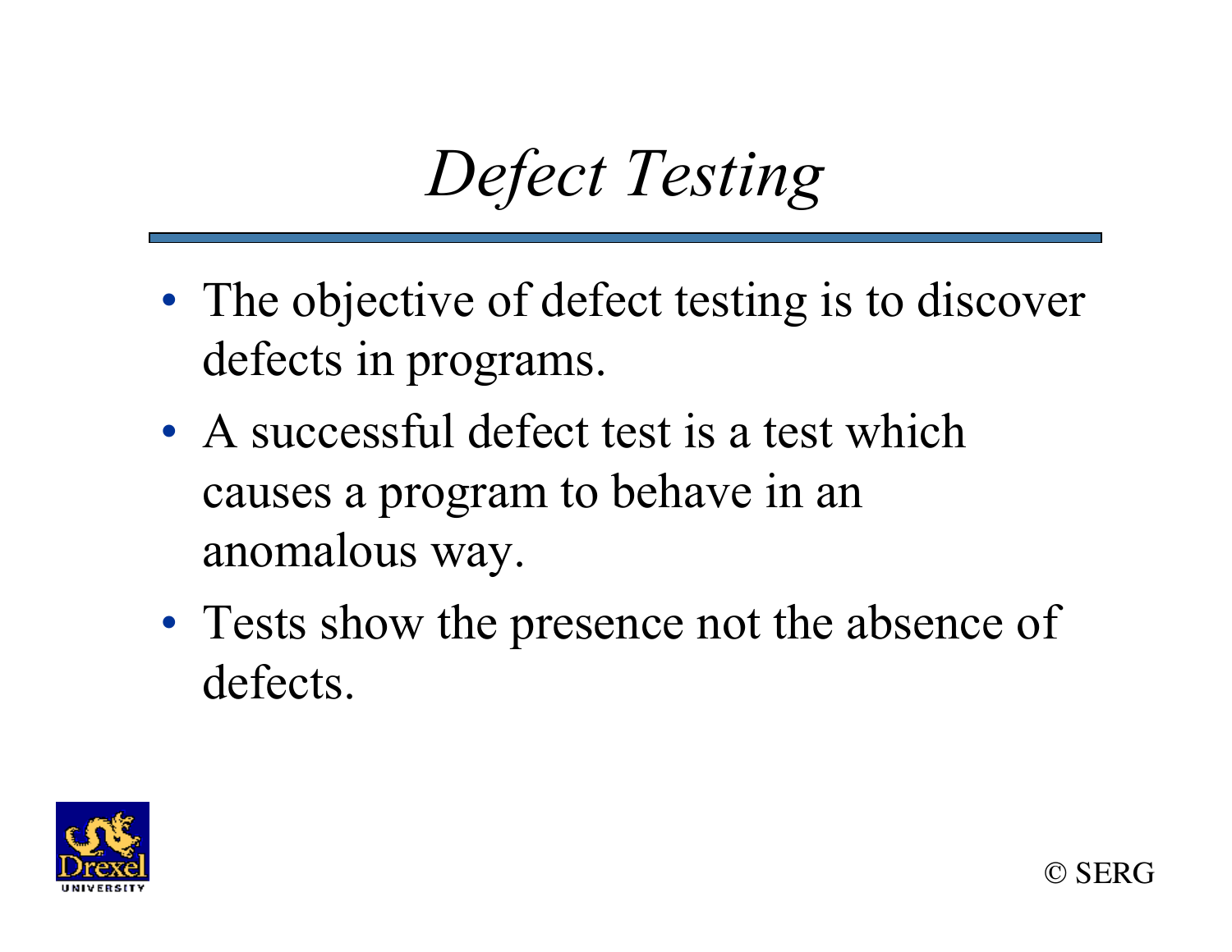# *Defect Testing*

- The objective of defect testing is to discover defects in programs.
- A successful defect test is a test which causes a program to behave in an anomalous way.
- Tests show the presence not the absence of defects.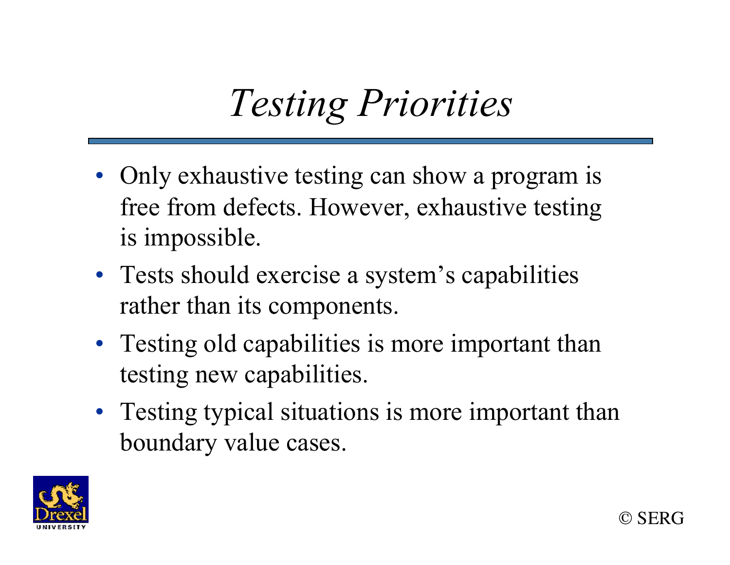# *Testing Priorities*

- Only exhaustive testing can show a program is free from defects. However, exhaustive testing is impossible.
- Tests should exercise a system's capabilities rather than its components.
- Testing old capabilities is more important than testing new capabilities.
- Testing typical situations is more important than boundary value cases.

© SERG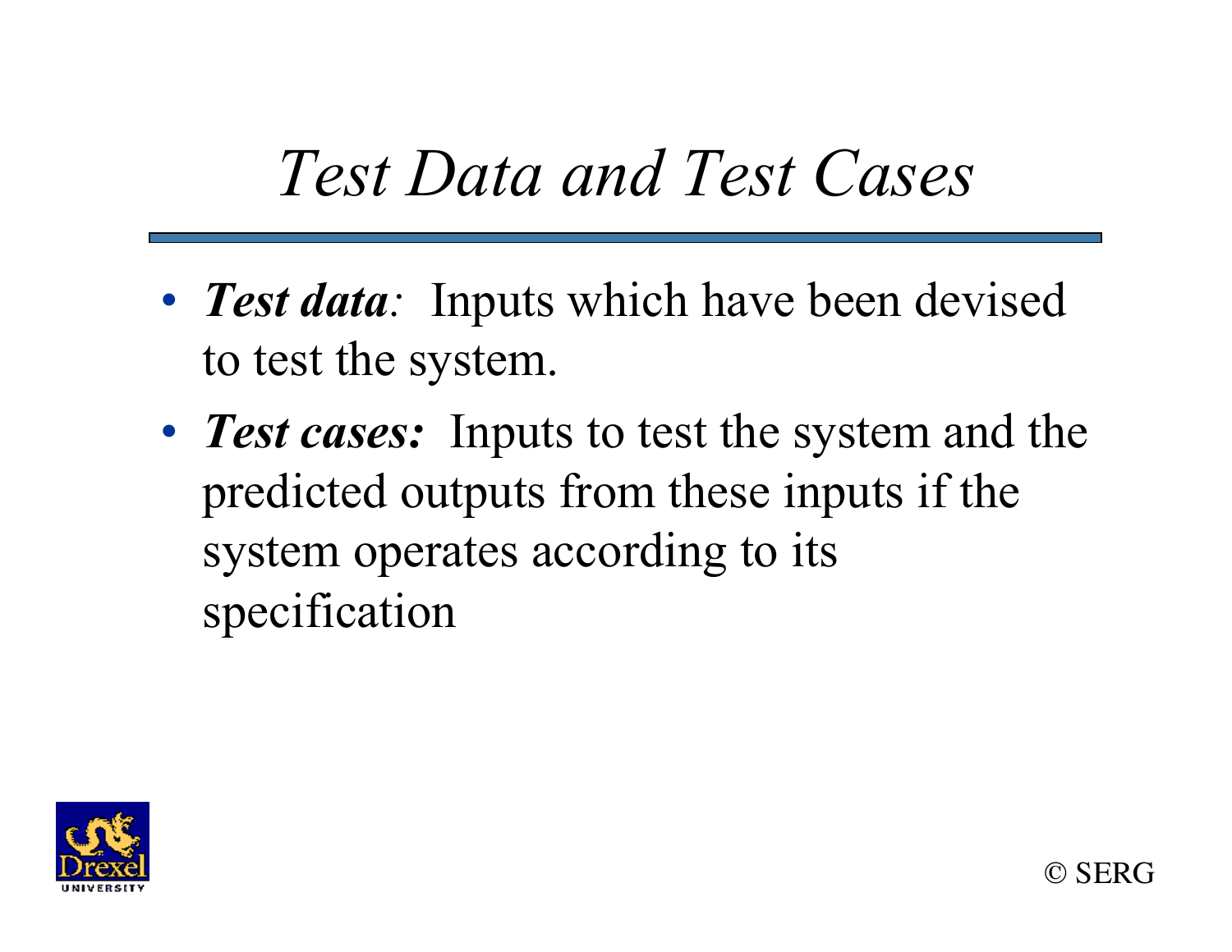# *Test Data and Test Cases*

- ***Test data**:* Inputs which have been devised to test the system.
- ***Test cases:*** Inputs to test the system and the predicted outputs from these inputs if the system operates according to its specification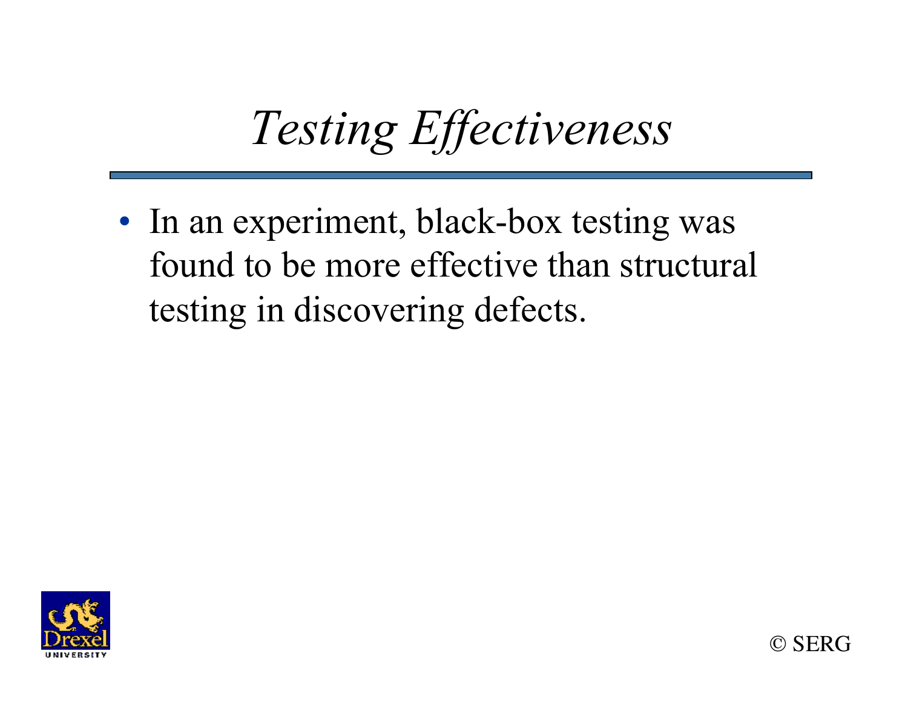# *Testing Effectiveness*

- In an experiment, black-box testing was found to be more effective than structural testing in discovering defects.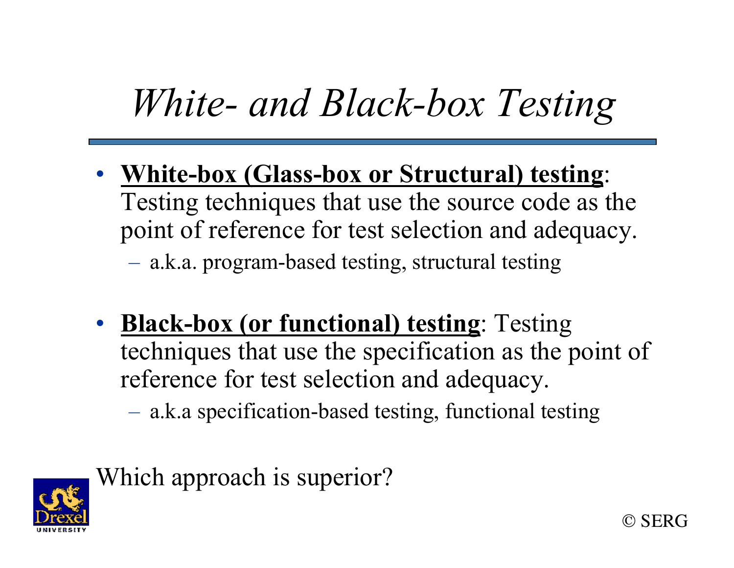# *White- and Black-box Testing*

- **<u>White-box (Glass-box or Structural) testing</u>**: Testing techniques that use the source code as the point of reference for test selection and adequacy.
  - a.k.a. program-based testing, structural testing

- **<u>Black-box (or functional) testing</u>**: Testing techniques that use the specification as the point of reference for test selection and adequacy.
  - a.k.a specification-based testing, functional testing

Which approach is superior?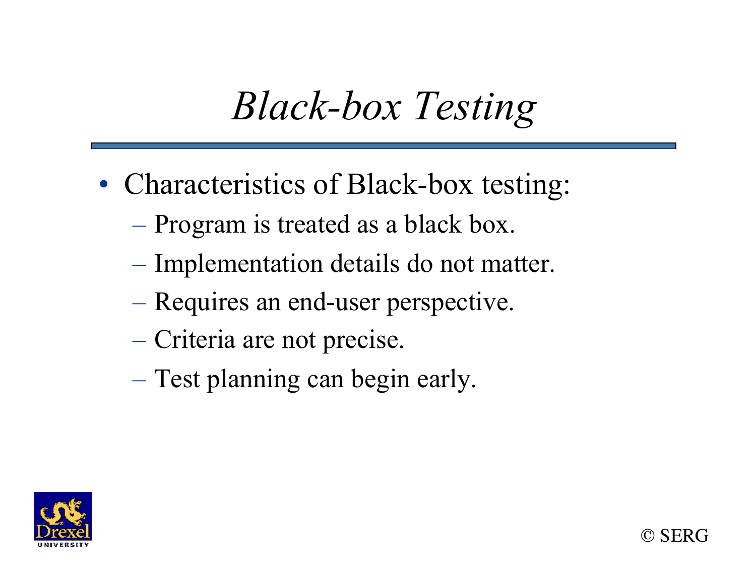# *Black-box Testing*

- Characteristics of Black-box testing:
  - Program is treated as a black box.
  - Implementation details do not matter.
  - Requires an end-user perspective.
  - Criteria are not precise.
  - Test planning can begin early.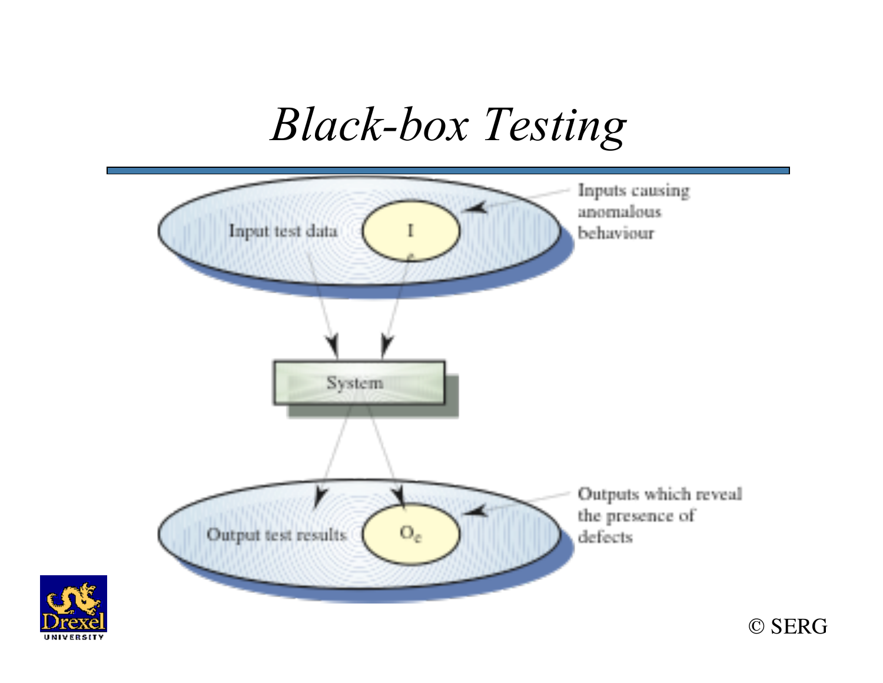# Black-box Testing

Input test data

I

Inputs causing anomalous behaviour

System

Output test results

$O_e$

Outputs which reveal the presence of defects

© SERG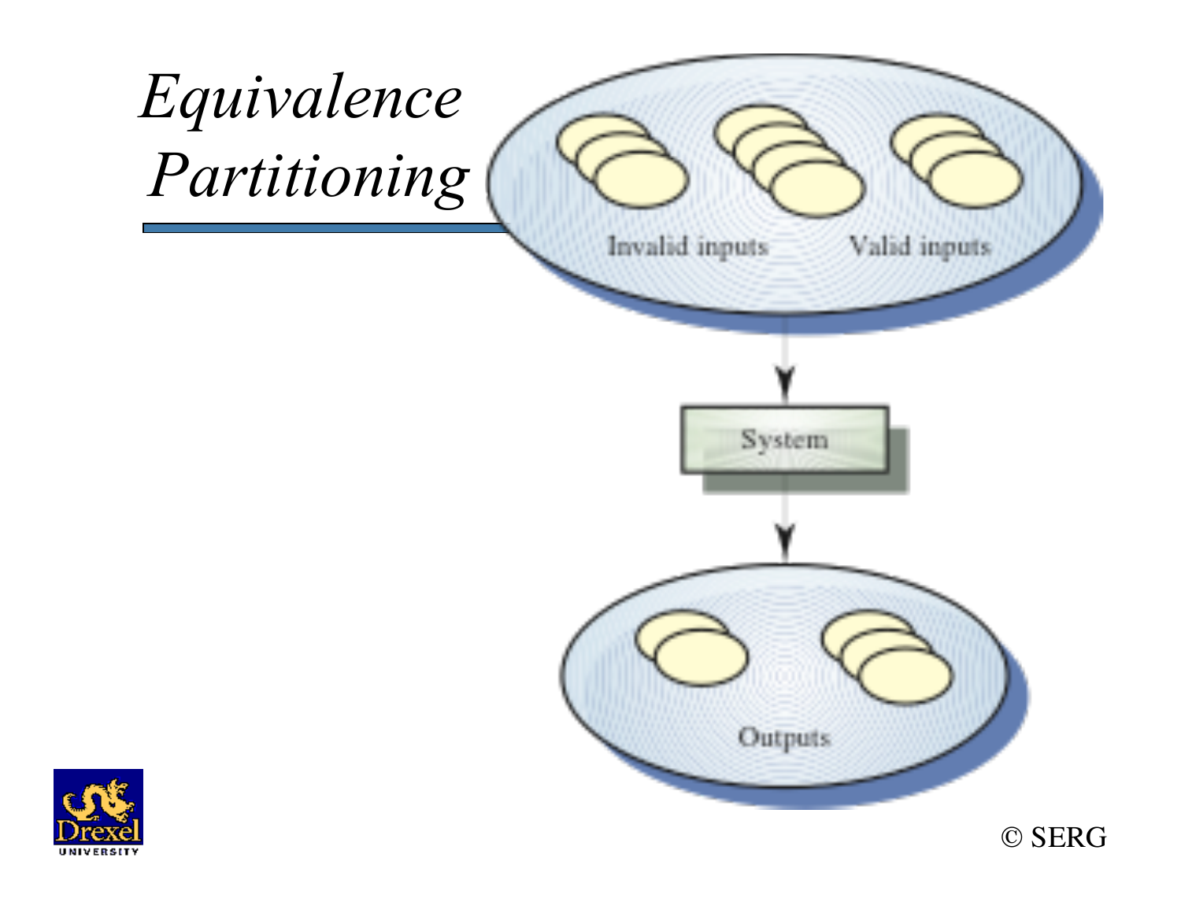# *Equivalence Partitioning*

Invalid inputs

Valid inputs

System

Outputs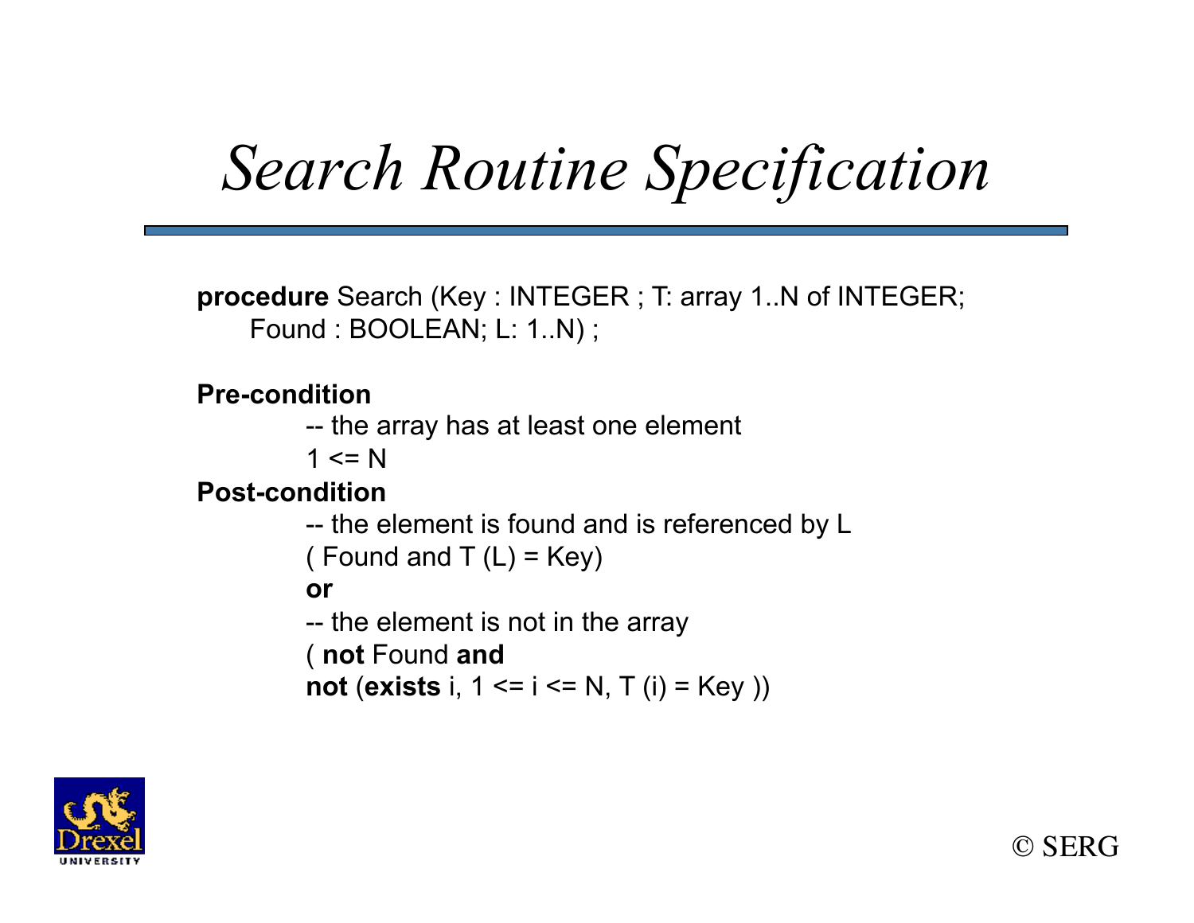# *Search Routine Specification*

**procedure** Search (Key : INTEGER ; T: array 1..N of INTEGER;
    Found : BOOLEAN; L: 1..N) ;

**Pre-condition**

    -- the array has at least one element
    1 <= N

**Post-condition**

    -- the element is found and is referenced by L
    ( Found and T (L) = Key)
    **or**
    -- the element is not in the array
    ( **not** Found **and**
    **not** (**exists** i, 1 <= i <= N, T (i) = Key ))

© SERG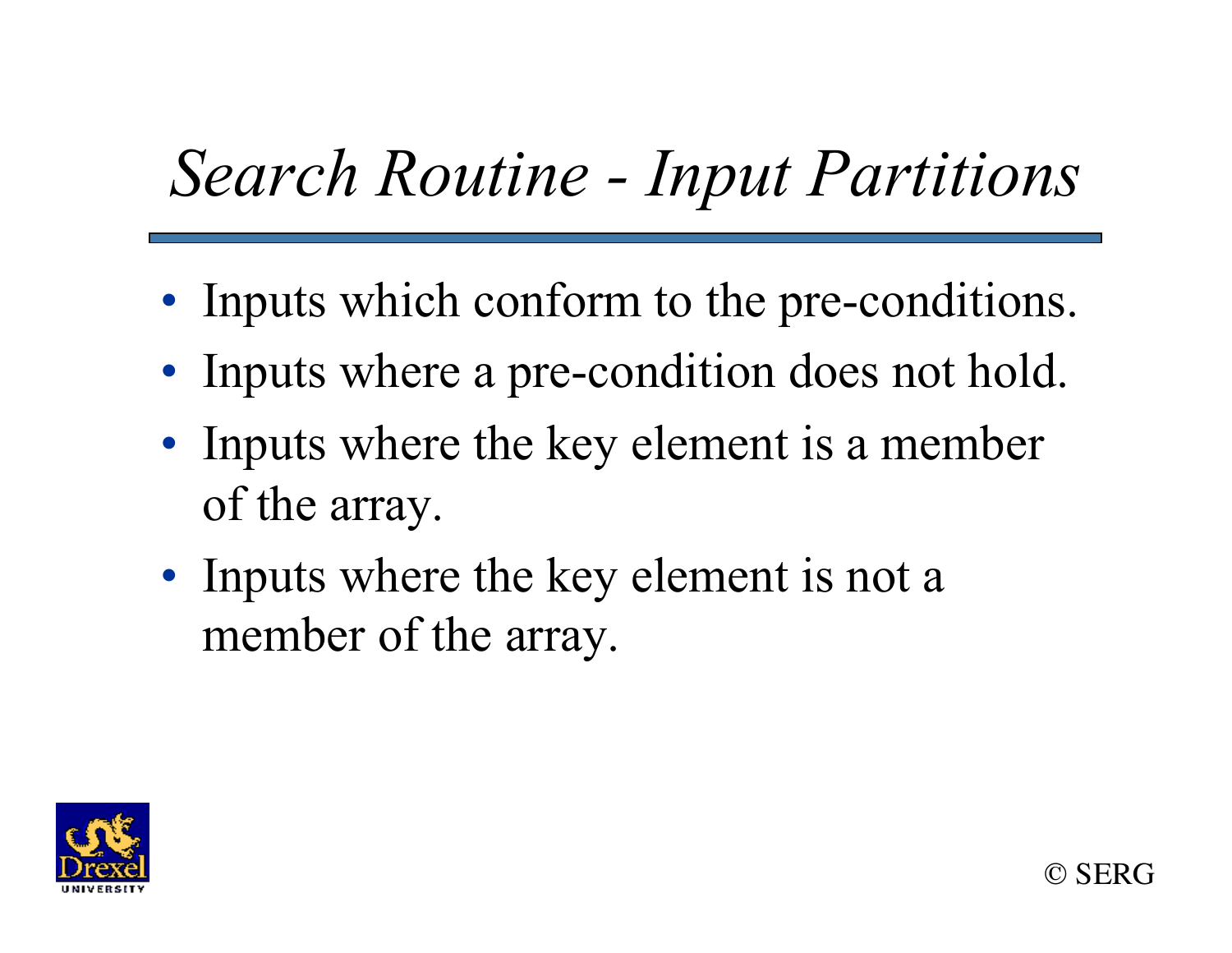# *Search Routine - Input Partitions*

- Inputs which conform to the pre-conditions.
- Inputs where a pre-condition does not hold.
- Inputs where the key element is a member of the array.
- Inputs where the key element is not a member of the array.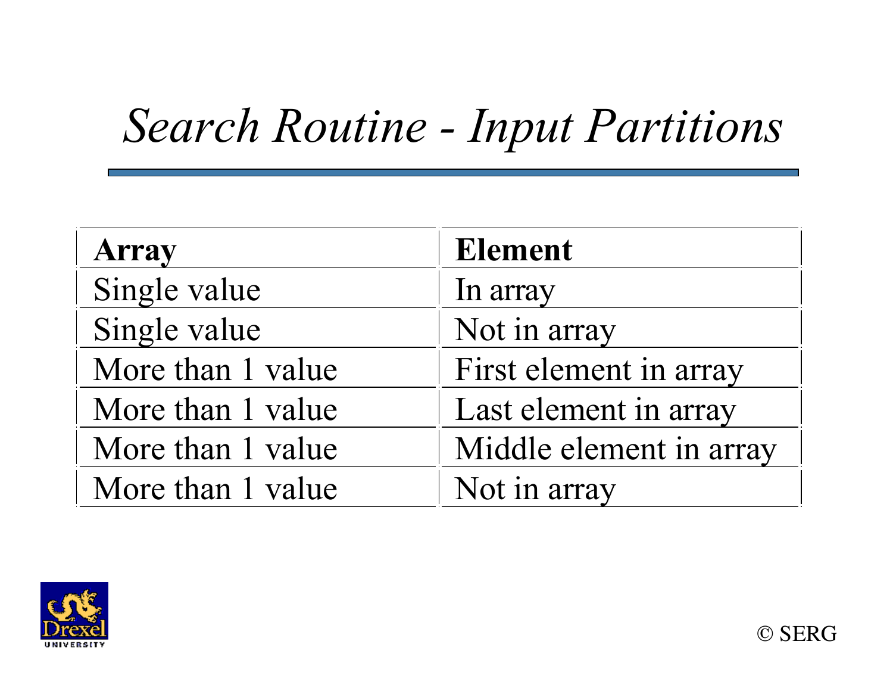# *Search Routine - Input Partitions*

| Array | Element |
| --- | --- |
| Single value | In array |
| Single value | Not in array |
| More than 1 value | First element in array |
| More than 1 value | Last element in array |
| More than 1 value | Middle element in array |
| More than 1 value | Not in array |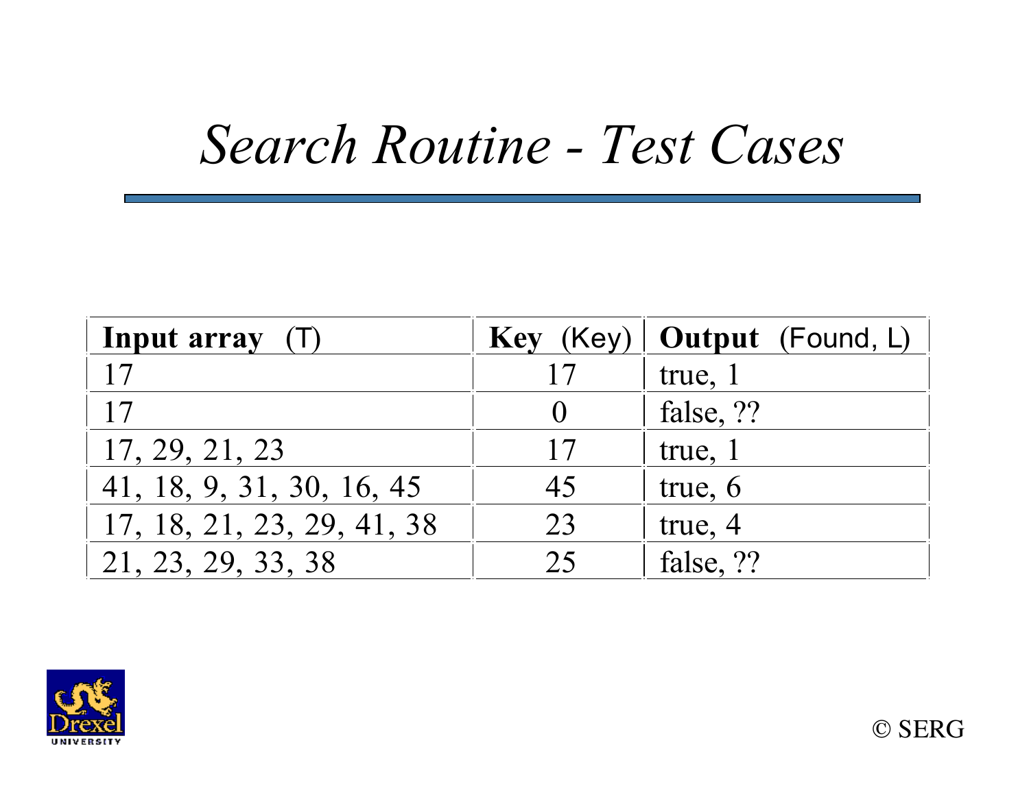# *Search Routine - Test Cases*

| **Input array** (T) | **Key** (Key) | **Output** (Found, L) |
|---|---|---|
| 17 | 17 | true, 1 |
| 17 | 0 | false, ?? |
| 17, 29, 21, 23 | 17 | true, 1 |
| 41, 18, 9, 31, 30, 16, 45 | 45 | true, 6 |
| 17, 18, 21, 23, 29, 41, 38 | 23 | true, 4 |
| 21, 23, 29, 33, 38 | 25 | false, ?? |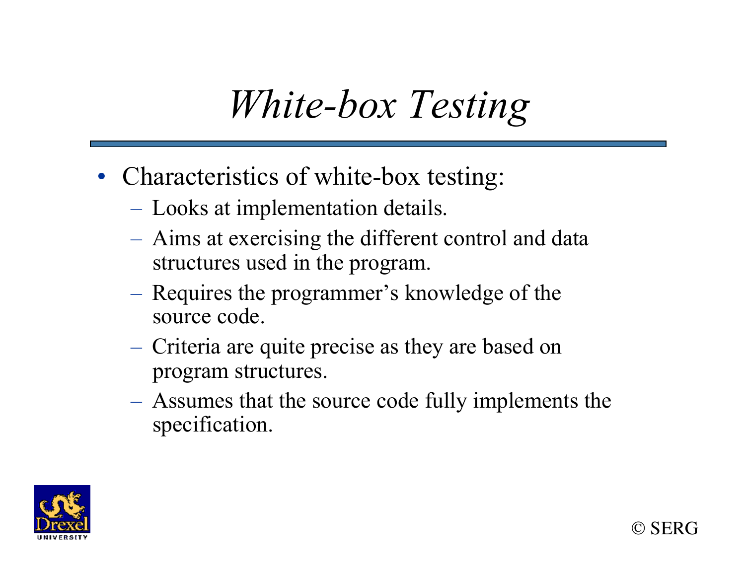# *White-box Testing*

- Characteristics of white-box testing:
  - Looks at implementation details.
  - Aims at exercising the different control and data structures used in the program.
  - Requires the programmer's knowledge of the source code.
  - Criteria are quite precise as they are based on program structures.
  - Assumes that the source code fully implements the specification.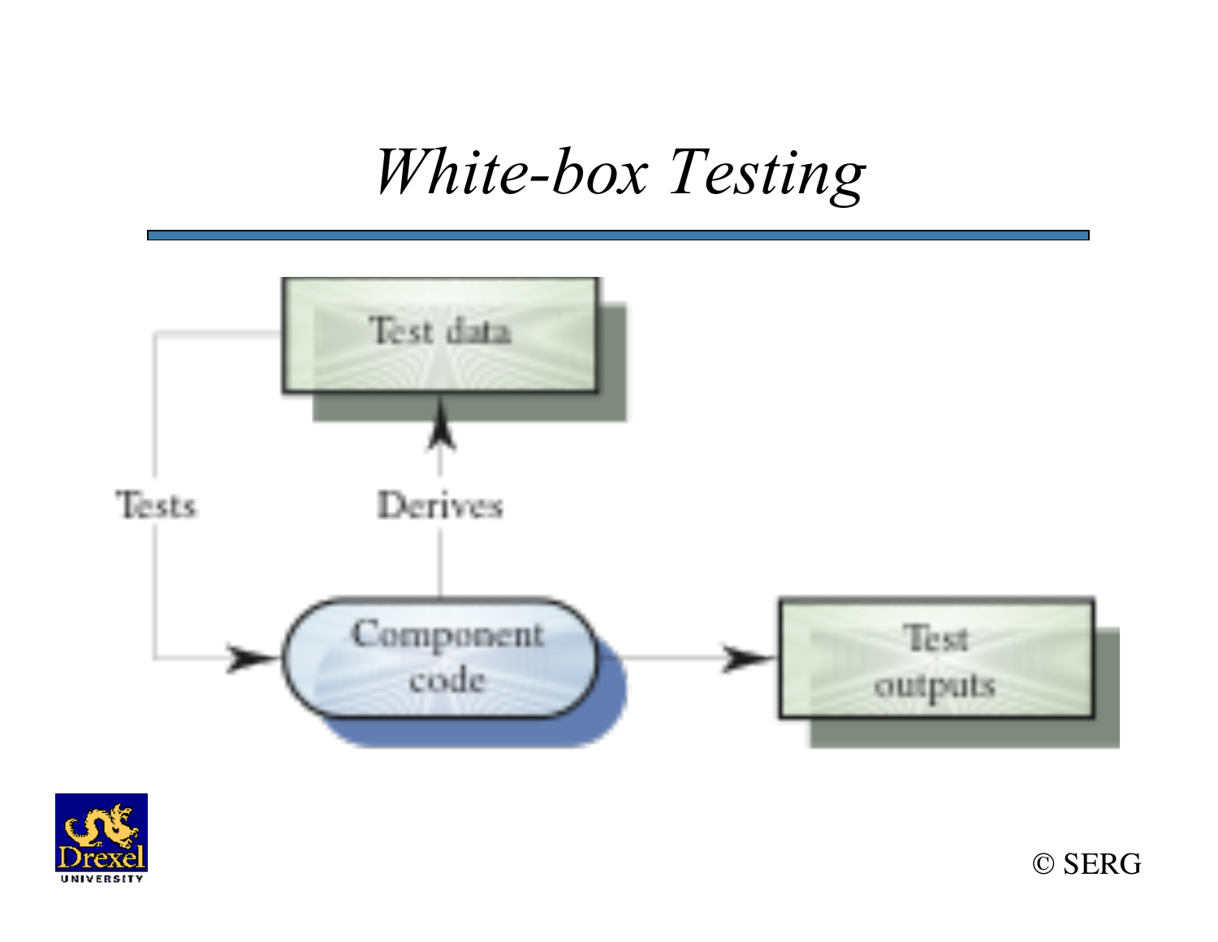# *White-box Testing*

Test data

Tests

Derives

Component code

Test outputs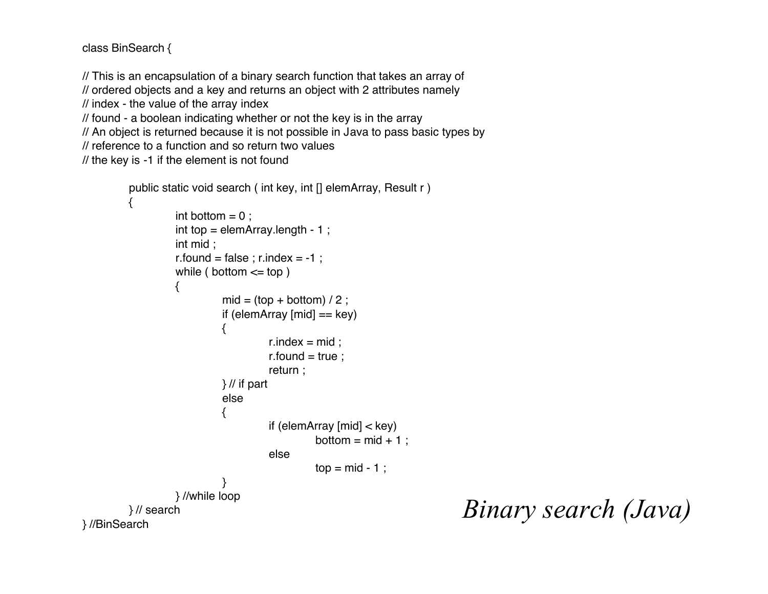```
class BinSearch {

// This is an encapsulation of a binary search function that takes an array of
// ordered objects and a key and returns an object with 2 attributes namely
// index - the value of the array index
// found - a boolean indicating whether or not the key is in the array
// An object is returned because it is not possible in Java to pass basic types by
// reference to a function and so return two values
// the key is -1 if the element is not found

	public static void search ( int key, int [] elemArray, Result r )
	{
		int bottom = 0 ;
		int top = elemArray.length - 1 ;
		int mid ;
		r.found = false ; r.index = -1 ;
		while ( bottom <= top )
		{
			mid = (top + bottom) / 2 ;
			if (elemArray [mid] == key)
			{
				r.index = mid ;
				r.found = true ;
				return ;
			} // if part
			else
			{
				if (elemArray [mid] < key)
					bottom = mid + 1 ;
				else
					top = mid - 1 ;
			}
		} //while loop
	} // search
} //BinSearch
```

*Binary search (Java)*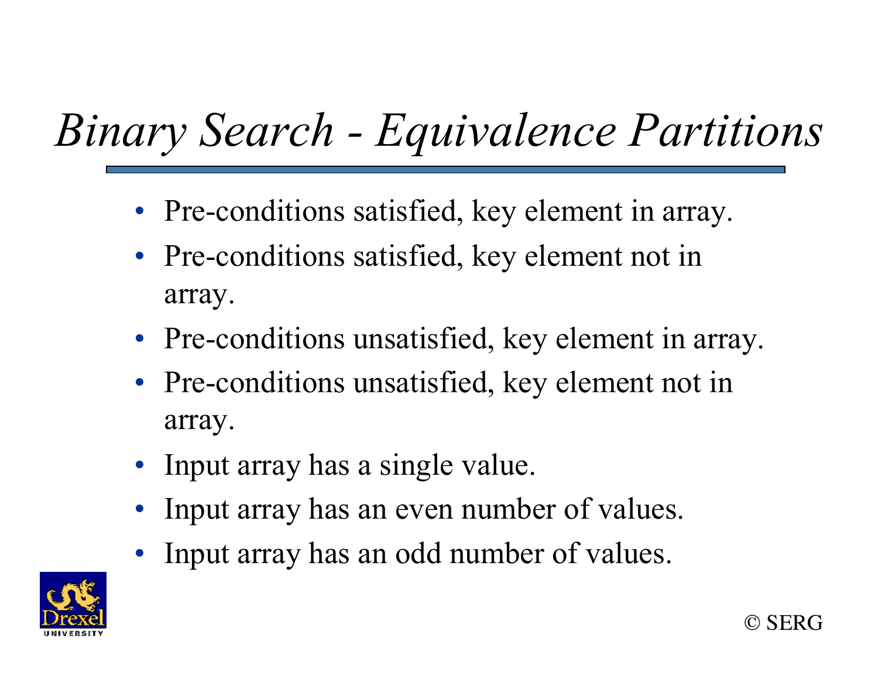# *Binary Search - Equivalence Partitions*

- Pre-conditions satisfied, key element in array.
- Pre-conditions satisfied, key element not in array.
- Pre-conditions unsatisfied, key element in array.
- Pre-conditions unsatisfied, key element not in array.
- Input array has a single value.
- Input array has an even number of values.
- Input array has an odd number of values.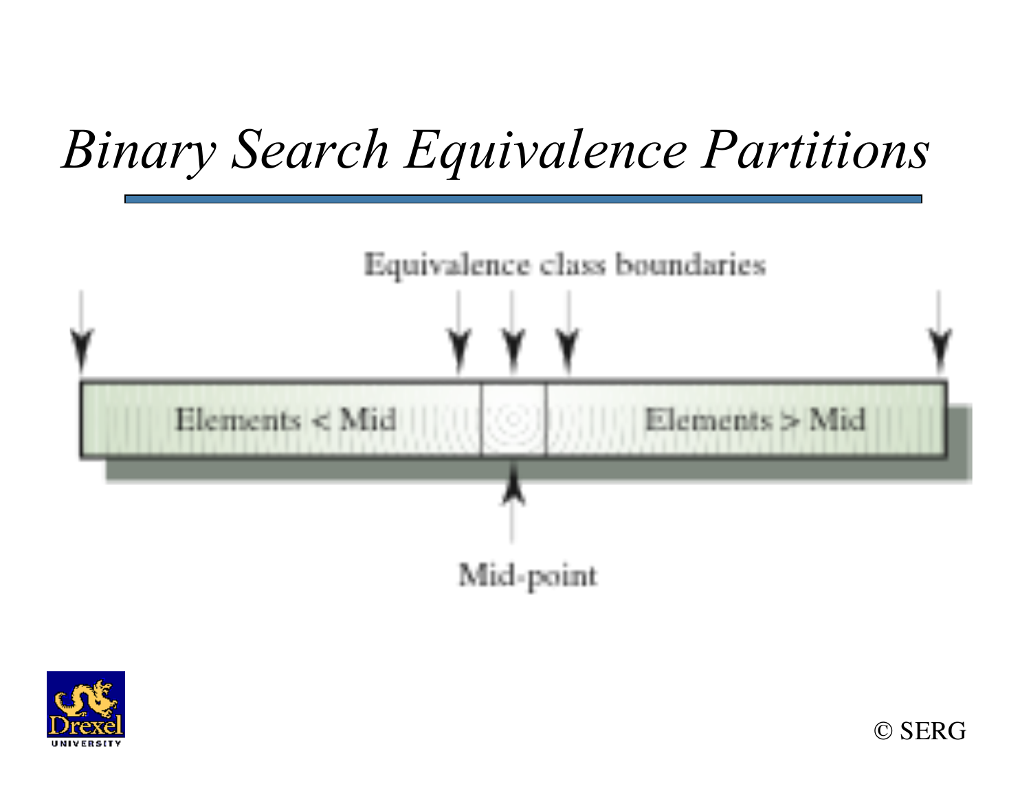# *Binary Search Equivalence Partitions*

Equivalence class boundaries

Elements < Mid

Elements > Mid

Mid-point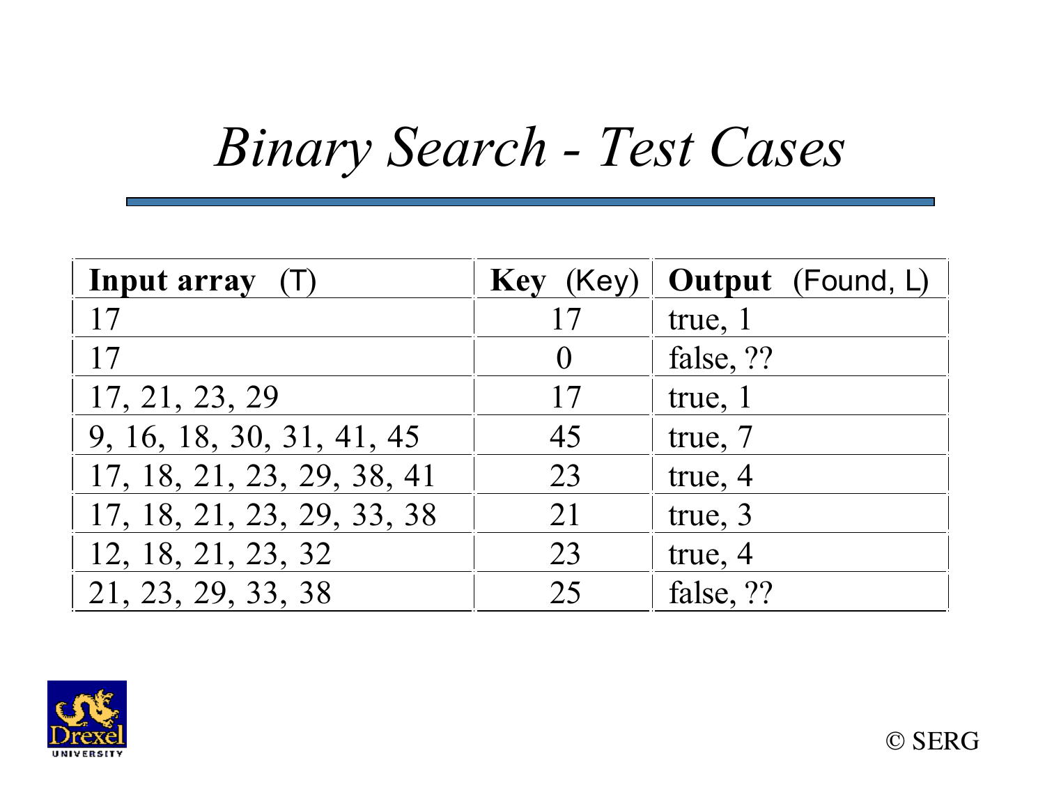# *Binary Search - Test Cases*

| **Input array** (T) | **Key** (Key) | **Output** (Found, L) |
|---|---|---|
| 17 | 17 | true, 1 |
| 17 | 0 | false, ?? |
| 17, 21, 23, 29 | 17 | true, 1 |
| 9, 16, 18, 30, 31, 41, 45 | 45 | true, 7 |
| 17, 18, 21, 23, 29, 38, 41 | 23 | true, 4 |
| 17, 18, 21, 23, 29, 33, 38 | 21 | true, 3 |
| 12, 18, 21, 23, 32 | 23 | true, 4 |
| 21, 23, 29, 33, 38 | 25 | false, ?? |

© SERG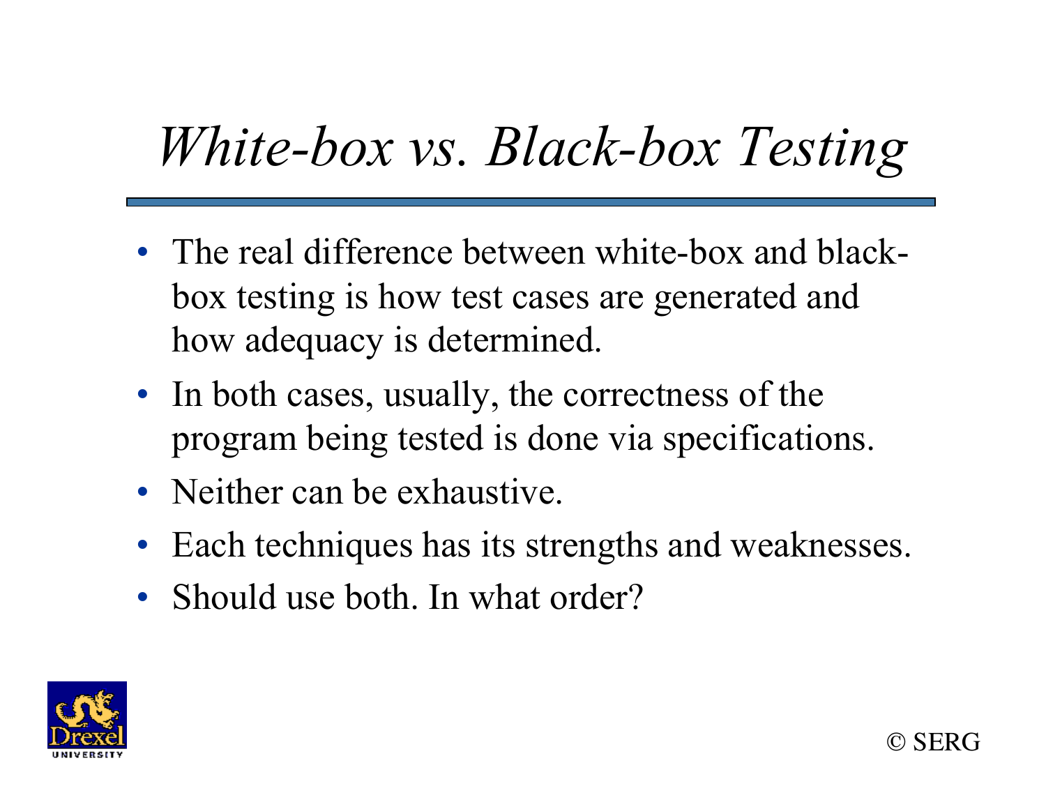# *White-box vs. Black-box Testing*

- The real difference between white-box and black-box testing is how test cases are generated and how adequacy is determined.
- In both cases, usually, the correctness of the program being tested is done via specifications.
- Neither can be exhaustive.
- Each techniques has its strengths and weaknesses.
- Should use both. In what order?

© SERG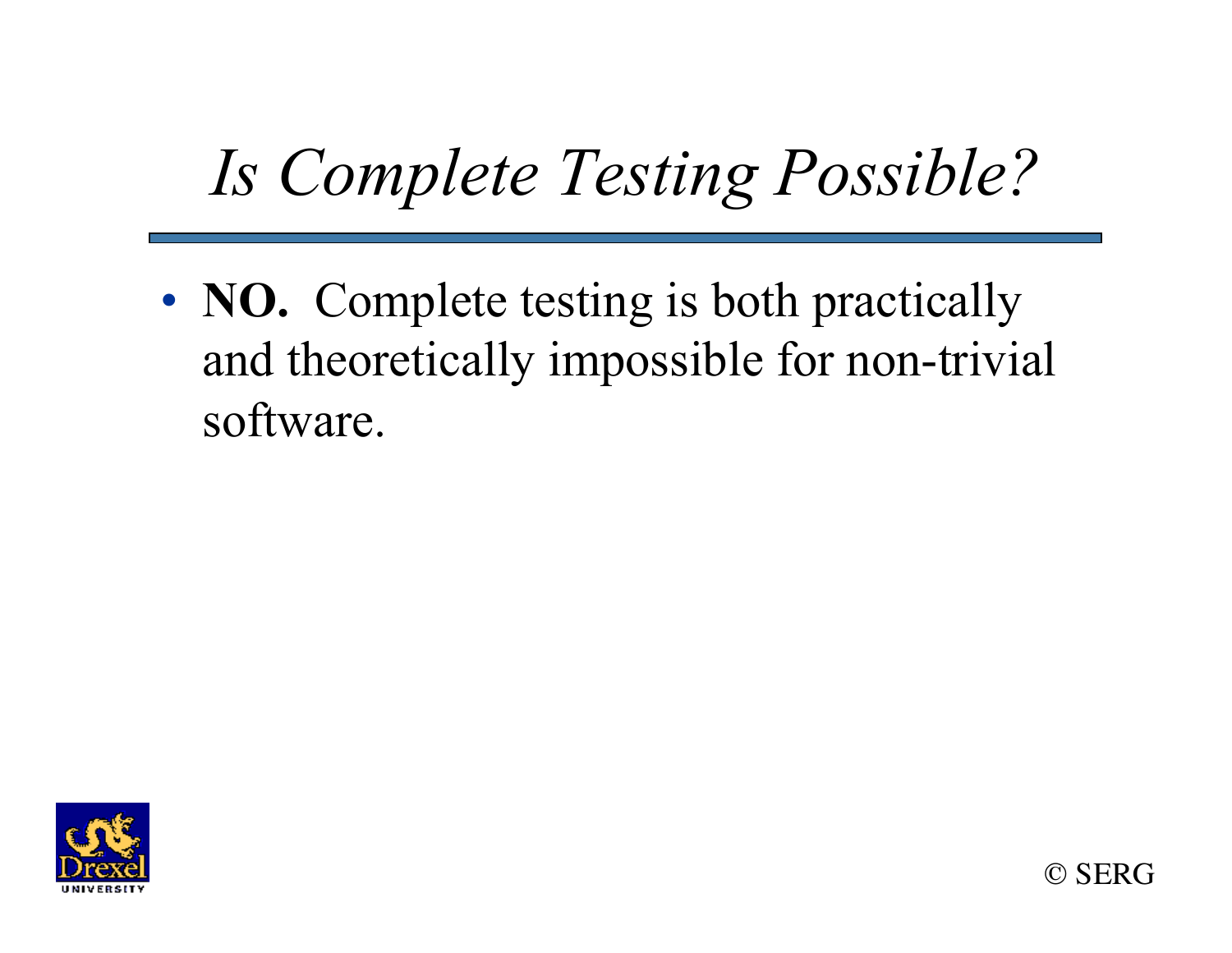# *Is Complete Testing Possible?*

- **NO.** Complete testing is both practically and theoretically impossible for non-trivial software.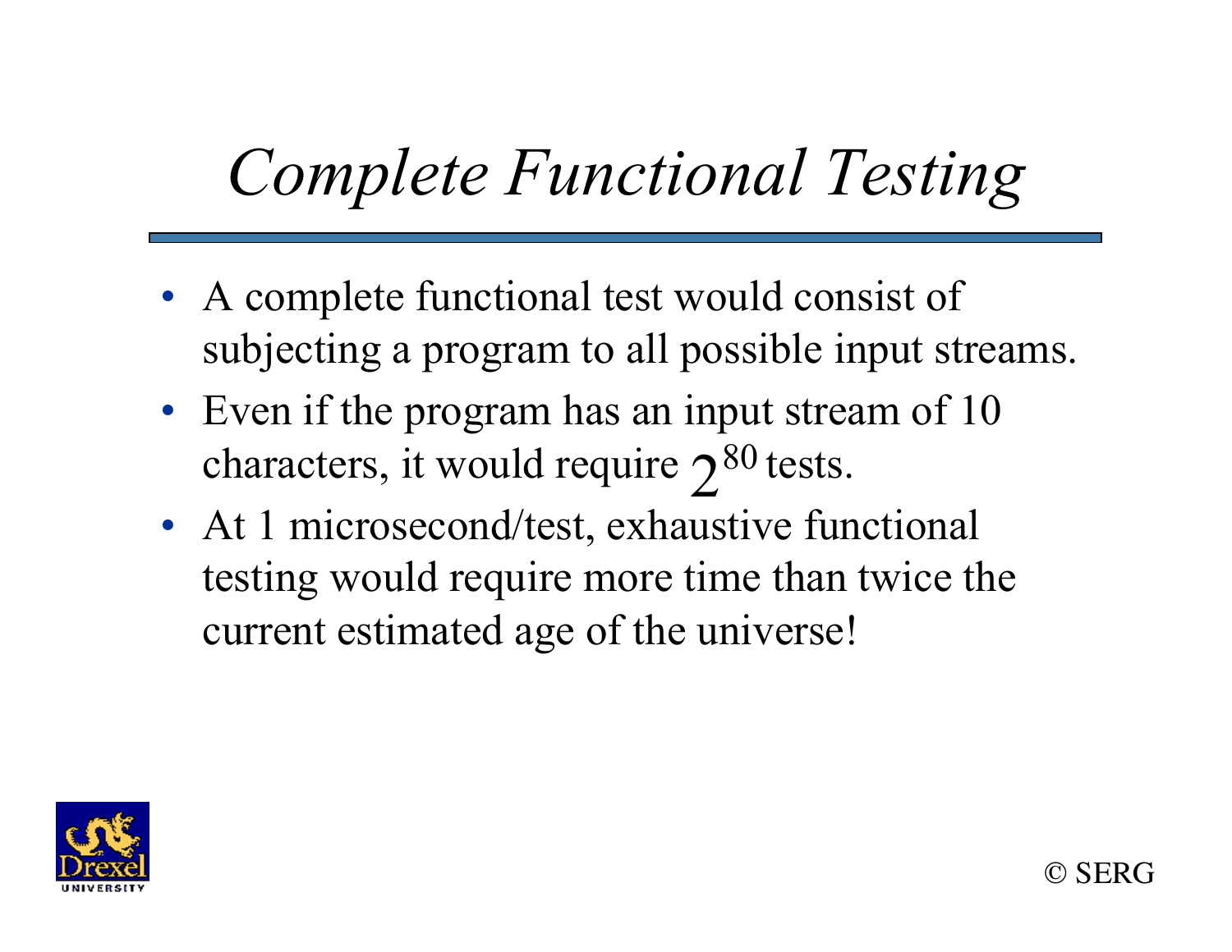# *Complete Functional Testing*

- A complete functional test would consist of subjecting a program to all possible input streams.
- Even if the program has an input stream of 10 characters, it would require $2^{80}$ tests.
- At 1 microsecond/test, exhaustive functional testing would require more time than twice the current estimated age of the universe!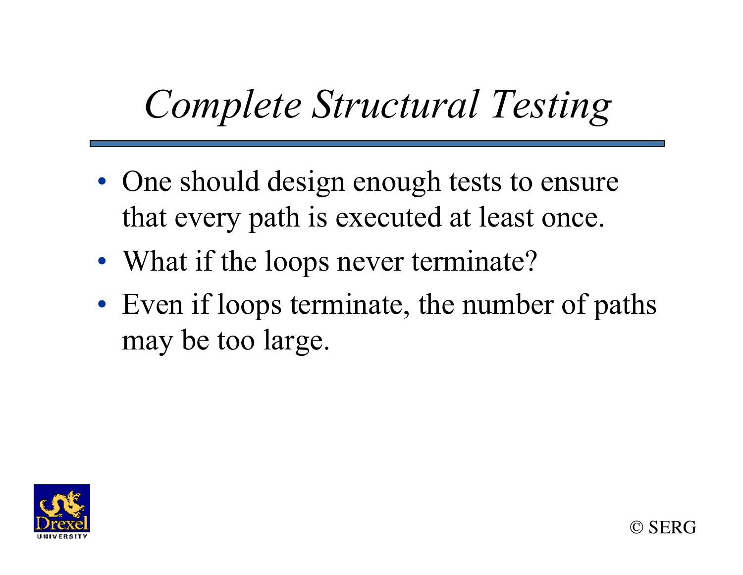# *Complete Structural Testing*

- One should design enough tests to ensure that every path is executed at least once.
- What if the loops never terminate?
- Even if loops terminate, the number of paths may be too large.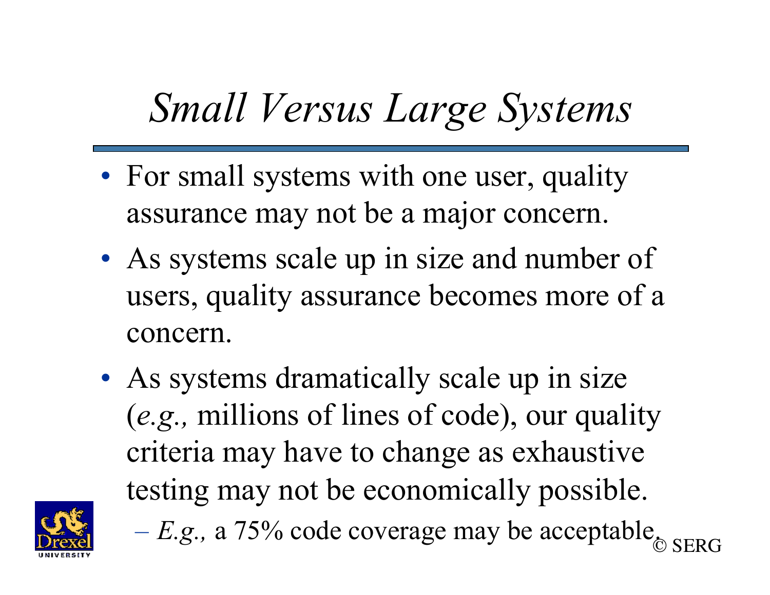# *Small Versus Large Systems*

- For small systems with one user, quality assurance may not be a major concern.
- As systems scale up in size and number of users, quality assurance becomes more of a concern.
- As systems dramatically scale up in size (*e.g.,* millions of lines of code), our quality criteria may have to change as exhaustive testing may not be economically possible.
  - *E.g.,* a 75% code coverage may be acceptable.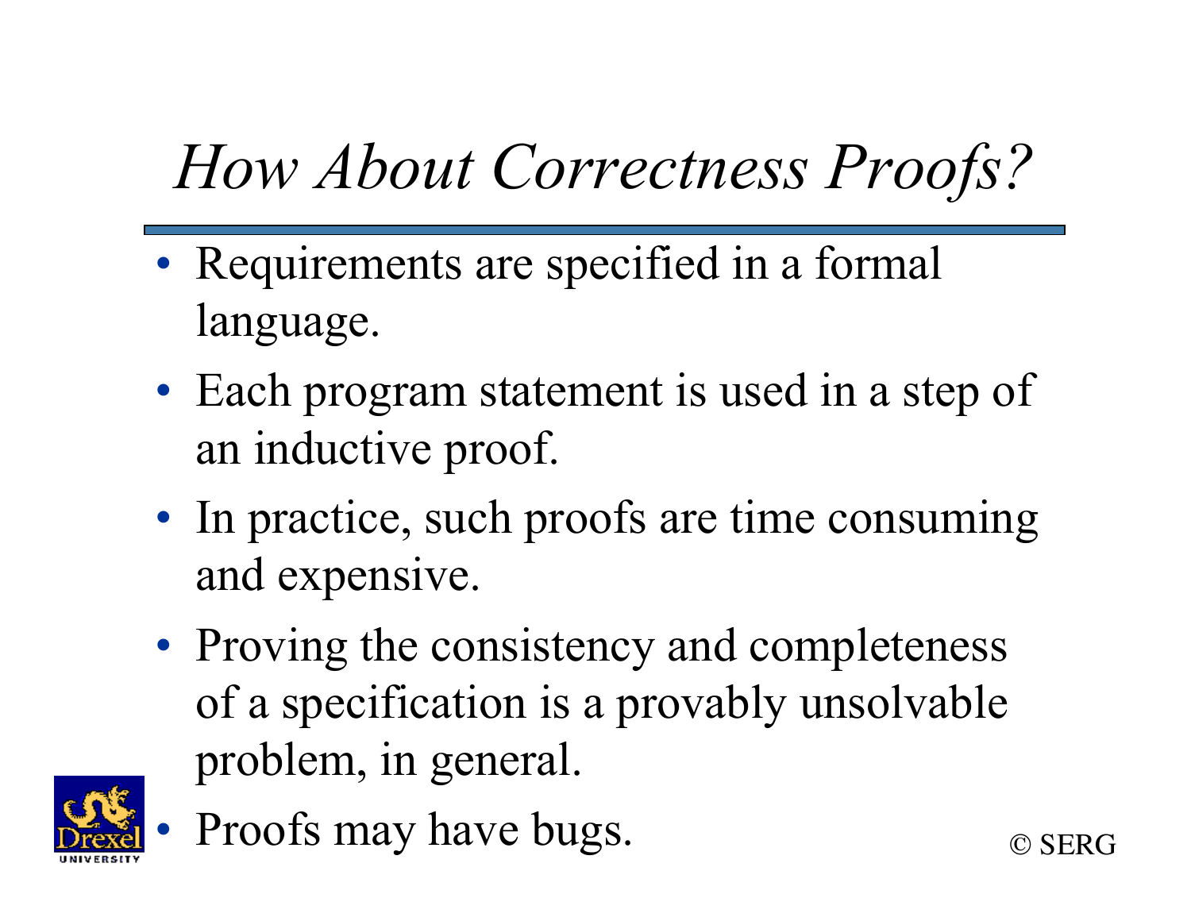# *How About Correctness Proofs?*

- Requirements are specified in a formal language.
- Each program statement is used in a step of an inductive proof.
- In practice, such proofs are time consuming and expensive.
- Proving the consistency and completeness of a specification is a provably unsolvable problem, in general.
- Proofs may have bugs.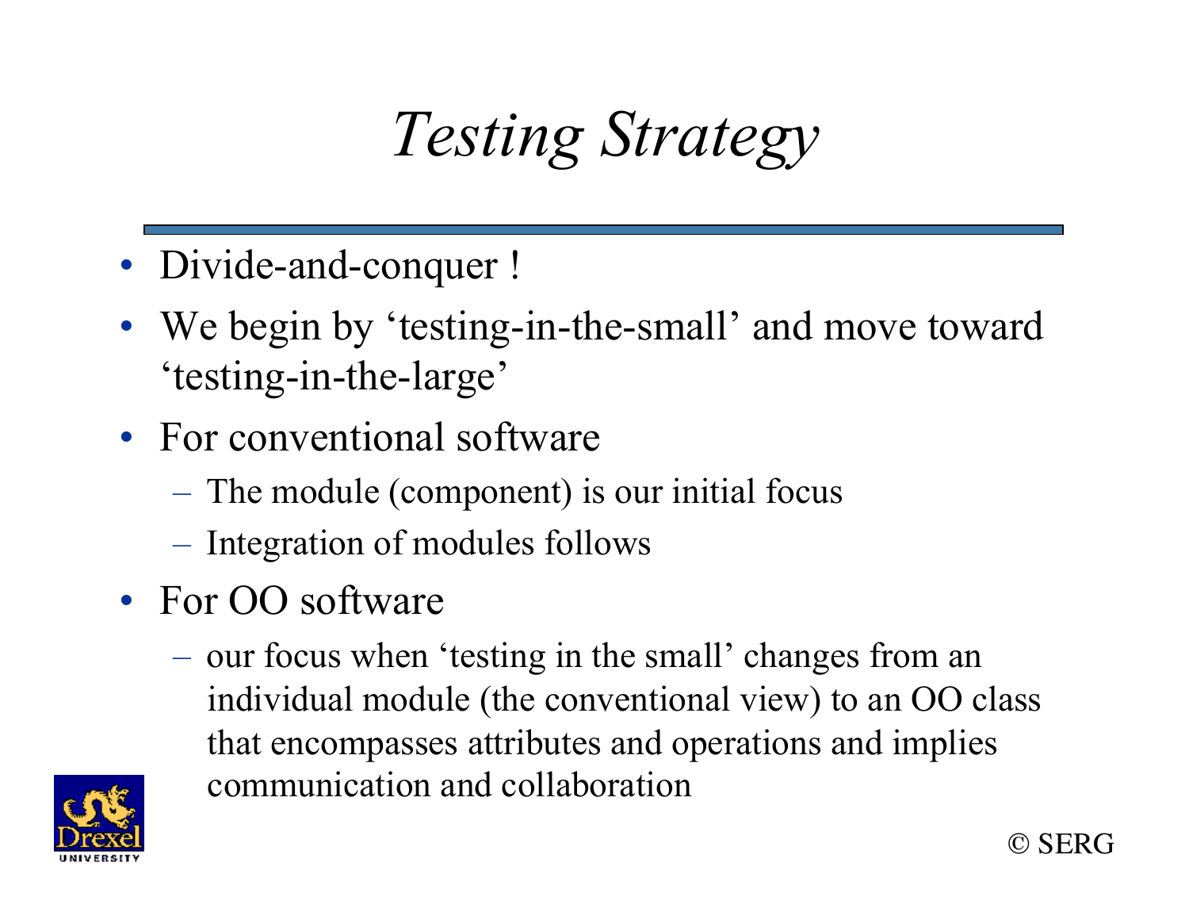# *Testing Strategy*

- Divide-and-conquer !
- We begin by 'testing-in-the-small' and move toward 'testing-in-the-large'
- For conventional software
  - The module (component) is our initial focus
  - Integration of modules follows
- For OO software
  - our focus when 'testing in the small' changes from an individual module (the conventional view) to an OO class that encompasses attributes and operations and implies communication and collaboration

© SERG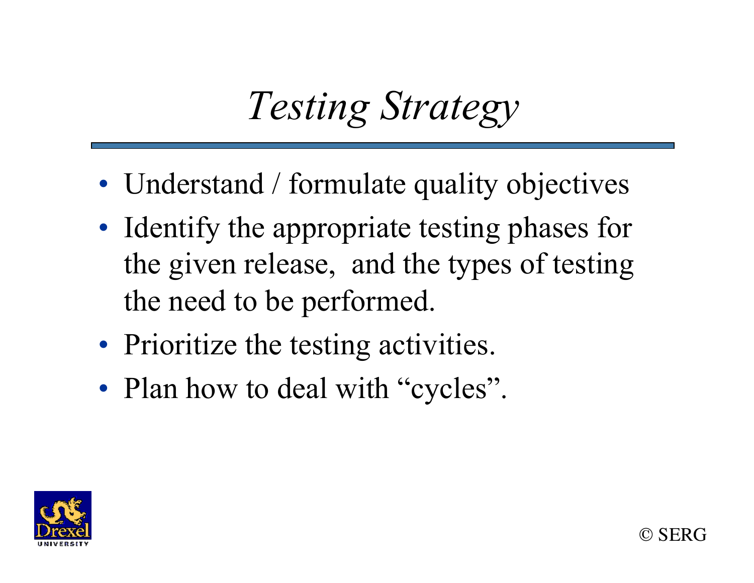# *Testing Strategy*

- Understand / formulate quality objectives
- Identify the appropriate testing phases for the given release, and the types of testing the need to be performed.
- Prioritize the testing activities.
- Plan how to deal with “cycles”.

© SERG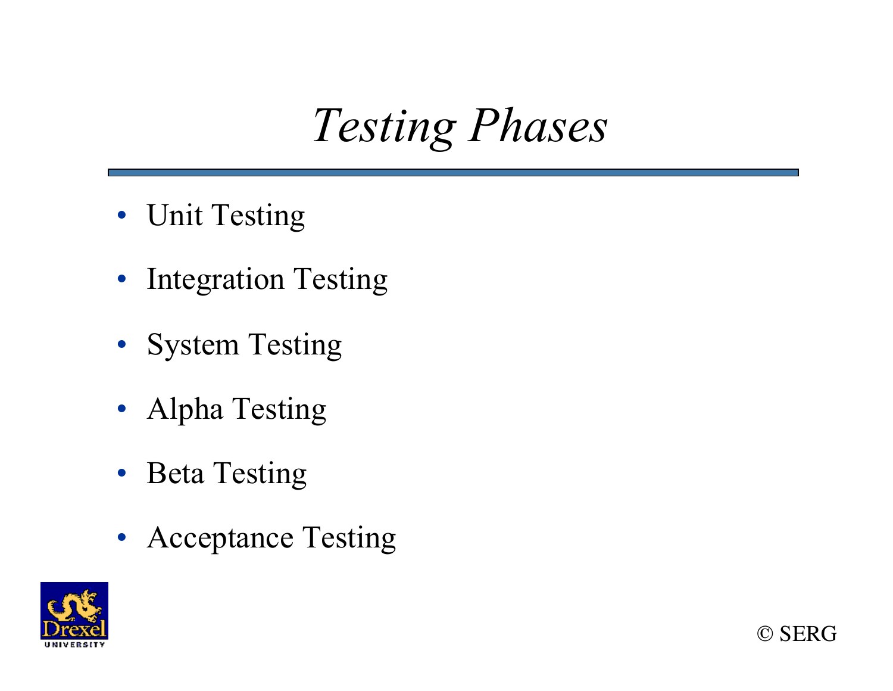# *Testing Phases*

- Unit Testing
- Integration Testing
- System Testing
- Alpha Testing
- Beta Testing
- Acceptance Testing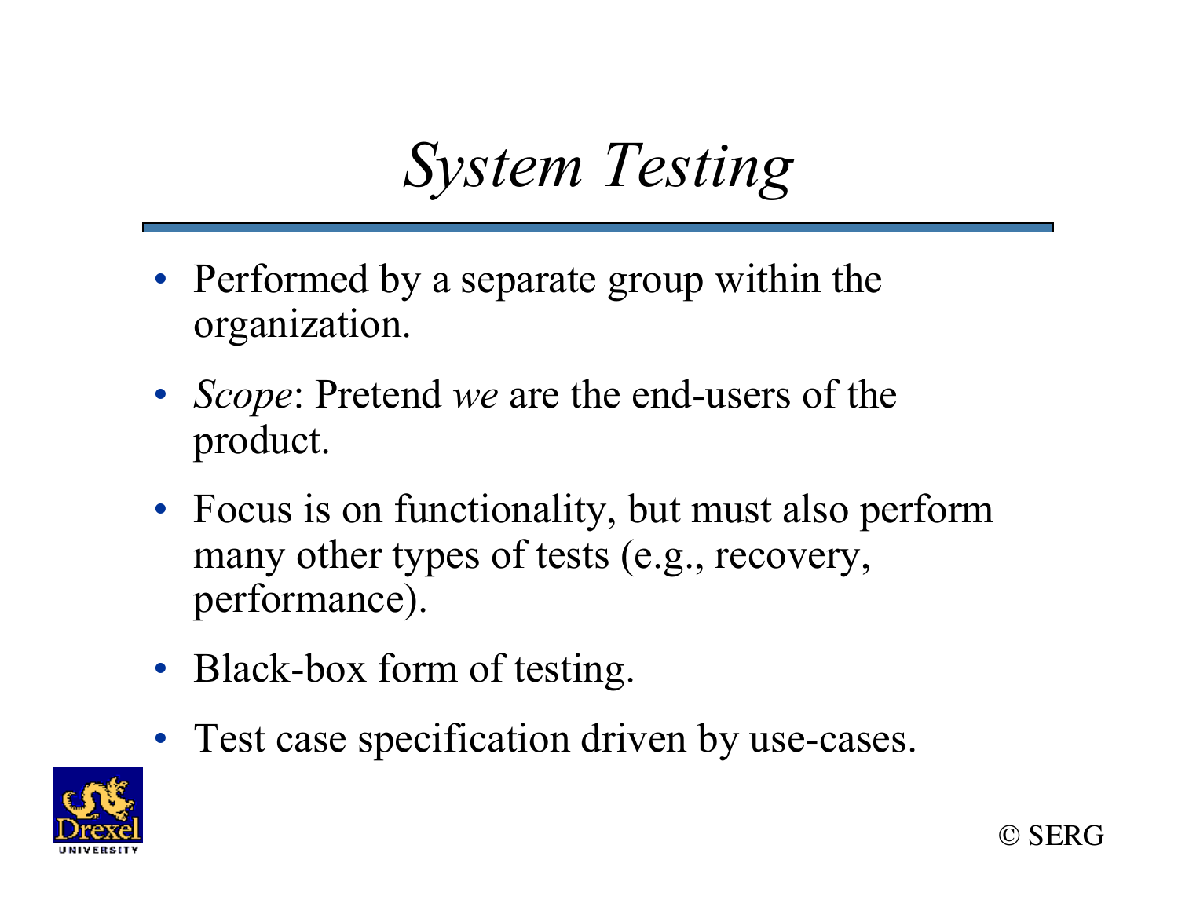# *System Testing*

- Performed by a separate group within the organization.
- *Scope*: Pretend *we* are the end-users of the product.
- Focus is on functionality, but must also perform many other types of tests (e.g., recovery, performance).
- Black-box form of testing.
- Test case specification driven by use-cases.

© SERG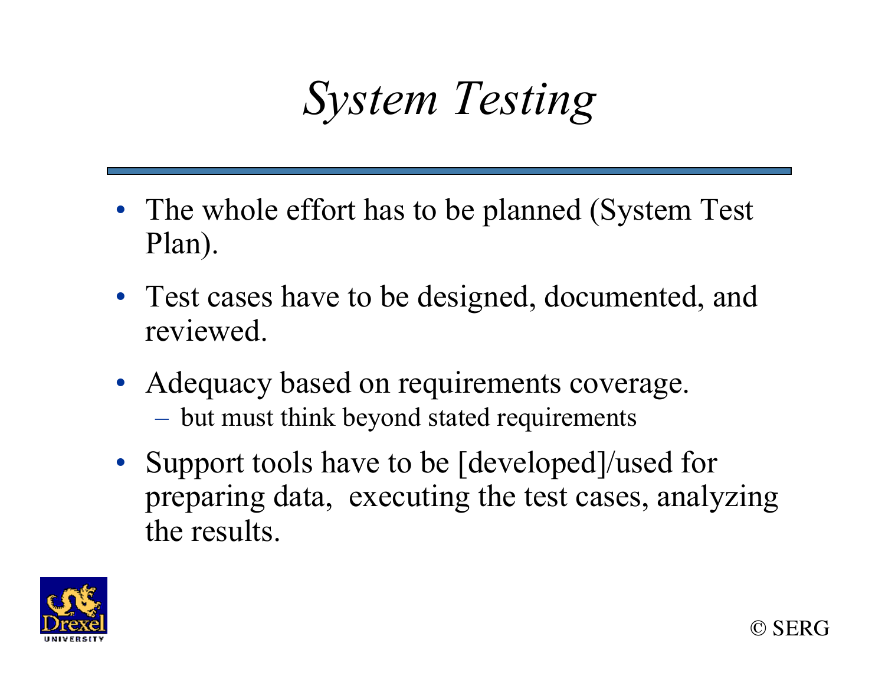# *System Testing*

- The whole effort has to be planned (System Test Plan).
- Test cases have to be designed, documented, and reviewed.
- Adequacy based on requirements coverage.
  - but must think beyond stated requirements
- Support tools have to be [developed]/used for preparing data, executing the test cases, analyzing the results.

© SERG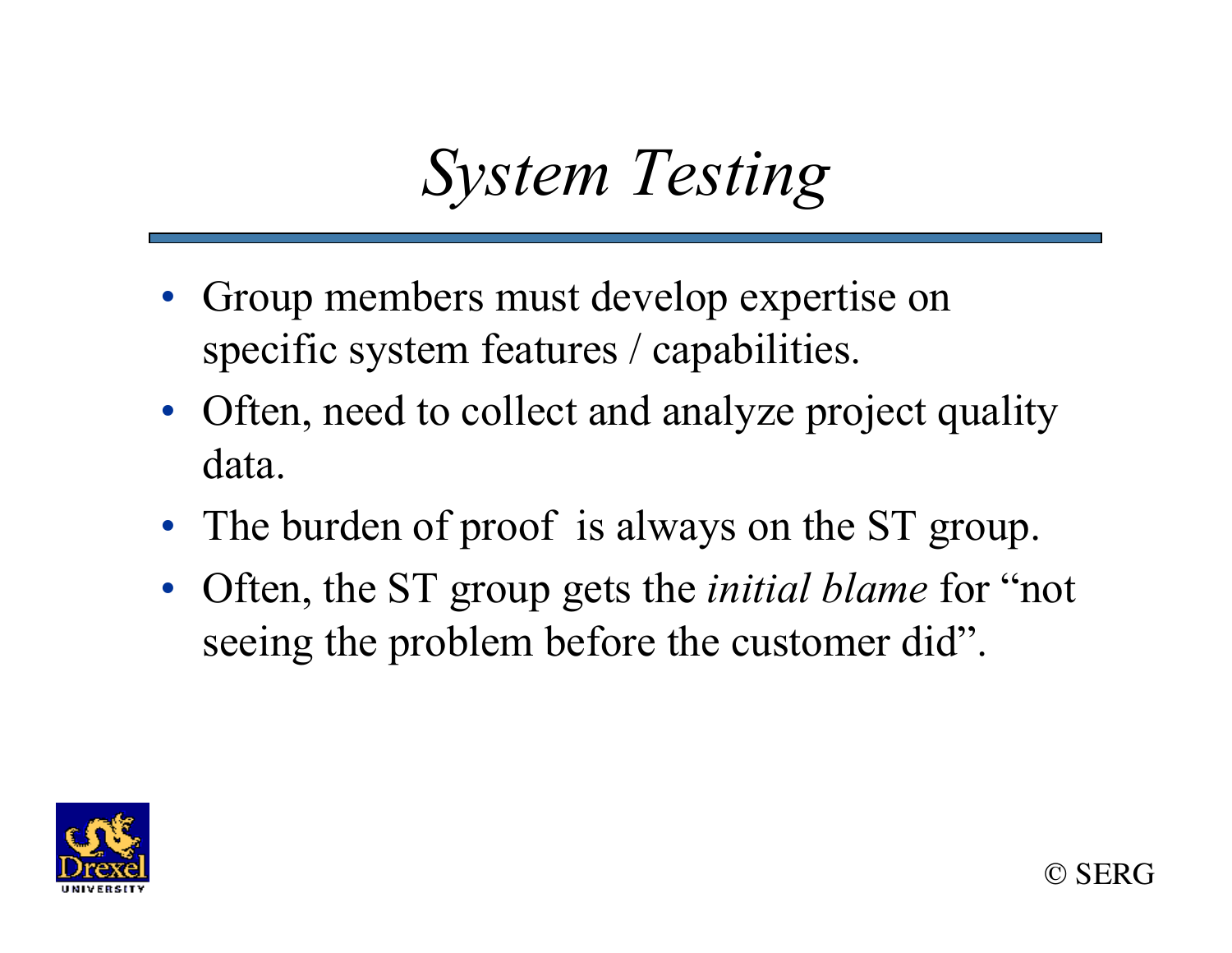# *System Testing*

- Group members must develop expertise on specific system features / capabilities.
- Often, need to collect and analyze project quality data.
- The burden of proof is always on the ST group.
- Often, the ST group gets the *initial blame* for "not seeing the problem before the customer did".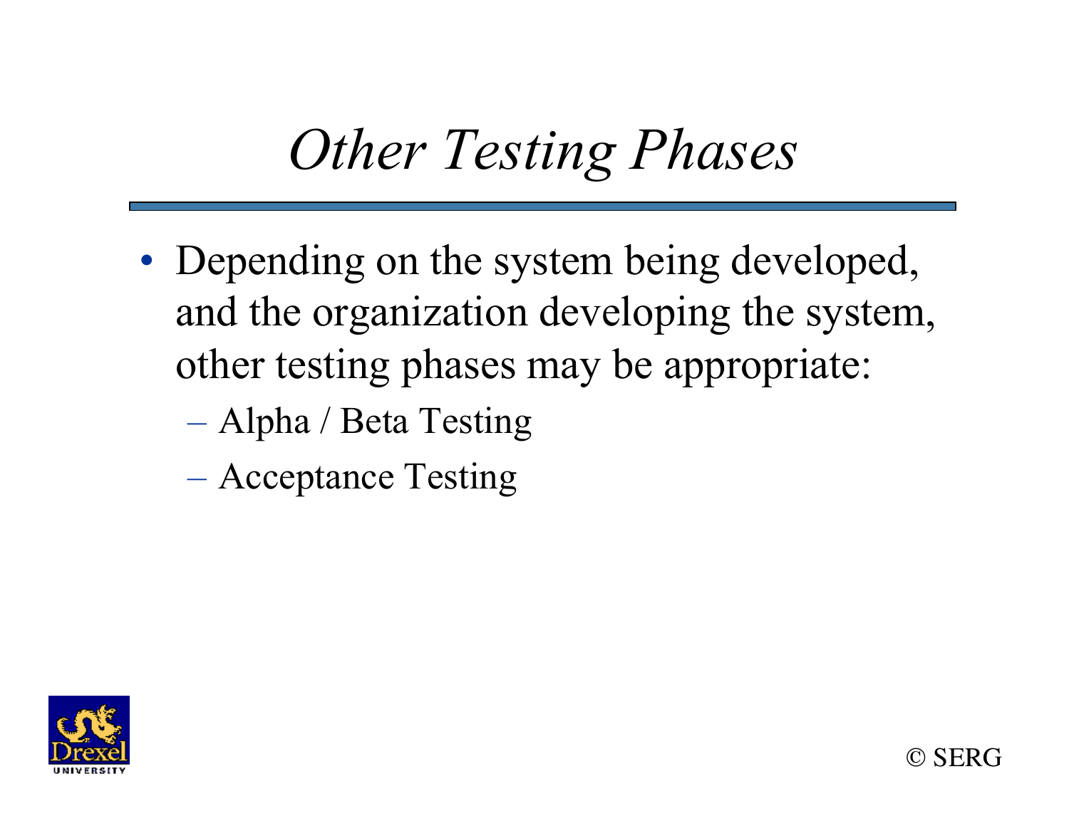# *Other Testing Phases*

- Depending on the system being developed, and the organization developing the system, other testing phases may be appropriate:
  - Alpha / Beta Testing
  - Acceptance Testing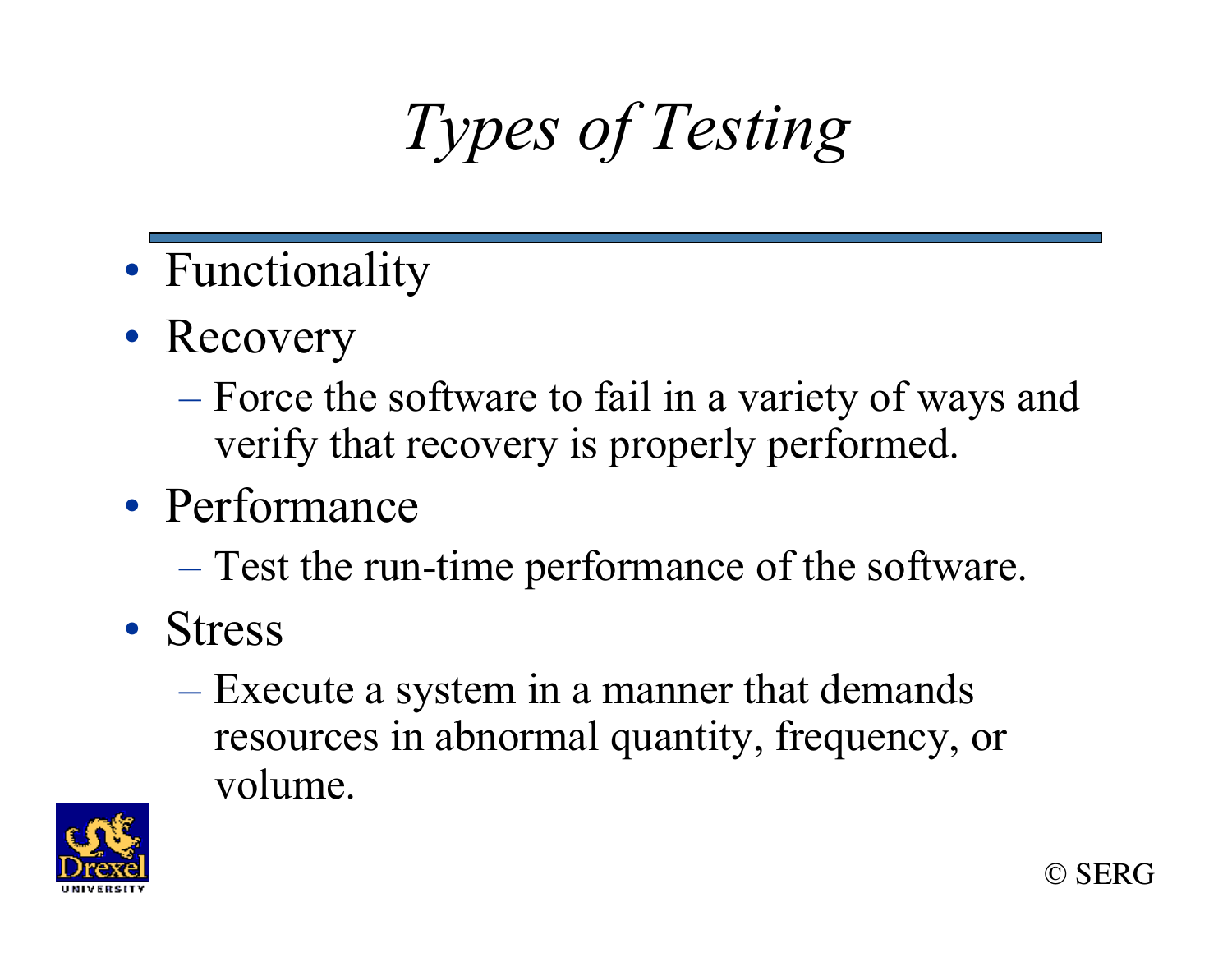# *Types of Testing*

- Functionality
- Recovery
  - Force the software to fail in a variety of ways and verify that recovery is properly performed.
- Performance
  - Test the run-time performance of the software.
- Stress
  - Execute a system in a manner that demands resources in abnormal quantity, frequency, or volume.

© SERG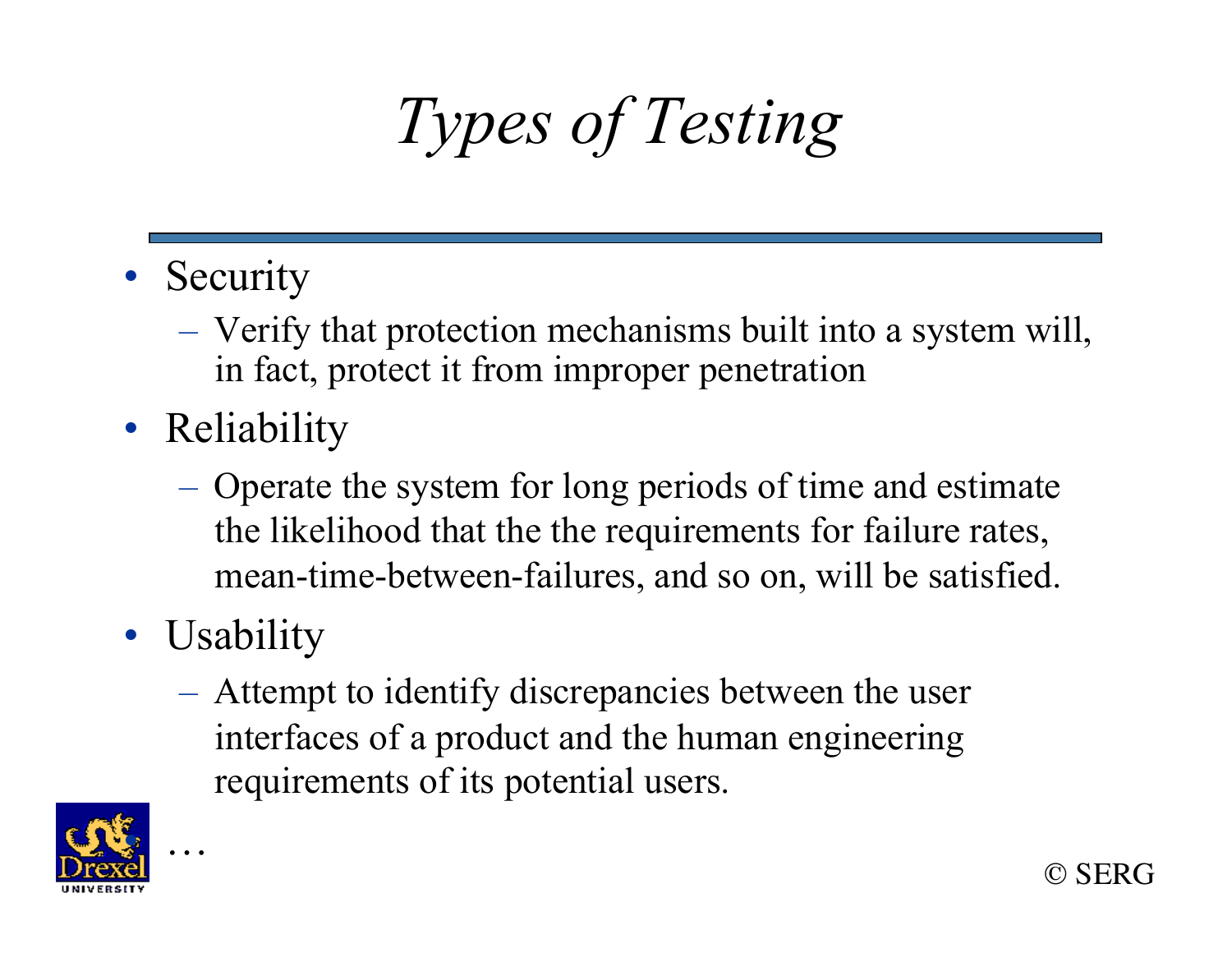# *Types of Testing*

- Security
  - Verify that protection mechanisms built into a system will, in fact, protect it from improper penetration
- Reliability
  - Operate the system for long periods of time and estimate the likelihood that the the requirements for failure rates, mean-time-between-failures, and so on, will be satisfied.
- Usability
  - Attempt to identify discrepancies between the user interfaces of a product and the human engineering requirements of its potential users.

…

© SERG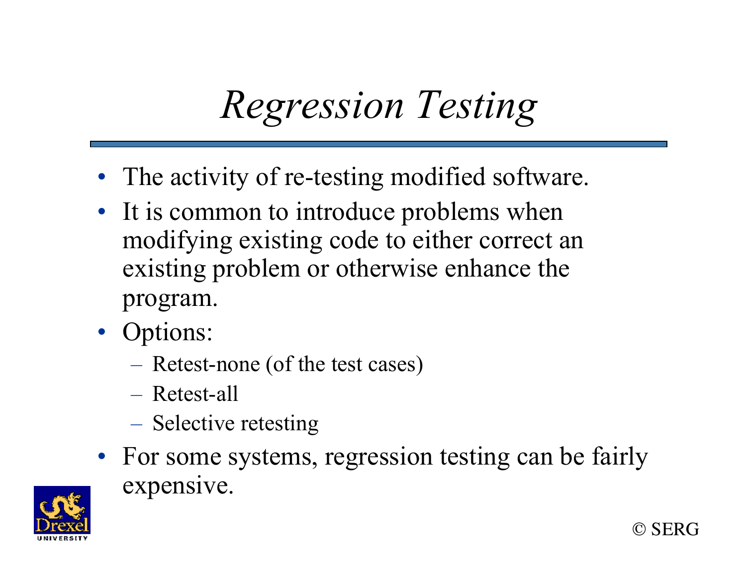# *Regression Testing*

- The activity of re-testing modified software.
- It is common to introduce problems when modifying existing code to either correct an existing problem or otherwise enhance the program.
- Options:
  - Retest-none (of the test cases)
  - Retest-all
  - Selective retesting
- For some systems, regression testing can be fairly expensive.